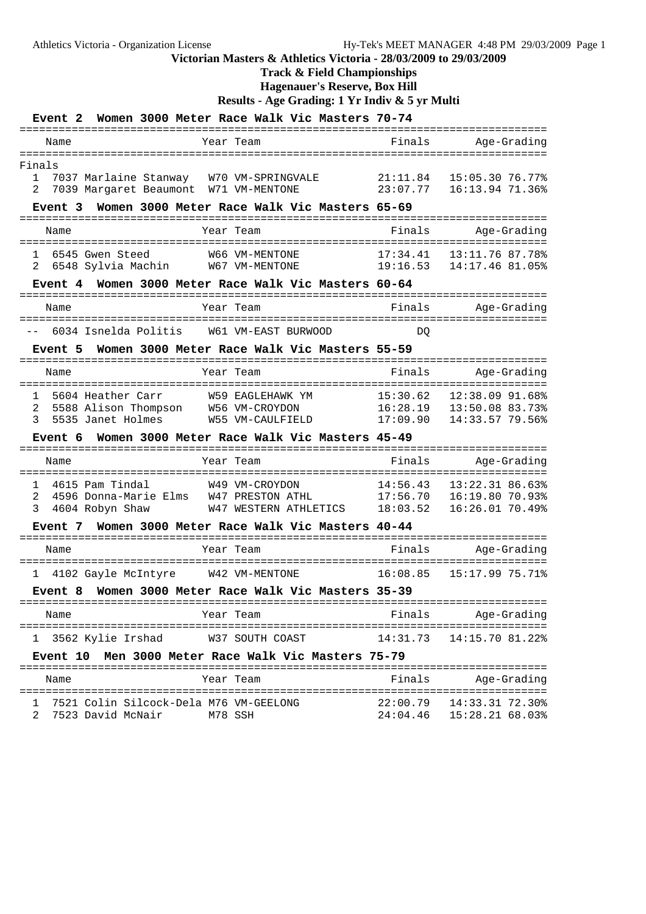# Victorian Masters & Athletics Victoria - 28/03/2009 to 29/03/2009

## Track & Field Championships

## Hagenauer's Reserve, Box Hill

## Results - Age Grading: 1 Yr Indiv & 5 yr Multi

### Event 2 Women 3000 Meter Race Walk Vic Masters 70-74

Finals

| Place | Name | Year | Team | Finals | Age-Grading |
|---|---|---|---|---|---|
| 1 | 7037 Marlaine Stanway | W70 | VM-SPRINGVALE | 21:11.84 | 15:05.30 76.77% |
| 2 | 7039 Margaret Beaumont | W71 | VM-MENTONE | 23:07.77 | 16:13.94 71.36% |

### Event 3 Women 3000 Meter Race Walk Vic Masters 65-69

| Place | Name | Year | Team | Finals | Age-Grading |
|---|---|---|---|---|---|
| 1 | 6545 Gwen Steed | W66 | VM-MENTONE | 17:34.41 | 13:11.76 87.78% |
| 2 | 6548 Sylvia Machin | W67 | VM-MENTONE | 19:16.53 | 14:17.46 81.05% |

### Event 4 Women 3000 Meter Race Walk Vic Masters 60-64

| Place | Name | Year | Team | Finals | Age-Grading |
|---|---|---|---|---|---|
| -- | 6034 Isnelda Politis | W61 | VM-EAST BURWOOD | DQ | |

### Event 5 Women 3000 Meter Race Walk Vic Masters 55-59

| Place | Name | Year | Team | Finals | Age-Grading |
|---|---|---|---|---|---|
| 1 | 5604 Heather Carr | W59 | EAGLEHAWK YM | 15:30.62 | 12:38.09 91.68% |
| 2 | 5588 Alison Thompson | W56 | VM-CROYDON | 16:28.19 | 13:50.08 83.73% |
| 3 | 5535 Janet Holmes | W55 | VM-CAULFIELD | 17:09.90 | 14:33.57 79.56% |

### Event 6 Women 3000 Meter Race Walk Vic Masters 45-49

| Place | Name | Year | Team | Finals | Age-Grading |
|---|---|---|---|---|---|
| 1 | 4615 Pam Tindal | W49 | VM-CROYDON | 14:56.43 | 13:22.31 86.63% |
| 2 | 4596 Donna-Marie Elms | W47 | PRESTON ATHL | 17:56.70 | 16:19.80 70.93% |
| 3 | 4604 Robyn Shaw | W47 | WESTERN ATHLETICS | 18:03.52 | 16:26.01 70.49% |

### Event 7 Women 3000 Meter Race Walk Vic Masters 40-44

| Place | Name | Year | Team | Finals | Age-Grading |
|---|---|---|---|---|---|
| 1 | 4102 Gayle McIntyre | W42 | VM-MENTONE | 16:08.85 | 15:17.99 75.71% |

### Event 8 Women 3000 Meter Race Walk Vic Masters 35-39

| Place | Name | Year | Team | Finals | Age-Grading |
|---|---|---|---|---|---|
| 1 | 3562 Kylie Irshad | W37 | SOUTH COAST | 14:31.73 | 14:15.70 81.22% |

### Event 10 Men 3000 Meter Race Walk Vic Masters 75-79

| Place | Name | Year | Team | Finals | Age-Grading |
|---|---|---|---|---|---|
| 1 | 7521 Colin Silcock-Dela | M76 | VM-GEELONG | 22:00.79 | 14:33.31 72.30% |
| 2 | 7523 David McNair | M78 | SSH | 24:04.46 | 15:28.21 68.03% |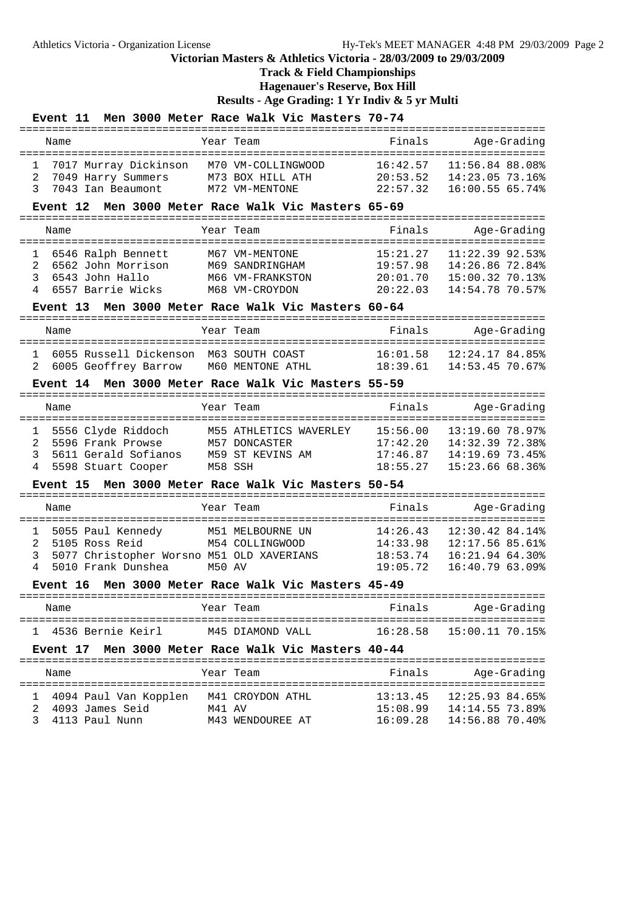**Victorian Masters & Athletics Victoria - 28/03/2009 to 29/03/2009**

**Track & Field Championships**

**Hagenauer's Reserve, Box Hill**

**Results - Age Grading: 1 Yr Indiv & 5 yr Multi**

### Event 11 Men 3000 Meter Race Walk Vic Masters 70-74

| | Name | Year | Team | Finals | Age-Grading | |
|---|---|---|---|---|---|---|
| 1 | 7017 Murray Dickinson | M70 | VM-COLLINGWOOD | 16:42.57 | 11:56.84 | 88.08% |
| 2 | 7049 Harry Summers | M73 | BOX HILL ATH | 20:53.52 | 14:23.05 | 73.16% |
| 3 | 7043 Ian Beaumont | M72 | VM-MENTONE | 22:57.32 | 16:00.55 | 65.74% |

### Event 12 Men 3000 Meter Race Walk Vic Masters 65-69

| | Name | Year | Team | Finals | Age-Grading | |
|---|---|---|---|---|---|---|
| 1 | 6546 Ralph Bennett | M67 | VM-MENTONE | 15:21.27 | 11:22.39 | 92.53% |
| 2 | 6562 John Morrison | M69 | SANDRINGHAM | 19:57.98 | 14:26.86 | 72.84% |
| 3 | 6543 John Hallo | M66 | VM-FRANKSTON | 20:01.70 | 15:00.32 | 70.13% |
| 4 | 6557 Barrie Wicks | M68 | VM-CROYDON | 20:22.03 | 14:54.78 | 70.57% |

### Event 13 Men 3000 Meter Race Walk Vic Masters 60-64

| | Name | Year | Team | Finals | Age-Grading | |
|---|---|---|---|---|---|---|
| 1 | 6055 Russell Dickenson | M63 | SOUTH COAST | 16:01.58 | 12:24.17 | 84.85% |
| 2 | 6005 Geoffrey Barrow | M60 | MENTONE ATHL | 18:39.61 | 14:53.45 | 70.67% |

### Event 14 Men 3000 Meter Race Walk Vic Masters 55-59

| | Name | Year | Team | Finals | Age-Grading | |
|---|---|---|---|---|---|---|
| 1 | 5556 Clyde Riddoch | M55 | ATHLETICS WAVERLEY | 15:56.00 | 13:19.60 | 78.97% |
| 2 | 5596 Frank Prowse | M57 | DONCASTER | 17:42.20 | 14:32.39 | 72.38% |
| 3 | 5611 Gerald Sofianos | M59 | ST KEVINS AM | 17:46.87 | 14:19.69 | 73.45% |
| 4 | 5598 Stuart Cooper | M58 | SSH | 18:55.27 | 15:23.66 | 68.36% |

### Event 15 Men 3000 Meter Race Walk Vic Masters 50-54

| | Name | Year | Team | Finals | Age-Grading | |
|---|---|---|---|---|---|---|
| 1 | 5055 Paul Kennedy | M51 | MELBOURNE UN | 14:26.43 | 12:30.42 | 84.14% |
| 2 | 5105 Ross Reid | M54 | COLLINGWOOD | 14:33.98 | 12:17.56 | 85.61% |
| 3 | 5077 Christopher Worsno | M51 | OLD XAVERIANS | 18:53.74 | 16:21.94 | 64.30% |
| 4 | 5010 Frank Dunshea | M50 | AV | 19:05.72 | 16:40.79 | 63.09% |

### Event 16 Men 3000 Meter Race Walk Vic Masters 45-49

| | Name | Year | Team | Finals | Age-Grading | |
|---|---|---|---|---|---|---|
| 1 | 4536 Bernie Keirl | M45 | DIAMOND VALL | 16:28.58 | 15:00.11 | 70.15% |

### Event 17 Men 3000 Meter Race Walk Vic Masters 40-44

| | Name | Year | Team | Finals | Age-Grading | |
|---|---|---|---|---|---|---|
| 1 | 4094 Paul Van Kopplen | M41 | CROYDON ATHL | 13:13.45 | 12:25.93 | 84.65% |
| 2 | 4093 James Seid | M41 | AV | 15:08.99 | 14:14.55 | 73.89% |
| 3 | 4113 Paul Nunn | M43 | WENDOUREE AT | 16:09.28 | 14:56.88 | 70.40% |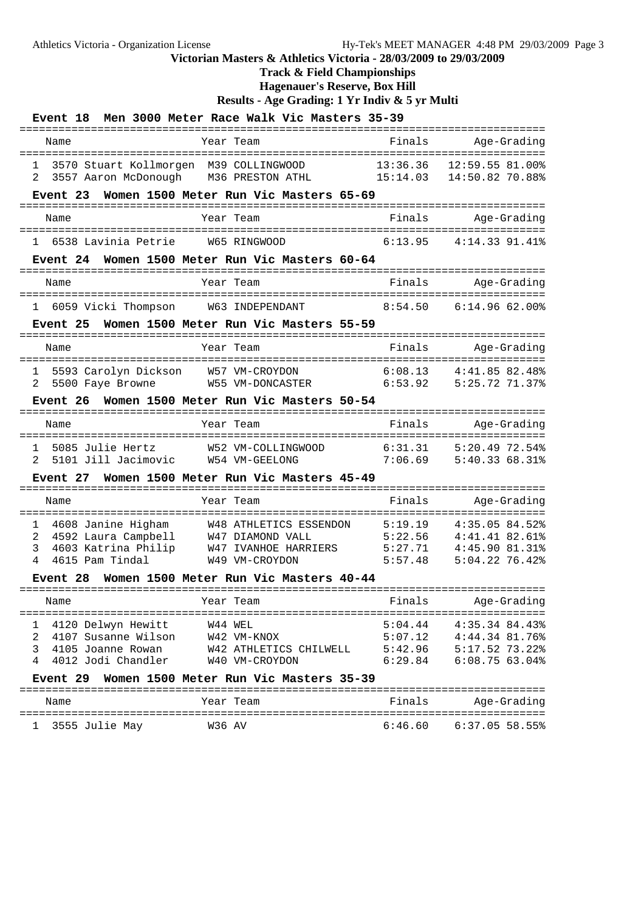**Victorian Masters & Athletics Victoria - 28/03/2009 to 29/03/2009**

**Track & Field Championships**

**Hagenauer's Reserve, Box Hill**

**Results - Age Grading: 1 Yr Indiv & 5 yr Multi**

### Event 18 Men 3000 Meter Race Walk Vic Masters 35-39

| | Name | Year | Team | Finals | Age-Grading | |
|---|---|---|---|---|---|---|
| 1 | 3570 Stuart Kollmorgen | M39 | COLLINGWOOD | 13:36.36 | 12:59.55 | 81.00% |
| 2 | 3557 Aaron McDonough | M36 | PRESTON ATHL | 15:14.03 | 14:50.82 | 70.88% |

### Event 23 Women 1500 Meter Run Vic Masters 65-69

| | Name | Year | Team | Finals | Age-Grading | |
|---|---|---|---|---|---|---|
| 1 | 6538 Lavinia Petrie | W65 | RINGWOOD | 6:13.95 | 4:14.33 | 91.41% |

### Event 24 Women 1500 Meter Run Vic Masters 60-64

| | Name | Year | Team | Finals | Age-Grading | |
|---|---|---|---|---|---|---|
| 1 | 6059 Vicki Thompson | W63 | INDEPENDANT | 8:54.50 | 6:14.96 | 62.00% |

### Event 25 Women 1500 Meter Run Vic Masters 55-59

| | Name | Year | Team | Finals | Age-Grading | |
|---|---|---|---|---|---|---|
| 1 | 5593 Carolyn Dickson | W57 | VM-CROYDON | 6:08.13 | 4:41.85 | 82.48% |
| 2 | 5500 Faye Browne | W55 | VM-DONCASTER | 6:53.92 | 5:25.72 | 71.37% |

### Event 26 Women 1500 Meter Run Vic Masters 50-54

| | Name | Year | Team | Finals | Age-Grading | |
|---|---|---|---|---|---|---|
| 1 | 5085 Julie Hertz | W52 | VM-COLLINGWOOD | 6:31.31 | 5:20.49 | 72.54% |
| 2 | 5101 Jill Jacimovic | W54 | VM-GEELONG | 7:06.69 | 5:40.33 | 68.31% |

### Event 27 Women 1500 Meter Run Vic Masters 45-49

| | Name | Year | Team | Finals | Age-Grading | |
|---|---|---|---|---|---|---|
| 1 | 4608 Janine Higham | W48 | ATHLETICS ESSENDON | 5:19.19 | 4:35.05 | 84.52% |
| 2 | 4592 Laura Campbell | W47 | DIAMOND VALL | 5:22.56 | 4:41.41 | 82.61% |
| 3 | 4603 Katrina Philip | W47 | IVANHOE HARRIERS | 5:27.71 | 4:45.90 | 81.31% |
| 4 | 4615 Pam Tindal | W49 | VM-CROYDON | 5:57.48 | 5:04.22 | 76.42% |

### Event 28 Women 1500 Meter Run Vic Masters 40-44

| | Name | Year | Team | Finals | Age-Grading | |
|---|---|---|---|---|---|---|
| 1 | 4120 Delwyn Hewitt | W44 | WEL | 5:04.44 | 4:35.34 | 84.43% |
| 2 | 4107 Susanne Wilson | W42 | VM-KNOX | 5:07.12 | 4:44.34 | 81.76% |
| 3 | 4105 Joanne Rowan | W42 | ATHLETICS CHILWELL | 5:42.96 | 5:17.52 | 73.22% |
| 4 | 4012 Jodi Chandler | W40 | VM-CROYDON | 6:29.84 | 6:08.75 | 63.04% |

### Event 29 Women 1500 Meter Run Vic Masters 35-39

| | Name | Year | Team | Finals | Age-Grading | |
|---|---|---|---|---|---|---|
| 1 | 3555 Julie May | W36 | AV | 6:46.60 | 6:37.05 | 58.55% |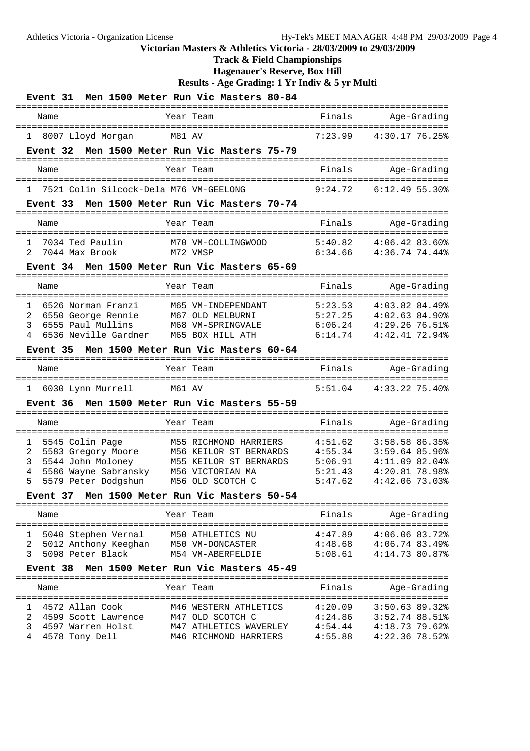# Victorian Masters & Athletics Victoria - 28/03/2009 to 29/03/2009

## Track & Field Championships

## Hagenauer's Reserve, Box Hill

## Results - Age Grading: 1 Yr Indiv & 5 yr Multi

### Event 31 Men 1500 Meter Run Vic Masters 80-84

| | Name | Year | Team | Finals | Age-Grading |
|---|---|---|---|---|---|
| 1 | 8007 Lloyd Morgan | M81 | AV | 7:23.99 | 4:30.17 76.25% |

### Event 32 Men 1500 Meter Run Vic Masters 75-79

| | Name | Year | Team | Finals | Age-Grading |
|---|---|---|---|---|---|
| 1 | 7521 Colin Silcock-Dela | M76 | VM-GEELONG | 9:24.72 | 6:12.49 55.30% |

### Event 33 Men 1500 Meter Run Vic Masters 70-74

| | Name | Year | Team | Finals | Age-Grading |
|---|---|---|---|---|---|
| 1 | 7034 Ted Paulin | M70 | VM-COLLINGWOOD | 5:40.82 | 4:06.42 83.60% |
| 2 | 7044 Max Brook | M72 | VMSP | 6:34.66 | 4:36.74 74.44% |

### Event 34 Men 1500 Meter Run Vic Masters 65-69

| | Name | Year | Team | Finals | Age-Grading |
|---|---|---|---|---|---|
| 1 | 6526 Norman Franzi | M65 | VM-INDEPENDANT | 5:23.53 | 4:03.82 84.49% |
| 2 | 6550 George Rennie | M67 | OLD MELBURNI | 5:27.25 | 4:02.63 84.90% |
| 3 | 6555 Paul Mullins | M68 | VM-SPRINGVALE | 6:06.24 | 4:29.26 76.51% |
| 4 | 6536 Neville Gardner | M65 | BOX HILL ATH | 6:14.74 | 4:42.41 72.94% |

### Event 35 Men 1500 Meter Run Vic Masters 60-64

| | Name | Year | Team | Finals | Age-Grading |
|---|---|---|---|---|---|
| 1 | 6030 Lynn Murrell | M61 | AV | 5:51.04 | 4:33.22 75.40% |

### Event 36 Men 1500 Meter Run Vic Masters 55-59

| | Name | Year | Team | Finals | Age-Grading |
|---|---|---|---|---|---|
| 1 | 5545 Colin Page | M55 | RICHMOND HARRIERS | 4:51.62 | 3:58.58 86.35% |
| 2 | 5583 Gregory Moore | M56 | KEILOR ST BERNARDS | 4:55.34 | 3:59.64 85.96% |
| 3 | 5544 John Moloney | M55 | KEILOR ST BERNARDS | 5:06.91 | 4:11.09 82.04% |
| 4 | 5586 Wayne Sabransky | M56 | VICTORIAN MA | 5:21.43 | 4:20.81 78.98% |
| 5 | 5579 Peter Dodgshun | M56 | OLD SCOTCH C | 5:47.62 | 4:42.06 73.03% |

### Event 37 Men 1500 Meter Run Vic Masters 50-54

| | Name | Year | Team | Finals | Age-Grading |
|---|---|---|---|---|---|
| 1 | 5040 Stephen Vernal | M50 | ATHLETICS NU | 4:47.89 | 4:06.06 83.72% |
| 2 | 5012 Anthony Keeghan | M50 | VM-DONCASTER | 4:48.68 | 4:06.74 83.49% |
| 3 | 5098 Peter Black | M54 | VM-ABERFELDIE | 5:08.61 | 4:14.73 80.87% |

### Event 38 Men 1500 Meter Run Vic Masters 45-49

| | Name | Year | Team | Finals | Age-Grading |
|---|---|---|---|---|---|
| 1 | 4572 Allan Cook | M46 | WESTERN ATHLETICS | 4:20.09 | 3:50.63 89.32% |
| 2 | 4599 Scott Lawrence | M47 | OLD SCOTCH C | 4:24.86 | 3:52.74 88.51% |
| 3 | 4597 Warren Holst | M47 | ATHLETICS WAVERLEY | 4:54.44 | 4:18.73 79.62% |
| 4 | 4578 Tony Dell | M46 | RICHMOND HARRIERS | 4:55.88 | 4:22.36 78.52% |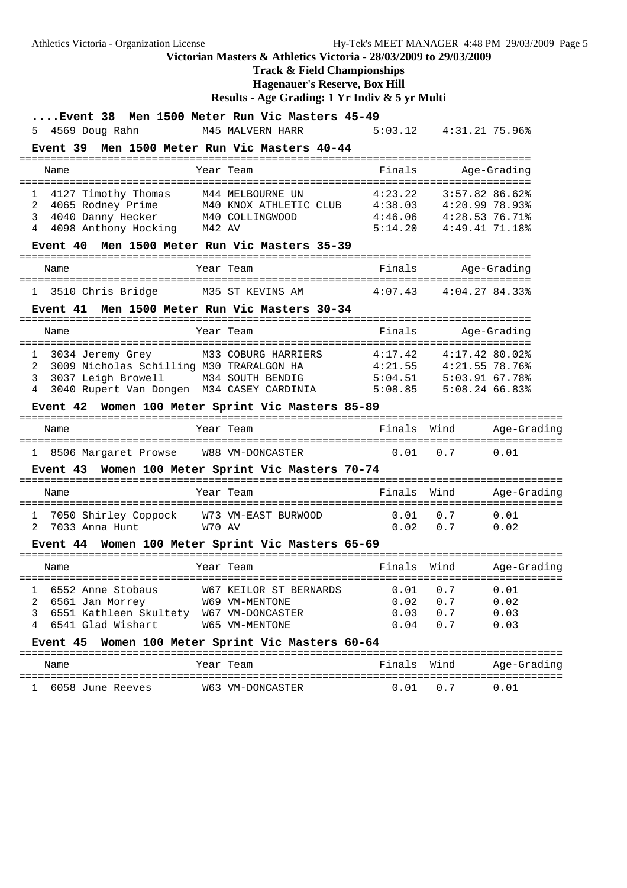# Victorian Masters & Athletics Victoria - 28/03/2009 to 29/03/2009

## Track & Field Championships

### Hagenauer's Reserve, Box Hill

### Results - Age Grading: 1 Yr Indiv & 5 yr Multi

#### ....Event 38 Men 1500 Meter Run Vic Masters 45-49

| | Name | Year | Team | Finals | Age-Grading |
|---|---|---|---|---|---|
| 5 | 4569 Doug Rahn | M45 | MALVERN HARR | 5:03.12 | 4:31.21 75.96% |

#### Event 39 Men 1500 Meter Run Vic Masters 40-44

| | Name | Year | Team | Finals | Age-Grading |
|---|---|---|---|---|---|
| 1 | 4127 Timothy Thomas | M44 | MELBOURNE UN | 4:23.22 | 3:57.82 86.62% |
| 2 | 4065 Rodney Prime | M40 | KNOX ATHLETIC CLUB | 4:38.03 | 4:20.99 78.93% |
| 3 | 4040 Danny Hecker | M40 | COLLINGWOOD | 4:46.06 | 4:28.53 76.71% |
| 4 | 4098 Anthony Hocking | M42 | AV | 5:14.20 | 4:49.41 71.18% |

#### Event 40 Men 1500 Meter Run Vic Masters 35-39

| | Name | Year | Team | Finals | Age-Grading |
|---|---|---|---|---|---|
| 1 | 3510 Chris Bridge | M35 | ST KEVINS AM | 4:07.43 | 4:04.27 84.33% |

#### Event 41 Men 1500 Meter Run Vic Masters 30-34

| | Name | Year | Team | Finals | Age-Grading |
|---|---|---|---|---|---|
| 1 | 3034 Jeremy Grey | M33 | COBURG HARRIERS | 4:17.42 | 4:17.42 80.02% |
| 2 | 3009 Nicholas Schilling | M30 | TRARALGON HA | 4:21.55 | 4:21.55 78.76% |
| 3 | 3037 Leigh Browell | M34 | SOUTH BENDIG | 5:04.51 | 5:03.91 67.78% |
| 4 | 3040 Rupert Van Dongen | M34 | CASEY CARDINIA | 5:08.85 | 5:08.24 66.83% |

#### Event 42 Women 100 Meter Sprint Vic Masters 85-89

| | Name | Year | Team | Finals | Wind | Age-Grading |
|---|---|---|---|---|---|---|
| 1 | 8506 Margaret Prowse | W88 | VM-DONCASTER | 0.01 | 0.7 | 0.01 |

#### Event 43 Women 100 Meter Sprint Vic Masters 70-74

| | Name | Year | Team | Finals | Wind | Age-Grading |
|---|---|---|---|---|---|---|
| 1 | 7050 Shirley Coppock | W73 | VM-EAST BURWOOD | 0.01 | 0.7 | 0.01 |
| 2 | 7033 Anna Hunt | W70 | AV | 0.02 | 0.7 | 0.02 |

#### Event 44 Women 100 Meter Sprint Vic Masters 65-69

| | Name | Year | Team | Finals | Wind | Age-Grading |
|---|---|---|---|---|---|---|
| 1 | 6552 Anne Stobaus | W67 | KEILOR ST BERNARDS | 0.01 | 0.7 | 0.01 |
| 2 | 6561 Jan Morrey | W69 | VM-MENTONE | 0.02 | 0.7 | 0.02 |
| 3 | 6551 Kathleen Skultety | W67 | VM-DONCASTER | 0.03 | 0.7 | 0.03 |
| 4 | 6541 Glad Wishart | W65 | VM-MENTONE | 0.04 | 0.7 | 0.03 |

#### Event 45 Women 100 Meter Sprint Vic Masters 60-64

| | Name | Year | Team | Finals | Wind | Age-Grading |
|---|---|---|---|---|---|---|
| 1 | 6058 June Reeves | W63 | VM-DONCASTER | 0.01 | 0.7 | 0.01 |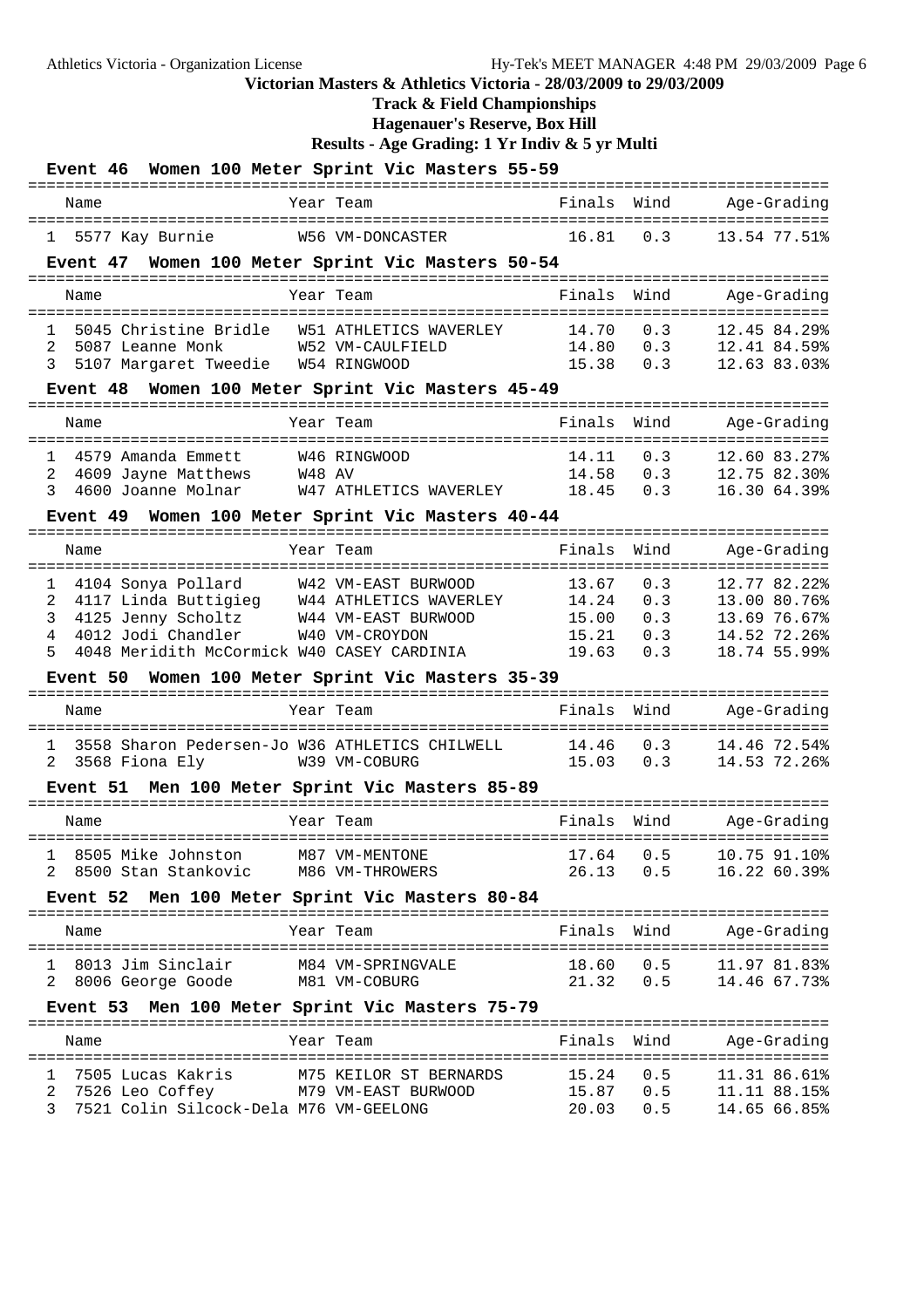# Victorian Masters & Athletics Victoria - 28/03/2009 to 29/03/2009

## Track & Field Championships

## Hagenauer's Reserve, Box Hill

## Results - Age Grading: 1 Yr Indiv & 5 yr Multi

### Event 46 Women 100 Meter Sprint Vic Masters 55-59

| | Name | Year | Team | Finals | Wind | Age-Grading | |
|---|---|---|---|---|---|---|---|
| 1 | 5577 Kay Burnie | W56 | VM-DONCASTER | 16.81 | 0.3 | 13.54 | 77.51% |

### Event 47 Women 100 Meter Sprint Vic Masters 50-54

| | Name | Year | Team | Finals | Wind | Age-Grading | |
|---|---|---|---|---|---|---|---|
| 1 | 5045 Christine Bridle | W51 | ATHLETICS WAVERLEY | 14.70 | 0.3 | 12.45 | 84.29% |
| 2 | 5087 Leanne Monk | W52 | VM-CAULFIELD | 14.80 | 0.3 | 12.41 | 84.59% |
| 3 | 5107 Margaret Tweedie | W54 | RINGWOOD | 15.38 | 0.3 | 12.63 | 83.03% |

### Event 48 Women 100 Meter Sprint Vic Masters 45-49

| | Name | Year | Team | Finals | Wind | Age-Grading | |
|---|---|---|---|---|---|---|---|
| 1 | 4579 Amanda Emmett | W46 | RINGWOOD | 14.11 | 0.3 | 12.60 | 83.27% |
| 2 | 4609 Jayne Matthews | W48 | AV | 14.58 | 0.3 | 12.75 | 82.30% |
| 3 | 4600 Joanne Molnar | W47 | ATHLETICS WAVERLEY | 18.45 | 0.3 | 16.30 | 64.39% |

### Event 49 Women 100 Meter Sprint Vic Masters 40-44

| | Name | Year | Team | Finals | Wind | Age-Grading | |
|---|---|---|---|---|---|---|---|
| 1 | 4104 Sonya Pollard | W42 | VM-EAST BURWOOD | 13.67 | 0.3 | 12.77 | 82.22% |
| 2 | 4117 Linda Buttigieg | W44 | ATHLETICS WAVERLEY | 14.24 | 0.3 | 13.00 | 80.76% |
| 3 | 4125 Jenny Scholtz | W44 | VM-EAST BURWOOD | 15.00 | 0.3 | 13.69 | 76.67% |
| 4 | 4012 Jodi Chandler | W40 | VM-CROYDON | 15.21 | 0.3 | 14.52 | 72.26% |
| 5 | 4048 Meridith McCormick | W40 | CASEY CARDINIA | 19.63 | 0.3 | 18.74 | 55.99% |

### Event 50 Women 100 Meter Sprint Vic Masters 35-39

| | Name | Year | Team | Finals | Wind | Age-Grading | |
|---|---|---|---|---|---|---|---|
| 1 | 3558 Sharon Pedersen-Jo | W36 | ATHLETICS CHILWELL | 14.46 | 0.3 | 14.46 | 72.54% |
| 2 | 3568 Fiona Ely | W39 | VM-COBURG | 15.03 | 0.3 | 14.53 | 72.26% |

### Event 51 Men 100 Meter Sprint Vic Masters 85-89

| | Name | Year | Team | Finals | Wind | Age-Grading | |
|---|---|---|---|---|---|---|---|
| 1 | 8505 Mike Johnston | M87 | VM-MENTONE | 17.64 | 0.5 | 10.75 | 91.10% |
| 2 | 8500 Stan Stankovic | M86 | VM-THROWERS | 26.13 | 0.5 | 16.22 | 60.39% |

### Event 52 Men 100 Meter Sprint Vic Masters 80-84

| | Name | Year | Team | Finals | Wind | Age-Grading | |
|---|---|---|---|---|---|---|---|
| 1 | 8013 Jim Sinclair | M84 | VM-SPRINGVALE | 18.60 | 0.5 | 11.97 | 81.83% |
| 2 | 8006 George Goode | M81 | VM-COBURG | 21.32 | 0.5 | 14.46 | 67.73% |

### Event 53 Men 100 Meter Sprint Vic Masters 75-79

| | Name | Year | Team | Finals | Wind | Age-Grading | |
|---|---|---|---|---|---|---|---|
| 1 | 7505 Lucas Kakris | M75 | KEILOR ST BERNARDS | 15.24 | 0.5 | 11.31 | 86.61% |
| 2 | 7526 Leo Coffey | M79 | VM-EAST BURWOOD | 15.87 | 0.5 | 11.11 | 88.15% |
| 3 | 7521 Colin Silcock-Dela | M76 | VM-GEELONG | 20.03 | 0.5 | 14.65 | 66.85% |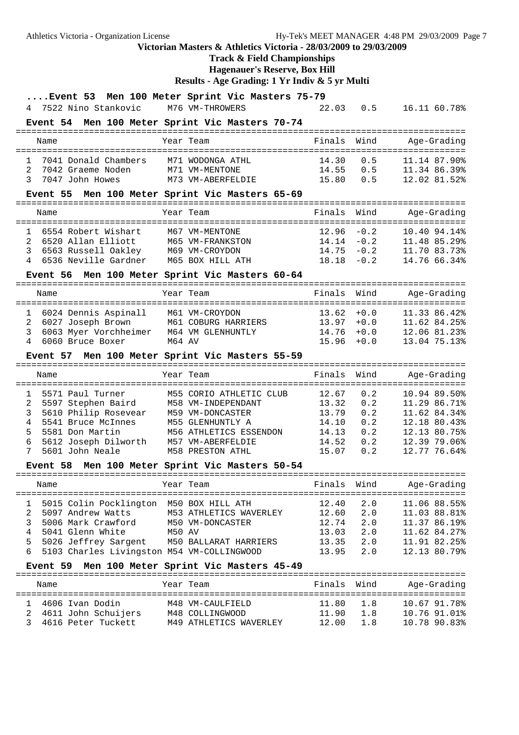Athletics Victoria - Organization License — Hy-Tek's MEET MANAGER 4:48 PM 29/03/2009

**Victorian Masters & Athletics Victoria - 28/03/2009 to 29/03/2009**

**Track & Field Championships**

**Hagenauer's Reserve, Box Hill**

**Results - Age Grading: 1 Yr Indiv & 5 yr Multi**

### ....Event 53 Men 100 Meter Sprint Vic Masters 75-79

| | Name | Year | Team | Finals | Wind | Age-Grading |
|---|---|---|---|---|---|---|
| 4 | 7522 Nino Stankovic | M76 | VM-THROWERS | 22.03 | 0.5 | 16.11 60.78% |

### Event 54 Men 100 Meter Sprint Vic Masters 70-74

| | Name | Year | Team | Finals | Wind | Age-Grading |
|---|---|---|---|---|---|---|
| 1 | 7041 Donald Chambers | M71 | WODONGA ATHL | 14.30 | 0.5 | 11.14 87.90% |
| 2 | 7042 Graeme Noden | M71 | VM-MENTONE | 14.55 | 0.5 | 11.34 86.39% |
| 3 | 7047 John Howes | M73 | VM-ABERFELDIE | 15.80 | 0.5 | 12.02 81.52% |

### Event 55 Men 100 Meter Sprint Vic Masters 65-69

| | Name | Year | Team | Finals | Wind | Age-Grading |
|---|---|---|---|---|---|---|
| 1 | 6554 Robert Wishart | M67 | VM-MENTONE | 12.96 | -0.2 | 10.40 94.14% |
| 2 | 6520 Allan Elliott | M65 | VM-FRANKSTON | 14.14 | -0.2 | 11.48 85.29% |
| 3 | 6563 Russell Oakley | M69 | VM-CROYDON | 14.75 | -0.2 | 11.70 83.73% |
| 4 | 6536 Neville Gardner | M65 | BOX HILL ATH | 18.18 | -0.2 | 14.76 66.34% |

### Event 56 Men 100 Meter Sprint Vic Masters 60-64

| | Name | Year | Team | Finals | Wind | Age-Grading |
|---|---|---|---|---|---|---|
| 1 | 6024 Dennis Aspinall | M61 | VM-CROYDON | 13.62 | +0.0 | 11.33 86.42% |
| 2 | 6027 Joseph Brown | M61 | COBURG HARRIERS | 13.97 | +0.0 | 11.62 84.25% |
| 3 | 6063 Myer Vorchheimer | M64 | VM GLENHUNTLY | 14.76 | +0.0 | 12.06 81.23% |
| 4 | 6060 Bruce Boxer | M64 | AV | 15.96 | +0.0 | 13.04 75.13% |

### Event 57 Men 100 Meter Sprint Vic Masters 55-59

| | Name | Year | Team | Finals | Wind | Age-Grading |
|---|---|---|---|---|---|---|
| 1 | 5571 Paul Turner | M55 | CORIO ATHLETIC CLUB | 12.67 | 0.2 | 10.94 89.50% |
| 2 | 5597 Stephen Baird | M58 | VM-INDEPENDANT | 13.32 | 0.2 | 11.29 86.71% |
| 3 | 5610 Philip Rosevear | M59 | VM-DONCASTER | 13.79 | 0.2 | 11.62 84.34% |
| 4 | 5541 Bruce McInnes | M55 | GLENHUNTLY A | 14.10 | 0.2 | 12.18 80.43% |
| 5 | 5581 Don Martin | M56 | ATHLETICS ESSENDON | 14.13 | 0.2 | 12.13 80.75% |
| 6 | 5612 Joseph Dilworth | M57 | VM-ABERFELDIE | 14.52 | 0.2 | 12.39 79.06% |
| 7 | 5601 John Neale | M58 | PRESTON ATHL | 15.07 | 0.2 | 12.77 76.64% |

### Event 58 Men 100 Meter Sprint Vic Masters 50-54

| | Name | Year | Team | Finals | Wind | Age-Grading |
|---|---|---|---|---|---|---|
| 1 | 5015 Colin Pocklington | M50 | BOX HILL ATH | 12.40 | 2.0 | 11.06 88.55% |
| 2 | 5097 Andrew Watts | M53 | ATHLETICS WAVERLEY | 12.60 | 2.0 | 11.03 88.81% |
| 3 | 5006 Mark Crawford | M50 | VM-DONCASTER | 12.74 | 2.0 | 11.37 86.19% |
| 4 | 5041 Glenn White | M50 | AV | 13.03 | 2.0 | 11.62 84.27% |
| 5 | 5026 Jeffrey Sargent | M50 | BALLARAT HARRIERS | 13.35 | 2.0 | 11.91 82.25% |
| 6 | 5103 Charles Livingston | M54 | VM-COLLINGWOOD | 13.95 | 2.0 | 12.13 80.79% |

### Event 59 Men 100 Meter Sprint Vic Masters 45-49

| | Name | Year | Team | Finals | Wind | Age-Grading |
|---|---|---|---|---|---|---|
| 1 | 4606 Ivan Dodin | M48 | VM-CAULFIELD | 11.80 | 1.8 | 10.67 91.78% |
| 2 | 4611 John Schuijers | M48 | COLLINGWOOD | 11.90 | 1.8 | 10.76 91.01% |
| 3 | 4616 Peter Tuckett | M49 | ATHLETICS WAVERLEY | 12.00 | 1.8 | 10.78 90.83% |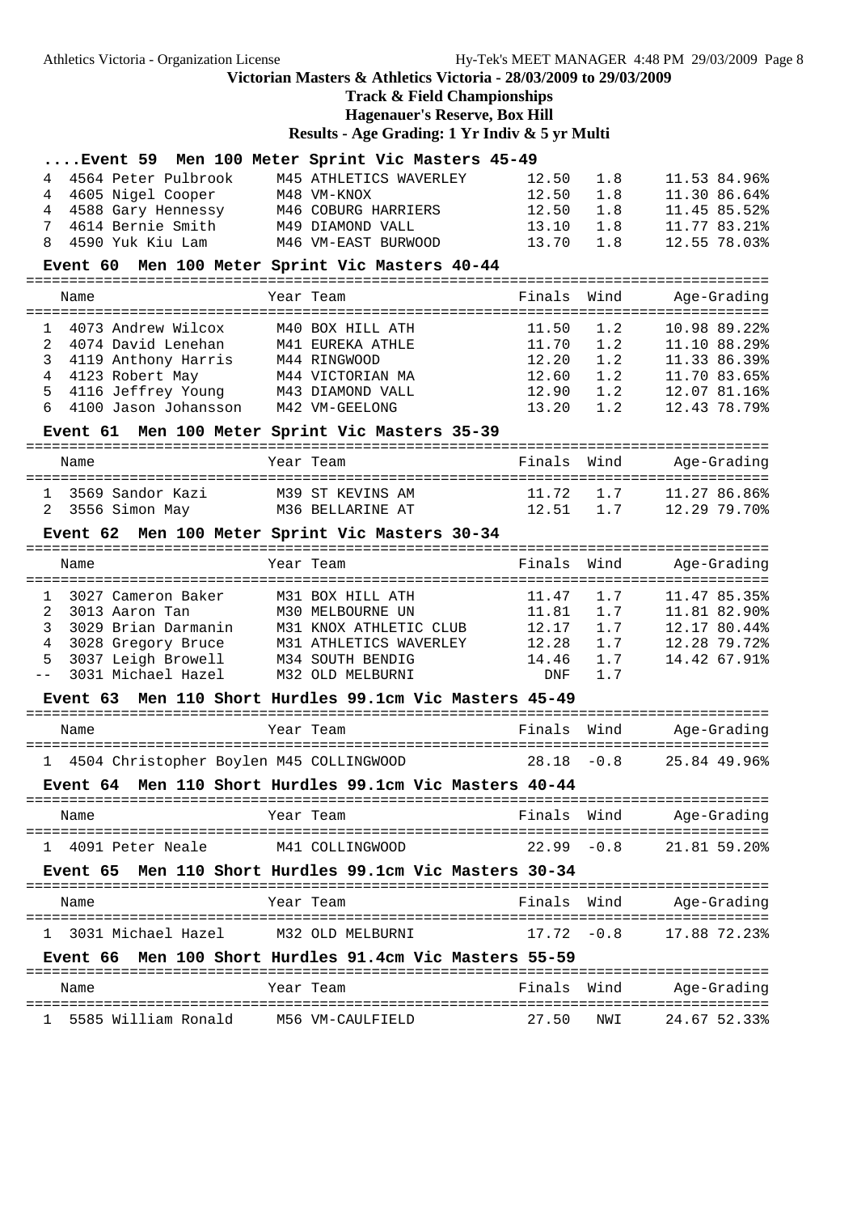# Victorian Masters & Athletics Victoria - 28/03/2009 to 29/03/2009

## Track & Field Championships

### Hagenauer's Reserve, Box Hill

### Results - Age Grading: 1 Yr Indiv & 5 yr Multi

#### ....Event 59 Men 100 Meter Sprint Vic Masters 45-49

| | Name | Year Team | Finals | Wind | Age-Grading |
|---|---|---|---|---|---|
| 4 | 4564 Peter Pulbrook | M45 ATHLETICS WAVERLEY | 12.50 | 1.8 | 11.53 84.96% |
| 4 | 4605 Nigel Cooper | M48 VM-KNOX | 12.50 | 1.8 | 11.30 86.64% |
| 4 | 4588 Gary Hennessy | M46 COBURG HARRIERS | 12.50 | 1.8 | 11.45 85.52% |
| 7 | 4614 Bernie Smith | M49 DIAMOND VALL | 13.10 | 1.8 | 11.77 83.21% |
| 8 | 4590 Yuk Kiu Lam | M46 VM-EAST BURWOOD | 13.70 | 1.8 | 12.55 78.03% |

#### Event 60 Men 100 Meter Sprint Vic Masters 40-44

| | Name | Year Team | Finals | Wind | Age-Grading |
|---|---|---|---|---|---|
| 1 | 4073 Andrew Wilcox | M40 BOX HILL ATH | 11.50 | 1.2 | 10.98 89.22% |
| 2 | 4074 David Lenehan | M41 EUREKA ATHLE | 11.70 | 1.2 | 11.10 88.29% |
| 3 | 4119 Anthony Harris | M44 RINGWOOD | 12.20 | 1.2 | 11.33 86.39% |
| 4 | 4123 Robert May | M44 VICTORIAN MA | 12.60 | 1.2 | 11.70 83.65% |
| 5 | 4116 Jeffrey Young | M43 DIAMOND VALL | 12.90 | 1.2 | 12.07 81.16% |
| 6 | 4100 Jason Johansson | M42 VM-GEELONG | 13.20 | 1.2 | 12.43 78.79% |

#### Event 61 Men 100 Meter Sprint Vic Masters 35-39

| | Name | Year Team | Finals | Wind | Age-Grading |
|---|---|---|---|---|---|
| 1 | 3569 Sandor Kazi | M39 ST KEVINS AM | 11.72 | 1.7 | 11.27 86.86% |
| 2 | 3556 Simon May | M36 BELLARINE AT | 12.51 | 1.7 | 12.29 79.70% |

#### Event 62 Men 100 Meter Sprint Vic Masters 30-34

| | Name | Year Team | Finals | Wind | Age-Grading |
|---|---|---|---|---|---|
| 1 | 3027 Cameron Baker | M31 BOX HILL ATH | 11.47 | 1.7 | 11.47 85.35% |
| 2 | 3013 Aaron Tan | M30 MELBOURNE UN | 11.81 | 1.7 | 11.81 82.90% |
| 3 | 3029 Brian Darmanin | M31 KNOX ATHLETIC CLUB | 12.17 | 1.7 | 12.17 80.44% |
| 4 | 3028 Gregory Bruce | M31 ATHLETICS WAVERLEY | 12.28 | 1.7 | 12.28 79.72% |
| 5 | 3037 Leigh Browell | M34 SOUTH BENDIG | 14.46 | 1.7 | 14.42 67.91% |
| -- | 3031 Michael Hazel | M32 OLD MELBURNI | DNF | 1.7 | |

#### Event 63 Men 110 Short Hurdles 99.1cm Vic Masters 45-49

| | Name | Year Team | Finals | Wind | Age-Grading |
|---|---|---|---|---|---|
| 1 | 4504 Christopher Boylen | M45 COLLINGWOOD | 28.18 | -0.8 | 25.84 49.96% |

#### Event 64 Men 110 Short Hurdles 99.1cm Vic Masters 40-44

| | Name | Year Team | Finals | Wind | Age-Grading |
|---|---|---|---|---|---|
| 1 | 4091 Peter Neale | M41 COLLINGWOOD | 22.99 | -0.8 | 21.81 59.20% |

#### Event 65 Men 110 Short Hurdles 99.1cm Vic Masters 30-34

| | Name | Year Team | Finals | Wind | Age-Grading |
|---|---|---|---|---|---|
| 1 | 3031 Michael Hazel | M32 OLD MELBURNI | 17.72 | -0.8 | 17.88 72.23% |

#### Event 66 Men 100 Short Hurdles 91.4cm Vic Masters 55-59

| | Name | Year Team | Finals | Wind | Age-Grading |
|---|---|---|---|---|---|
| 1 | 5585 William Ronald | M56 VM-CAULFIELD | 27.50 | NWI | 24.67 52.33% |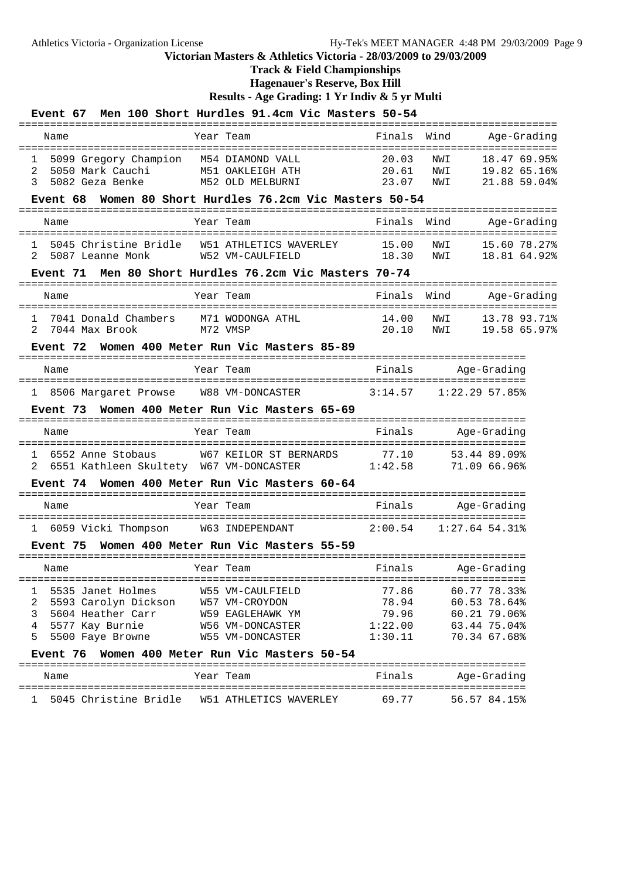# Victorian Masters & Athletics Victoria - 28/03/2009 to 29/03/2009

## Track & Field Championships

### Hagenauer's Reserve, Box Hill

### Results - Age Grading: 1 Yr Indiv & 5 yr Multi

**Event 67 Men 100 Short Hurdles 91.4cm Vic Masters 50-54**

| | Name | Year | Team | Finals | Wind | Age-Grading | |
|---|---|---|---|---|---|---|---|
| 1 | 5099 Gregory Champion | M54 | DIAMOND VALL | 20.03 | NWI | 18.47 | 69.95% |
| 2 | 5050 Mark Cauchi | M51 | OAKLEIGH ATH | 20.61 | NWI | 19.82 | 65.16% |
| 3 | 5082 Geza Benke | M52 | OLD MELBURNI | 23.07 | NWI | 21.88 | 59.04% |

**Event 68 Women 80 Short Hurdles 76.2cm Vic Masters 50-54**

| | Name | Year | Team | Finals | Wind | Age-Grading | |
|---|---|---|---|---|---|---|---|
| 1 | 5045 Christine Bridle | W51 | ATHLETICS WAVERLEY | 15.00 | NWI | 15.60 | 78.27% |
| 2 | 5087 Leanne Monk | W52 | VM-CAULFIELD | 18.30 | NWI | 18.81 | 64.92% |

**Event 71 Men 80 Short Hurdles 76.2cm Vic Masters 70-74**

| | Name | Year | Team | Finals | Wind | Age-Grading | |
|---|---|---|---|---|---|---|---|
| 1 | 7041 Donald Chambers | M71 | WODONGA ATHL | 14.00 | NWI | 13.78 | 93.71% |
| 2 | 7044 Max Brook | M72 | VMSP | 20.10 | NWI | 19.58 | 65.97% |

**Event 72 Women 400 Meter Run Vic Masters 85-89**

| | Name | Year | Team | Finals | Age-Grading | |
|---|---|---|---|---|---|---|
| 1 | 8506 Margaret Prowse | W88 | VM-DONCASTER | 3:14.57 | 1:22.29 | 57.85% |

**Event 73 Women 400 Meter Run Vic Masters 65-69**

| | Name | Year | Team | Finals | Age-Grading | |
|---|---|---|---|---|---|---|
| 1 | 6552 Anne Stobaus | W67 | KEILOR ST BERNARDS | 77.10 | 53.44 | 89.09% |
| 2 | 6551 Kathleen Skultety | W67 | VM-DONCASTER | 1:42.58 | 71.09 | 66.96% |

**Event 74 Women 400 Meter Run Vic Masters 60-64**

| | Name | Year | Team | Finals | Age-Grading | |
|---|---|---|---|---|---|---|
| 1 | 6059 Vicki Thompson | W63 | INDEPENDANT | 2:00.54 | 1:27.64 | 54.31% |

**Event 75 Women 400 Meter Run Vic Masters 55-59**

| | Name | Year | Team | Finals | Age-Grading | |
|---|---|---|---|---|---|---|
| 1 | 5535 Janet Holmes | W55 | VM-CAULFIELD | 77.86 | 60.77 | 78.33% |
| 2 | 5593 Carolyn Dickson | W57 | VM-CROYDON | 78.94 | 60.53 | 78.64% |
| 3 | 5604 Heather Carr | W59 | EAGLEHAWK YM | 79.96 | 60.21 | 79.06% |
| 4 | 5577 Kay Burnie | W56 | VM-DONCASTER | 1:22.00 | 63.44 | 75.04% |
| 5 | 5500 Faye Browne | W55 | VM-DONCASTER | 1:30.11 | 70.34 | 67.68% |

**Event 76 Women 400 Meter Run Vic Masters 50-54**

| | Name | Year | Team | Finals | Age-Grading | |
|---|---|---|---|---|---|---|
| 1 | 5045 Christine Bridle | W51 | ATHLETICS WAVERLEY | 69.77 | 56.57 | 84.15% |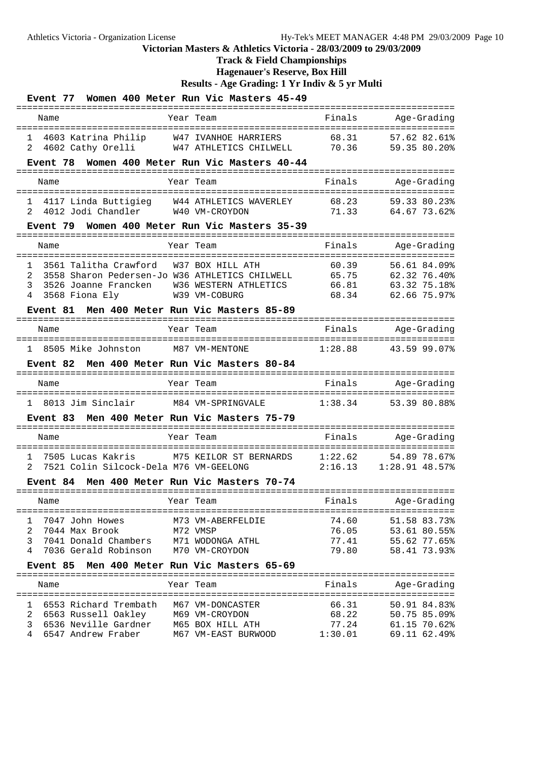# Victorian Masters & Athletics Victoria - 28/03/2009 to 29/03/2009

## Track & Field Championships

### Hagenauer's Reserve, Box Hill

### Results - Age Grading: 1 Yr Indiv & 5 yr Multi

**Event 77 Women 400 Meter Run Vic Masters 45-49**

| | Name | Year | Team | Finals | Age-Grading | |
|---|---|---|---|---|---|---|
| 1 | 4603 Katrina Philip | W47 | IVANHOE HARRIERS | 68.31 | 57.62 | 82.61% |
| 2 | 4602 Cathy Orelli | W47 | ATHLETICS CHILWELL | 70.36 | 59.35 | 80.20% |

**Event 78 Women 400 Meter Run Vic Masters 40-44**

| | Name | Year | Team | Finals | Age-Grading | |
|---|---|---|---|---|---|---|
| 1 | 4117 Linda Buttigieg | W44 | ATHLETICS WAVERLEY | 68.23 | 59.33 | 80.23% |
| 2 | 4012 Jodi Chandler | W40 | VM-CROYDON | 71.33 | 64.67 | 73.62% |

**Event 79 Women 400 Meter Run Vic Masters 35-39**

| | Name | Year | Team | Finals | Age-Grading | |
|---|---|---|---|---|---|---|
| 1 | 3561 Talitha Crawford | W37 | BOX HILL ATH | 60.39 | 56.61 | 84.09% |
| 2 | 3558 Sharon Pedersen-Jo | W36 | ATHLETICS CHILWELL | 65.75 | 62.32 | 76.40% |
| 3 | 3526 Joanne Francken | W36 | WESTERN ATHLETICS | 66.81 | 63.32 | 75.18% |
| 4 | 3568 Fiona Ely | W39 | VM-COBURG | 68.34 | 62.66 | 75.97% |

**Event 81 Men 400 Meter Run Vic Masters 85-89**

| | Name | Year | Team | Finals | Age-Grading | |
|---|---|---|---|---|---|---|
| 1 | 8505 Mike Johnston | M87 | VM-MENTONE | 1:28.88 | 43.59 | 99.07% |

**Event 82 Men 400 Meter Run Vic Masters 80-84**

| | Name | Year | Team | Finals | Age-Grading | |
|---|---|---|---|---|---|---|
| 1 | 8013 Jim Sinclair | M84 | VM-SPRINGVALE | 1:38.34 | 53.39 | 80.88% |

**Event 83 Men 400 Meter Run Vic Masters 75-79**

| | Name | Year | Team | Finals | Age-Grading | |
|---|---|---|---|---|---|---|
| 1 | 7505 Lucas Kakris | M75 | KEILOR ST BERNARDS | 1:22.62 | 54.89 | 78.67% |
| 2 | 7521 Colin Silcock-Dela | M76 | VM-GEELONG | 2:16.13 | 1:28.91 | 48.57% |

**Event 84 Men 400 Meter Run Vic Masters 70-74**

| | Name | Year | Team | Finals | Age-Grading | |
|---|---|---|---|---|---|---|
| 1 | 7047 John Howes | M73 | VM-ABERFELDIE | 74.60 | 51.58 | 83.73% |
| 2 | 7044 Max Brook | M72 | VMSP | 76.05 | 53.61 | 80.55% |
| 3 | 7041 Donald Chambers | M71 | WODONGA ATHL | 77.41 | 55.62 | 77.65% |
| 4 | 7036 Gerald Robinson | M70 | VM-CROYDON | 79.80 | 58.41 | 73.93% |

**Event 85 Men 400 Meter Run Vic Masters 65-69**

| | Name | Year | Team | Finals | Age-Grading | |
|---|---|---|---|---|---|---|
| 1 | 6553 Richard Trembath | M67 | VM-DONCASTER | 66.31 | 50.91 | 84.83% |
| 2 | 6563 Russell Oakley | M69 | VM-CROYDON | 68.22 | 50.75 | 85.09% |
| 3 | 6536 Neville Gardner | M65 | BOX HILL ATH | 77.24 | 61.15 | 70.62% |
| 4 | 6547 Andrew Fraber | M67 | VM-EAST BURWOOD | 1:30.01 | 69.11 | 62.49% |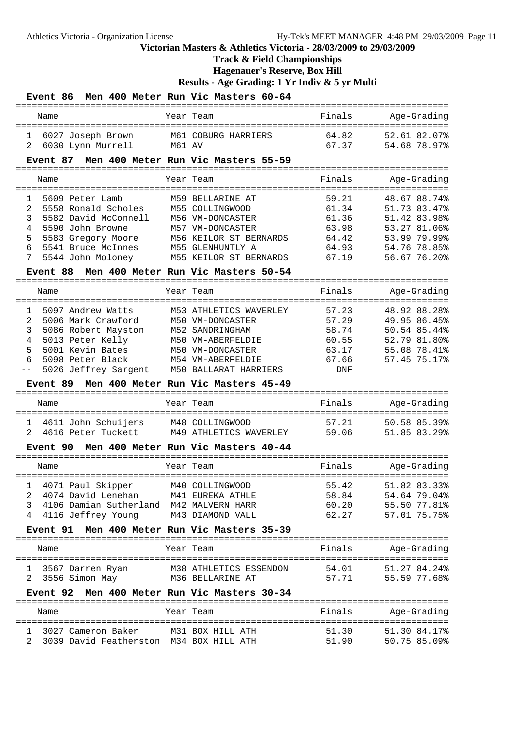# Victorian Masters & Athletics Victoria - 28/03/2009 to 29/03/2009

## Track & Field Championships

## Hagenauer's Reserve, Box Hill

## Results - Age Grading: 1 Yr Indiv & 5 yr Multi

### Event 86 Men 400 Meter Run Vic Masters 60-64

| | Name | Year | Team | Finals | Age-Grading | |
|---|---|---|---|---|---|---|
| 1 | 6027 Joseph Brown | M61 | COBURG HARRIERS | 64.82 | 52.61 | 82.07% |
| 2 | 6030 Lynn Murrell | M61 | AV | 67.37 | 54.68 | 78.97% |

### Event 87 Men 400 Meter Run Vic Masters 55-59

| | Name | Year | Team | Finals | Age-Grading | |
|---|---|---|---|---|---|---|
| 1 | 5609 Peter Lamb | M59 | BELLARINE AT | 59.21 | 48.67 | 88.74% |
| 2 | 5558 Ronald Scholes | M55 | COLLINGWOOD | 61.34 | 51.73 | 83.47% |
| 3 | 5582 David McConnell | M56 | VM-DONCASTER | 61.36 | 51.42 | 83.98% |
| 4 | 5590 John Browne | M57 | VM-DONCASTER | 63.98 | 53.27 | 81.06% |
| 5 | 5583 Gregory Moore | M56 | KEILOR ST BERNARDS | 64.42 | 53.99 | 79.99% |
| 6 | 5541 Bruce McInnes | M55 | GLENHUNTLY A | 64.93 | 54.76 | 78.85% |
| 7 | 5544 John Moloney | M55 | KEILOR ST BERNARDS | 67.19 | 56.67 | 76.20% |

### Event 88 Men 400 Meter Run Vic Masters 50-54

| | Name | Year | Team | Finals | Age-Grading | |
|---|---|---|---|---|---|---|
| 1 | 5097 Andrew Watts | M53 | ATHLETICS WAVERLEY | 57.23 | 48.92 | 88.28% |
| 2 | 5006 Mark Crawford | M50 | VM-DONCASTER | 57.29 | 49.95 | 86.45% |
| 3 | 5086 Robert Mayston | M52 | SANDRINGHAM | 58.74 | 50.54 | 85.44% |
| 4 | 5013 Peter Kelly | M50 | VM-ABERFELDIE | 60.55 | 52.79 | 81.80% |
| 5 | 5001 Kevin Bates | M50 | VM-DONCASTER | 63.17 | 55.08 | 78.41% |
| 6 | 5098 Peter Black | M54 | VM-ABERFELDIE | 67.66 | 57.45 | 75.17% |
| -- | 5026 Jeffrey Sargent | M50 | BALLARAT HARRIERS | DNF | | |

### Event 89 Men 400 Meter Run Vic Masters 45-49

| | Name | Year | Team | Finals | Age-Grading | |
|---|---|---|---|---|---|---|
| 1 | 4611 John Schuijers | M48 | COLLINGWOOD | 57.21 | 50.58 | 85.39% |
| 2 | 4616 Peter Tuckett | M49 | ATHLETICS WAVERLEY | 59.06 | 51.85 | 83.29% |

### Event 90 Men 400 Meter Run Vic Masters 40-44

| | Name | Year | Team | Finals | Age-Grading | |
|---|---|---|---|---|---|---|
| 1 | 4071 Paul Skipper | M40 | COLLINGWOOD | 55.42 | 51.82 | 83.33% |
| 2 | 4074 David Lenehan | M41 | EUREKA ATHLE | 58.84 | 54.64 | 79.04% |
| 3 | 4106 Damian Sutherland | M42 | MALVERN HARR | 60.20 | 55.50 | 77.81% |
| 4 | 4116 Jeffrey Young | M43 | DIAMOND VALL | 62.27 | 57.01 | 75.75% |

### Event 91 Men 400 Meter Run Vic Masters 35-39

| | Name | Year | Team | Finals | Age-Grading | |
|---|---|---|---|---|---|---|
| 1 | 3567 Darren Ryan | M38 | ATHLETICS ESSENDON | 54.01 | 51.27 | 84.24% |
| 2 | 3556 Simon May | M36 | BELLARINE AT | 57.71 | 55.59 | 77.68% |

### Event 92 Men 400 Meter Run Vic Masters 30-34

| | Name | Year | Team | Finals | Age-Grading | |
|---|---|---|---|---|---|---|
| 1 | 3027 Cameron Baker | M31 | BOX HILL ATH | 51.30 | 51.30 | 84.17% |
| 2 | 3039 David Featherston | M34 | BOX HILL ATH | 51.90 | 50.75 | 85.09% |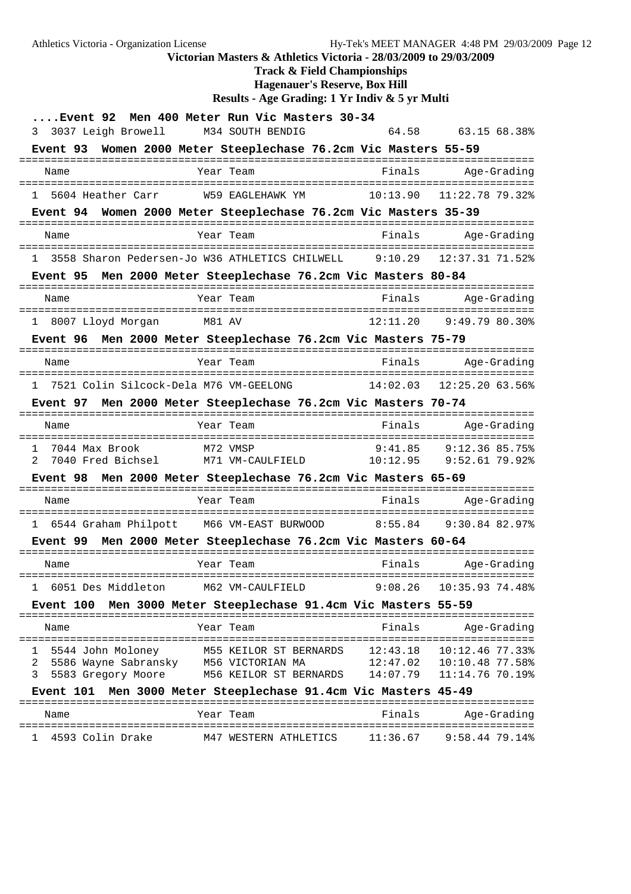## ....Event 92 Men 400 Meter Run Vic Masters 30-34

| Place | Name | Year | Team | Finals | Age-Grading | |
|---|---|---|---|---|---|---|
| 3 | 3037 Leigh Browell | M34 | SOUTH BENDIG | 64.58 | 63.15 | 68.38% |

## Event 93 Women 2000 Meter Steeplechase 76.2cm Vic Masters 55-59

| Place | Name | Year | Team | Finals | Age-Grading | |
|---|---|---|---|---|---|---|
| 1 | 5604 Heather Carr | W59 | EAGLEHAWK YM | 10:13.90 | 11:22.78 | 79.32% |

## Event 94 Women 2000 Meter Steeplechase 76.2cm Vic Masters 35-39

| Place | Name | Year | Team | Finals | Age-Grading | |
|---|---|---|---|---|---|---|
| 1 | 3558 Sharon Pedersen-Jo | W36 | ATHLETICS CHILWELL | 9:10.29 | 12:37.31 | 71.52% |

## Event 95 Men 2000 Meter Steeplechase 76.2cm Vic Masters 80-84

| Place | Name | Year | Team | Finals | Age-Grading | |
|---|---|---|---|---|---|---|
| 1 | 8007 Lloyd Morgan | M81 | AV | 12:11.20 | 9:49.79 | 80.30% |

## Event 96 Men 2000 Meter Steeplechase 76.2cm Vic Masters 75-79

| Place | Name | Year | Team | Finals | Age-Grading | |
|---|---|---|---|---|---|---|
| 1 | 7521 Colin Silcock-Dela | M76 | VM-GEELONG | 14:02.03 | 12:25.20 | 63.56% |

## Event 97 Men 2000 Meter Steeplechase 76.2cm Vic Masters 70-74

| Place | Name | Year | Team | Finals | Age-Grading | |
|---|---|---|---|---|---|---|
| 1 | 7044 Max Brook | M72 | VMSP | 9:41.85 | 9:12.36 | 85.75% |
| 2 | 7040 Fred Bichsel | M71 | VM-CAULFIELD | 10:12.95 | 9:52.61 | 79.92% |

## Event 98 Men 2000 Meter Steeplechase 76.2cm Vic Masters 65-69

| Place | Name | Year | Team | Finals | Age-Grading | |
|---|---|---|---|---|---|---|
| 1 | 6544 Graham Philpott | M66 | VM-EAST BURWOOD | 8:55.84 | 9:30.84 | 82.97% |

## Event 99 Men 2000 Meter Steeplechase 76.2cm Vic Masters 60-64

| Place | Name | Year | Team | Finals | Age-Grading | |
|---|---|---|---|---|---|---|
| 1 | 6051 Des Middleton | M62 | VM-CAULFIELD | 9:08.26 | 10:35.93 | 74.48% |

## Event 100 Men 3000 Meter Steeplechase 91.4cm Vic Masters 55-59

| Place | Name | Year | Team | Finals | Age-Grading | |
|---|---|---|---|---|---|---|
| 1 | 5544 John Moloney | M55 | KEILOR ST BERNARDS | 12:43.18 | 10:12.46 | 77.33% |
| 2 | 5586 Wayne Sabransky | M56 | VICTORIAN MA | 12:47.02 | 10:10.48 | 77.58% |
| 3 | 5583 Gregory Moore | M56 | KEILOR ST BERNARDS | 14:07.79 | 11:14.76 | 70.19% |

## Event 101 Men 3000 Meter Steeplechase 91.4cm Vic Masters 45-49

| Place | Name | Year | Team | Finals | Age-Grading | |
|---|---|---|---|---|---|---|
| 1 | 4593 Colin Drake | M47 | WESTERN ATHLETICS | 11:36.67 | 9:58.44 | 79.14% |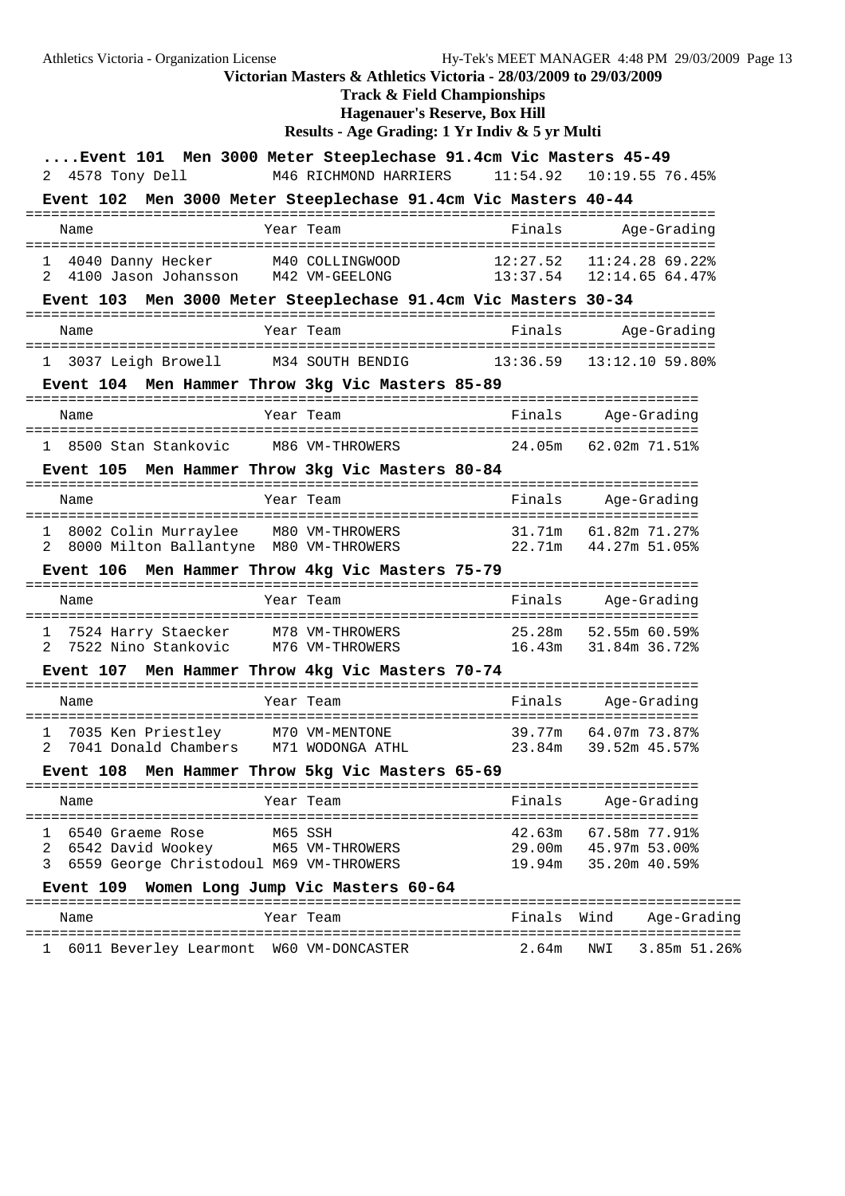**Victorian Masters & Athletics Victoria - 28/03/2009 to 29/03/2009**

**Track & Field Championships**

**Hagenauer's Reserve, Box Hill**

**Results - Age Grading: 1 Yr Indiv & 5 yr Multi**

### ....Event 101 Men 3000 Meter Steeplechase 91.4cm Vic Masters 45-49

| | Name | Year | Team | Finals | Age-Grading |
|---|---|---|---|---|---|
| 2 | 4578 Tony Dell | M46 | RICHMOND HARRIERS | 11:54.92 | 10:19.55 76.45% |

### Event 102 Men 3000 Meter Steeplechase 91.4cm Vic Masters 40-44

| | Name | Year | Team | Finals | Age-Grading |
|---|---|---|---|---|---|
| 1 | 4040 Danny Hecker | M40 | COLLINGWOOD | 12:27.52 | 11:24.28 69.22% |
| 2 | 4100 Jason Johansson | M42 | VM-GEELONG | 13:37.54 | 12:14.65 64.47% |

### Event 103 Men 3000 Meter Steeplechase 91.4cm Vic Masters 30-34

| | Name | Year | Team | Finals | Age-Grading |
|---|---|---|---|---|---|
| 1 | 3037 Leigh Browell | M34 | SOUTH BENDIG | 13:36.59 | 13:12.10 59.80% |

### Event 104 Men Hammer Throw 3kg Vic Masters 85-89

| | Name | Year | Team | Finals | Age-Grading |
|---|---|---|---|---|---|
| 1 | 8500 Stan Stankovic | M86 | VM-THROWERS | 24.05m | 62.02m 71.51% |

### Event 105 Men Hammer Throw 3kg Vic Masters 80-84

| | Name | Year | Team | Finals | Age-Grading |
|---|---|---|---|---|---|
| 1 | 8002 Colin Murraylee | M80 | VM-THROWERS | 31.71m | 61.82m 71.27% |
| 2 | 8000 Milton Ballantyne | M80 | VM-THROWERS | 22.71m | 44.27m 51.05% |

### Event 106 Men Hammer Throw 4kg Vic Masters 75-79

| | Name | Year | Team | Finals | Age-Grading |
|---|---|---|---|---|---|
| 1 | 7524 Harry Staecker | M78 | VM-THROWERS | 25.28m | 52.55m 60.59% |
| 2 | 7522 Nino Stankovic | M76 | VM-THROWERS | 16.43m | 31.84m 36.72% |

### Event 107 Men Hammer Throw 4kg Vic Masters 70-74

| | Name | Year | Team | Finals | Age-Grading |
|---|---|---|---|---|---|
| 1 | 7035 Ken Priestley | M70 | VM-MENTONE | 39.77m | 64.07m 73.87% |
| 2 | 7041 Donald Chambers | M71 | WODONGA ATHL | 23.84m | 39.52m 45.57% |

### Event 108 Men Hammer Throw 5kg Vic Masters 65-69

| | Name | Year | Team | Finals | Age-Grading |
|---|---|---|---|---|---|
| 1 | 6540 Graeme Rose | M65 | SSH | 42.63m | 67.58m 77.91% |
| 2 | 6542 David Wookey | M65 | VM-THROWERS | 29.00m | 45.97m 53.00% |
| 3 | 6559 George Christodoul | M69 | VM-THROWERS | 19.94m | 35.20m 40.59% |

### Event 109 Women Long Jump Vic Masters 60-64

| | Name | Year | Team | Finals | Wind | Age-Grading |
|---|---|---|---|---|---|---|
| 1 | 6011 Beverley Learmont | W60 | VM-DONCASTER | 2.64m | NWI | 3.85m 51.26% |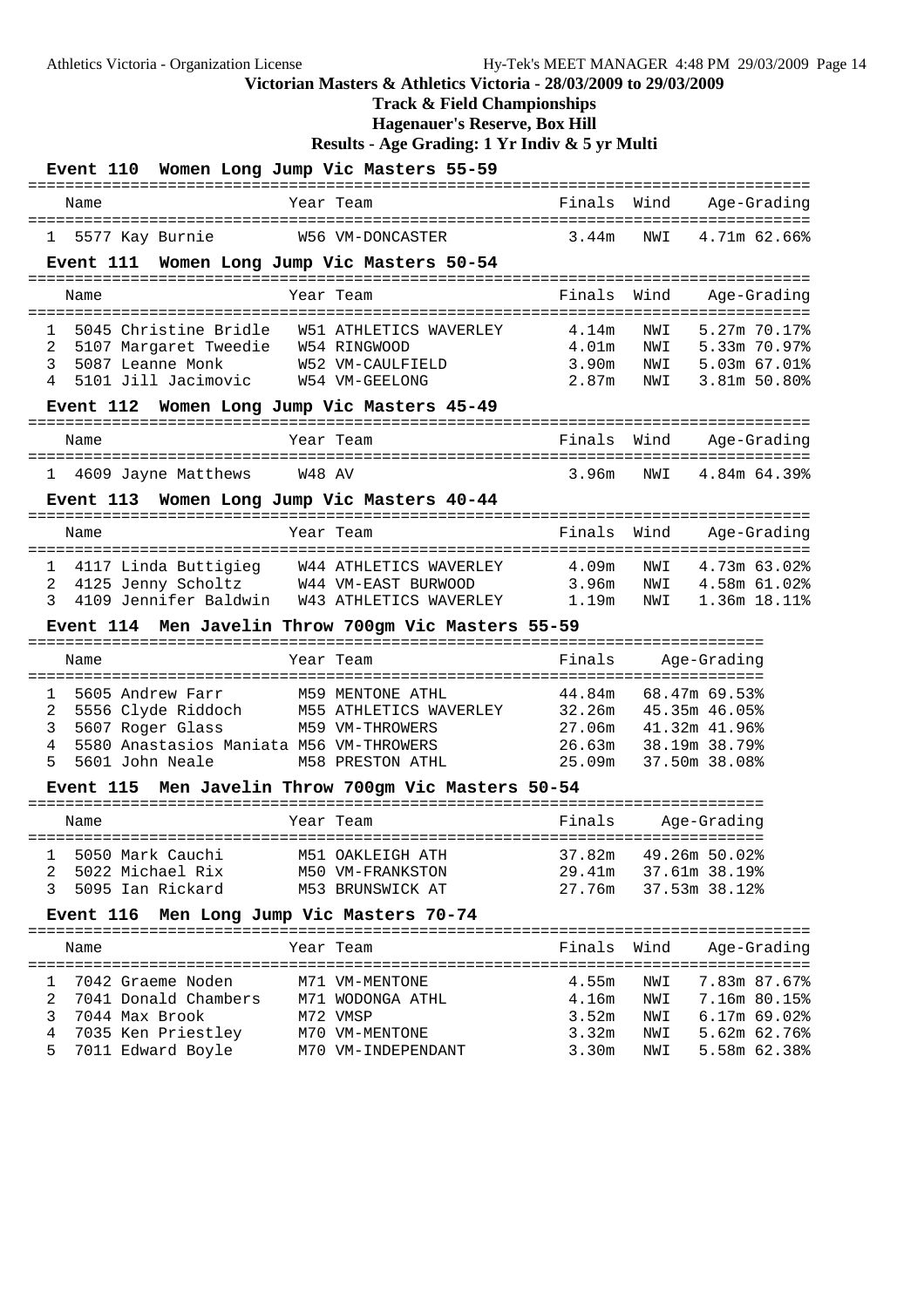# Victorian Masters & Athletics Victoria - 28/03/2009 to 29/03/2009

## Track & Field Championships

### Hagenauer's Reserve, Box Hill

### Results - Age Grading: 1 Yr Indiv & 5 yr Multi

**Event 110 Women Long Jump Vic Masters 55-59**

| | Name | Year | Team | Finals | Wind | Age-Grading |
|---|---|---|---|---|---|---|
| 1 | 5577 Kay Burnie | W56 | VM-DONCASTER | 3.44m | NWI | 4.71m 62.66% |

**Event 111 Women Long Jump Vic Masters 50-54**

| | Name | Year | Team | Finals | Wind | Age-Grading |
|---|---|---|---|---|---|---|
| 1 | 5045 Christine Bridle | W51 | ATHLETICS WAVERLEY | 4.14m | NWI | 5.27m 70.17% |
| 2 | 5107 Margaret Tweedie | W54 | RINGWOOD | 4.01m | NWI | 5.33m 70.97% |
| 3 | 5087 Leanne Monk | W52 | VM-CAULFIELD | 3.90m | NWI | 5.03m 67.01% |
| 4 | 5101 Jill Jacimovic | W54 | VM-GEELONG | 2.87m | NWI | 3.81m 50.80% |

**Event 112 Women Long Jump Vic Masters 45-49**

| | Name | Year | Team | Finals | Wind | Age-Grading |
|---|---|---|---|---|---|---|
| 1 | 4609 Jayne Matthews | W48 | AV | 3.96m | NWI | 4.84m 64.39% |

**Event 113 Women Long Jump Vic Masters 40-44**

| | Name | Year | Team | Finals | Wind | Age-Grading |
|---|---|---|---|---|---|---|
| 1 | 4117 Linda Buttigieg | W44 | ATHLETICS WAVERLEY | 4.09m | NWI | 4.73m 63.02% |
| 2 | 4125 Jenny Scholtz | W44 | VM-EAST BURWOOD | 3.96m | NWI | 4.58m 61.02% |
| 3 | 4109 Jennifer Baldwin | W43 | ATHLETICS WAVERLEY | 1.19m | NWI | 1.36m 18.11% |

**Event 114 Men Javelin Throw 700gm Vic Masters 55-59**

| | Name | Year | Team | Finals | Age-Grading |
|---|---|---|---|---|---|
| 1 | 5605 Andrew Farr | M59 | MENTONE ATHL | 44.84m | 68.47m 69.53% |
| 2 | 5556 Clyde Riddoch | M55 | ATHLETICS WAVERLEY | 32.26m | 45.35m 46.05% |
| 3 | 5607 Roger Glass | M59 | VM-THROWERS | 27.06m | 41.32m 41.96% |
| 4 | 5580 Anastasios Maniata | M56 | VM-THROWERS | 26.63m | 38.19m 38.79% |
| 5 | 5601 John Neale | M58 | PRESTON ATHL | 25.09m | 37.50m 38.08% |

**Event 115 Men Javelin Throw 700gm Vic Masters 50-54**

| | Name | Year | Team | Finals | Age-Grading |
|---|---|---|---|---|---|
| 1 | 5050 Mark Cauchi | M51 | OAKLEIGH ATH | 37.82m | 49.26m 50.02% |
| 2 | 5022 Michael Rix | M50 | VM-FRANKSTON | 29.41m | 37.61m 38.19% |
| 3 | 5095 Ian Rickard | M53 | BRUNSWICK AT | 27.76m | 37.53m 38.12% |

**Event 116 Men Long Jump Vic Masters 70-74**

| | Name | Year | Team | Finals | Wind | Age-Grading |
|---|---|---|---|---|---|---|
| 1 | 7042 Graeme Noden | M71 | VM-MENTONE | 4.55m | NWI | 7.83m 87.67% |
| 2 | 7041 Donald Chambers | M71 | WODONGA ATHL | 4.16m | NWI | 7.16m 80.15% |
| 3 | 7044 Max Brook | M72 | VMSP | 3.52m | NWI | 6.17m 69.02% |
| 4 | 7035 Ken Priestley | M70 | VM-MENTONE | 3.32m | NWI | 5.62m 62.76% |
| 5 | 7011 Edward Boyle | M70 | VM-INDEPENDANT | 3.30m | NWI | 5.58m 62.38% |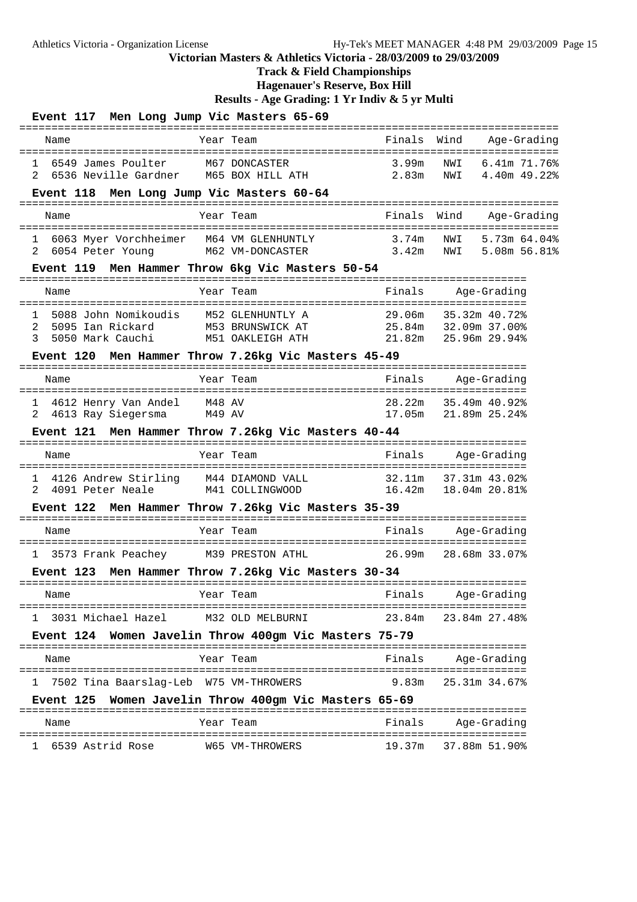Victorian Masters & Athletics Victoria - 28/03/2009 to 29/03/2009

**Track & Field Championships**

**Hagenauer's Reserve, Box Hill**

**Results - Age Grading: 1 Yr Indiv & 5 yr Multi**

### Event 117 Men Long Jump Vic Masters 65-69

| | Name | Year | Team | Finals | Wind | Age-Grading |
|---|---|---|---|---|---|---|
| 1 | 6549 James Poulter | M67 | DONCASTER | 3.99m | NWI | 6.41m 71.76% |
| 2 | 6536 Neville Gardner | M65 | BOX HILL ATH | 2.83m | NWI | 4.40m 49.22% |

### Event 118 Men Long Jump Vic Masters 60-64

| | Name | Year | Team | Finals | Wind | Age-Grading |
|---|---|---|---|---|---|---|
| 1 | 6063 Myer Vorchheimer | M64 | VM GLENHUNTLY | 3.74m | NWI | 5.73m 64.04% |
| 2 | 6054 Peter Young | M62 | VM-DONCASTER | 3.42m | NWI | 5.08m 56.81% |

### Event 119 Men Hammer Throw 6kg Vic Masters 50-54

| | Name | Year | Team | Finals | Age-Grading |
|---|---|---|---|---|---|
| 1 | 5088 John Nomikoudis | M52 | GLENHUNTLY A | 29.06m | 35.32m 40.72% |
| 2 | 5095 Ian Rickard | M53 | BRUNSWICK AT | 25.84m | 32.09m 37.00% |
| 3 | 5050 Mark Cauchi | M51 | OAKLEIGH ATH | 21.82m | 25.96m 29.94% |

### Event 120 Men Hammer Throw 7.26kg Vic Masters 45-49

| | Name | Year | Team | Finals | Age-Grading |
|---|---|---|---|---|---|
| 1 | 4612 Henry Van Andel | M48 | AV | 28.22m | 35.49m 40.92% |
| 2 | 4613 Ray Siegersma | M49 | AV | 17.05m | 21.89m 25.24% |

### Event 121 Men Hammer Throw 7.26kg Vic Masters 40-44

| | Name | Year | Team | Finals | Age-Grading |
|---|---|---|---|---|---|
| 1 | 4126 Andrew Stirling | M44 | DIAMOND VALL | 32.11m | 37.31m 43.02% |
| 2 | 4091 Peter Neale | M41 | COLLINGWOOD | 16.42m | 18.04m 20.81% |

### Event 122 Men Hammer Throw 7.26kg Vic Masters 35-39

| | Name | Year | Team | Finals | Age-Grading |
|---|---|---|---|---|---|
| 1 | 3573 Frank Peachey | M39 | PRESTON ATHL | 26.99m | 28.68m 33.07% |

### Event 123 Men Hammer Throw 7.26kg Vic Masters 30-34

| | Name | Year | Team | Finals | Age-Grading |
|---|---|---|---|---|---|
| 1 | 3031 Michael Hazel | M32 | OLD MELBURNI | 23.84m | 23.84m 27.48% |

### Event 124 Women Javelin Throw 400gm Vic Masters 75-79

| | Name | Year | Team | Finals | Age-Grading |
|---|---|---|---|---|---|
| 1 | 7502 Tina Baarslag-Leb | W75 | VM-THROWERS | 9.83m | 25.31m 34.67% |

### Event 125 Women Javelin Throw 400gm Vic Masters 65-69

| | Name | Year | Team | Finals | Age-Grading |
|---|---|---|---|---|---|
| 1 | 6539 Astrid Rose | W65 | VM-THROWERS | 19.37m | 37.88m 51.90% |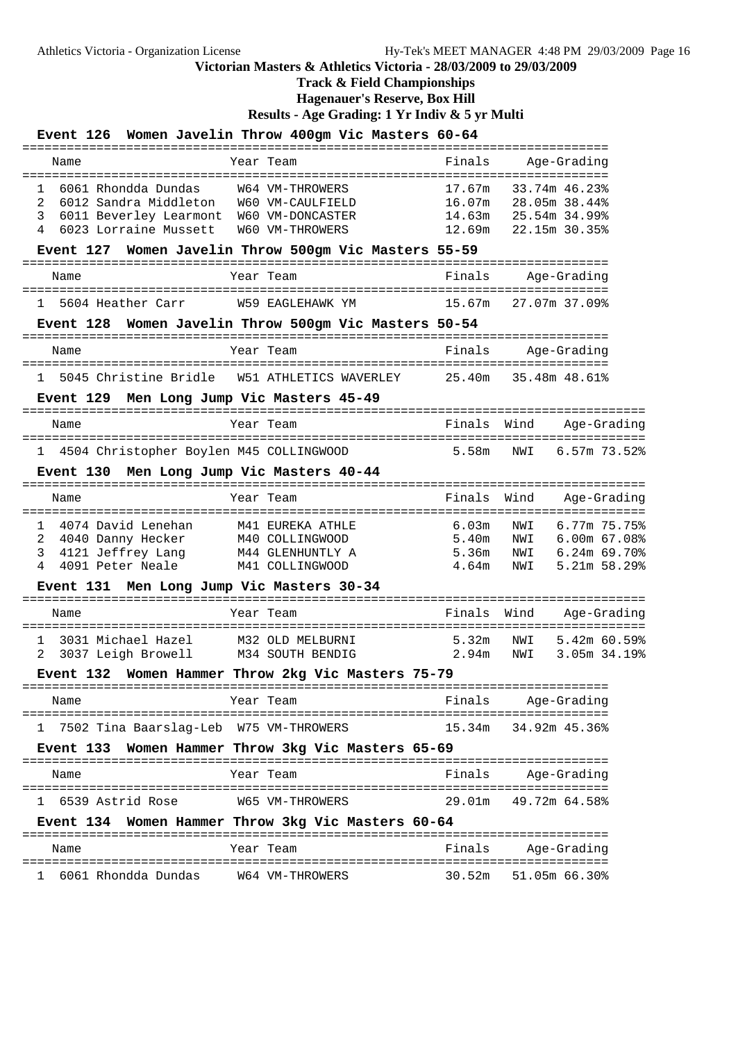# Victorian Masters & Athletics Victoria - 28/03/2009 to 29/03/2009

## Track & Field Championships

## Hagenauer's Reserve, Box Hill

## Results - Age Grading: 1 Yr Indiv & 5 yr Multi

### Event 126 Women Javelin Throw 400gm Vic Masters 60-64

| | Name | Year | Team | Finals | Age-Grading | |
|---|---|---|---|---|---|---|
| 1 | 6061 Rhondda Dundas | W64 | VM-THROWERS | 17.67m | 33.74m | 46.23% |
| 2 | 6012 Sandra Middleton | W60 | VM-CAULFIELD | 16.07m | 28.05m | 38.44% |
| 3 | 6011 Beverley Learmont | W60 | VM-DONCASTER | 14.63m | 25.54m | 34.99% |
| 4 | 6023 Lorraine Mussett | W60 | VM-THROWERS | 12.69m | 22.15m | 30.35% |

### Event 127 Women Javelin Throw 500gm Vic Masters 55-59

| | Name | Year | Team | Finals | Age-Grading | |
|---|---|---|---|---|---|---|
| 1 | 5604 Heather Carr | W59 | EAGLEHAWK YM | 15.67m | 27.07m | 37.09% |

### Event 128 Women Javelin Throw 500gm Vic Masters 50-54

| | Name | Year | Team | Finals | Age-Grading | |
|---|---|---|---|---|---|---|
| 1 | 5045 Christine Bridle | W51 | ATHLETICS WAVERLEY | 25.40m | 35.48m | 48.61% |

### Event 129 Men Long Jump Vic Masters 45-49

| | Name | Year | Team | Finals | Wind | Age-Grading | |
|---|---|---|---|---|---|---|---|
| 1 | 4504 Christopher Boylen | M45 | COLLINGWOOD | 5.58m | NWI | 6.57m | 73.52% |

### Event 130 Men Long Jump Vic Masters 40-44

| | Name | Year | Team | Finals | Wind | Age-Grading | |
|---|---|---|---|---|---|---|---|
| 1 | 4074 David Lenehan | M41 | EUREKA ATHLE | 6.03m | NWI | 6.77m | 75.75% |
| 2 | 4040 Danny Hecker | M40 | COLLINGWOOD | 5.40m | NWI | 6.00m | 67.08% |
| 3 | 4121 Jeffrey Lang | M44 | GLENHUNTLY A | 5.36m | NWI | 6.24m | 69.70% |
| 4 | 4091 Peter Neale | M41 | COLLINGWOOD | 4.64m | NWI | 5.21m | 58.29% |

### Event 131 Men Long Jump Vic Masters 30-34

| | Name | Year | Team | Finals | Wind | Age-Grading | |
|---|---|---|---|---|---|---|---|
| 1 | 3031 Michael Hazel | M32 | OLD MELBURNI | 5.32m | NWI | 5.42m | 60.59% |
| 2 | 3037 Leigh Browell | M34 | SOUTH BENDIG | 2.94m | NWI | 3.05m | 34.19% |

### Event 132 Women Hammer Throw 2kg Vic Masters 75-79

| | Name | Year | Team | Finals | Age-Grading | |
|---|---|---|---|---|---|---|
| 1 | 7502 Tina Baarslag-Leb | W75 | VM-THROWERS | 15.34m | 34.92m | 45.36% |

### Event 133 Women Hammer Throw 3kg Vic Masters 65-69

| | Name | Year | Team | Finals | Age-Grading | |
|---|---|---|---|---|---|---|
| 1 | 6539 Astrid Rose | W65 | VM-THROWERS | 29.01m | 49.72m | 64.58% |

### Event 134 Women Hammer Throw 3kg Vic Masters 60-64

| | Name | Year | Team | Finals | Age-Grading | |
|---|---|---|---|---|---|---|
| 1 | 6061 Rhondda Dundas | W64 | VM-THROWERS | 30.52m | 51.05m | 66.30% |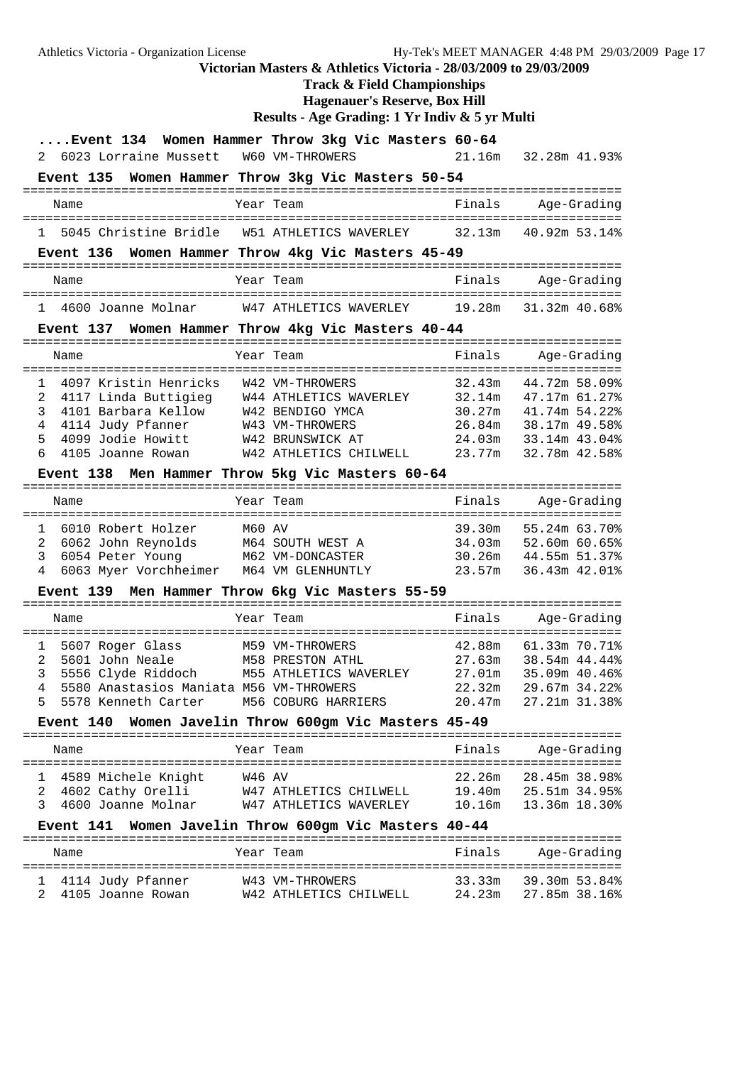**Victorian Masters & Athletics Victoria - 28/03/2009 to 29/03/2009**

**Track & Field Championships**

**Hagenauer's Reserve, Box Hill**

**Results - Age Grading: 1 Yr Indiv & 5 yr Multi**

### ....Event 134 Women Hammer Throw 3kg Vic Masters 60-64

| | Name | Year | Team | Finals | Age-Grading | |
|---|---|---|---|---|---|---|
| 2 | 6023 Lorraine Mussett | W60 | VM-THROWERS | 21.16m | 32.28m | 41.93% |

### Event 135 Women Hammer Throw 3kg Vic Masters 50-54

| | Name | Year | Team | Finals | Age-Grading | |
|---|---|---|---|---|---|---|
| 1 | 5045 Christine Bridle | W51 | ATHLETICS WAVERLEY | 32.13m | 40.92m | 53.14% |

### Event 136 Women Hammer Throw 4kg Vic Masters 45-49

| | Name | Year | Team | Finals | Age-Grading | |
|---|---|---|---|---|---|---|
| 1 | 4600 Joanne Molnar | W47 | ATHLETICS WAVERLEY | 19.28m | 31.32m | 40.68% |

### Event 137 Women Hammer Throw 4kg Vic Masters 40-44

| | Name | Year | Team | Finals | Age-Grading | |
|---|---|---|---|---|---|---|
| 1 | 4097 Kristin Henricks | W42 | VM-THROWERS | 32.43m | 44.72m | 58.09% |
| 2 | 4117 Linda Buttigieg | W44 | ATHLETICS WAVERLEY | 32.14m | 47.17m | 61.27% |
| 3 | 4101 Barbara Kellow | W42 | BENDIGO YMCA | 30.27m | 41.74m | 54.22% |
| 4 | 4114 Judy Pfanner | W43 | VM-THROWERS | 26.84m | 38.17m | 49.58% |
| 5 | 4099 Jodie Howitt | W42 | BRUNSWICK AT | 24.03m | 33.14m | 43.04% |
| 6 | 4105 Joanne Rowan | W42 | ATHLETICS CHILWELL | 23.77m | 32.78m | 42.58% |

### Event 138 Men Hammer Throw 5kg Vic Masters 60-64

| | Name | Year | Team | Finals | Age-Grading | |
|---|---|---|---|---|---|---|
| 1 | 6010 Robert Holzer | M60 | AV | 39.30m | 55.24m | 63.70% |
| 2 | 6062 John Reynolds | M64 | SOUTH WEST A | 34.03m | 52.60m | 60.65% |
| 3 | 6054 Peter Young | M62 | VM-DONCASTER | 30.26m | 44.55m | 51.37% |
| 4 | 6063 Myer Vorchheimer | M64 | VM GLENHUNTLY | 23.57m | 36.43m | 42.01% |

### Event 139 Men Hammer Throw 6kg Vic Masters 55-59

| | Name | Year | Team | Finals | Age-Grading | |
|---|---|---|---|---|---|---|
| 1 | 5607 Roger Glass | M59 | VM-THROWERS | 42.88m | 61.33m | 70.71% |
| 2 | 5601 John Neale | M58 | PRESTON ATHL | 27.63m | 38.54m | 44.44% |
| 3 | 5556 Clyde Riddoch | M55 | ATHLETICS WAVERLEY | 27.01m | 35.09m | 40.46% |
| 4 | 5580 Anastasios Maniata | M56 | VM-THROWERS | 22.32m | 29.67m | 34.22% |
| 5 | 5578 Kenneth Carter | M56 | COBURG HARRIERS | 20.47m | 27.21m | 31.38% |

### Event 140 Women Javelin Throw 600gm Vic Masters 45-49

| | Name | Year | Team | Finals | Age-Grading | |
|---|---|---|---|---|---|---|
| 1 | 4589 Michele Knight | W46 | AV | 22.26m | 28.45m | 38.98% |
| 2 | 4602 Cathy Orelli | W47 | ATHLETICS CHILWELL | 19.40m | 25.51m | 34.95% |
| 3 | 4600 Joanne Molnar | W47 | ATHLETICS WAVERLEY | 10.16m | 13.36m | 18.30% |

### Event 141 Women Javelin Throw 600gm Vic Masters 40-44

| | Name | Year | Team | Finals | Age-Grading | |
|---|---|---|---|---|---|---|
| 1 | 4114 Judy Pfanner | W43 | VM-THROWERS | 33.33m | 39.30m | 53.84% |
| 2 | 4105 Joanne Rowan | W42 | ATHLETICS CHILWELL | 24.23m | 27.85m | 38.16% |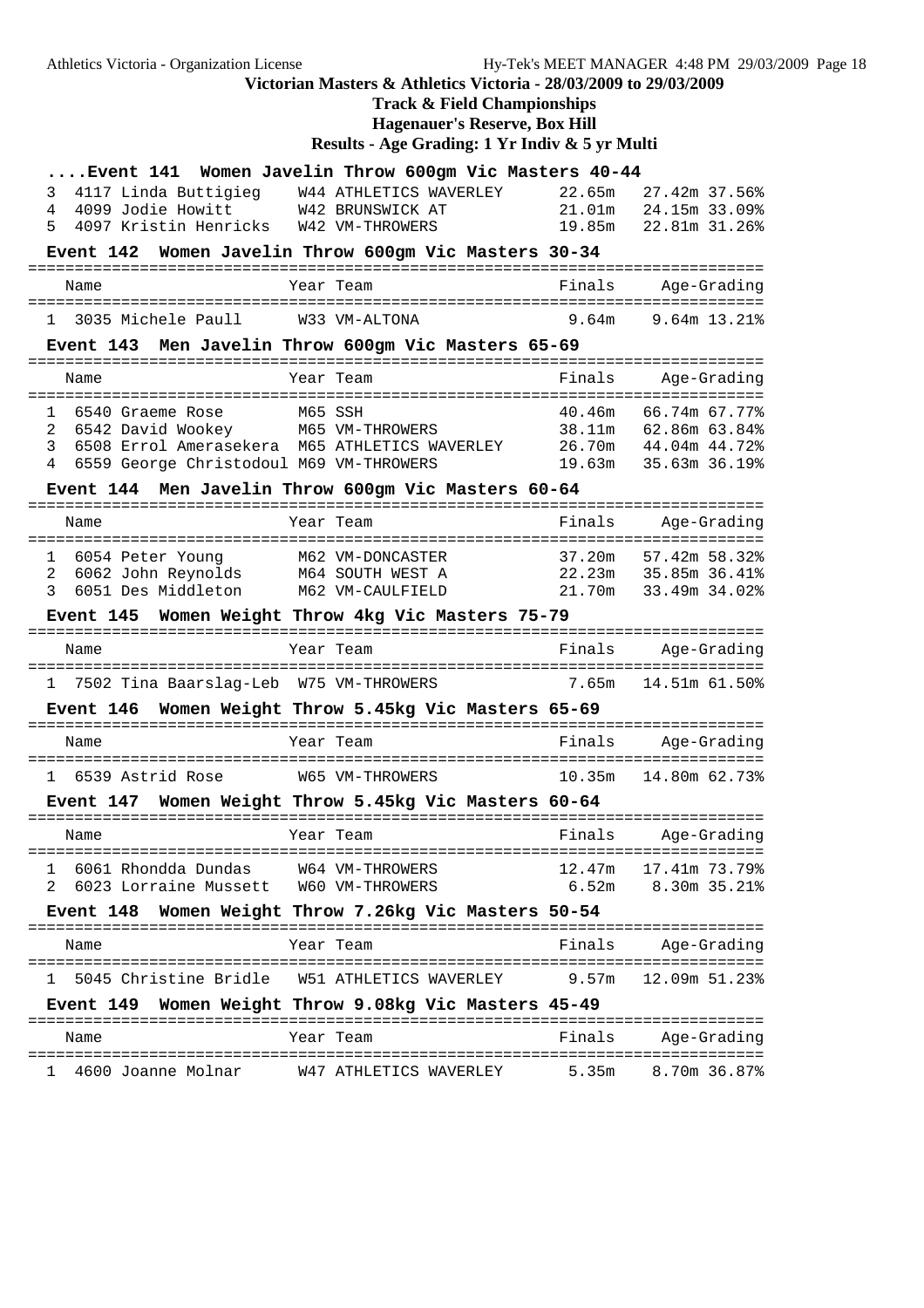**Victorian Masters & Athletics Victoria - 28/03/2009 to 29/03/2009**

**Track & Field Championships**

**Hagenauer's Reserve, Box Hill**

**Results - Age Grading: 1 Yr Indiv & 5 yr Multi**

### ....Event 141 Women Javelin Throw 600gm Vic Masters 40-44

| | Name | Year | Team | Finals | Age-Grading | |
|---|---|---|---|---|---|---|
| 3 | 4117 Linda Buttigieg | W44 | ATHLETICS WAVERLEY | 22.65m | 27.42m | 37.56% |
| 4 | 4099 Jodie Howitt | W42 | BRUNSWICK AT | 21.01m | 24.15m | 33.09% |
| 5 | 4097 Kristin Henricks | W42 | VM-THROWERS | 19.85m | 22.81m | 31.26% |

### Event 142 Women Javelin Throw 600gm Vic Masters 30-34

| | Name | Year | Team | Finals | Age-Grading | |
|---|---|---|---|---|---|---|
| 1 | 3035 Michele Paull | W33 | VM-ALTONA | 9.64m | 9.64m | 13.21% |

### Event 143 Men Javelin Throw 600gm Vic Masters 65-69

| | Name | Year | Team | Finals | Age-Grading | |
|---|---|---|---|---|---|---|
| 1 | 6540 Graeme Rose | M65 | SSH | 40.46m | 66.74m | 67.77% |
| 2 | 6542 David Wookey | M65 | VM-THROWERS | 38.11m | 62.86m | 63.84% |
| 3 | 6508 Errol Amerasekera | M65 | ATHLETICS WAVERLEY | 26.70m | 44.04m | 44.72% |
| 4 | 6559 George Christodoul | M69 | VM-THROWERS | 19.63m | 35.63m | 36.19% |

### Event 144 Men Javelin Throw 600gm Vic Masters 60-64

| | Name | Year | Team | Finals | Age-Grading | |
|---|---|---|---|---|---|---|
| 1 | 6054 Peter Young | M62 | VM-DONCASTER | 37.20m | 57.42m | 58.32% |
| 2 | 6062 John Reynolds | M64 | SOUTH WEST A | 22.23m | 35.85m | 36.41% |
| 3 | 6051 Des Middleton | M62 | VM-CAULFIELD | 21.70m | 33.49m | 34.02% |

### Event 145 Women Weight Throw 4kg Vic Masters 75-79

| | Name | Year | Team | Finals | Age-Grading | |
|---|---|---|---|---|---|---|
| 1 | 7502 Tina Baarslag-Leb | W75 | VM-THROWERS | 7.65m | 14.51m | 61.50% |

### Event 146 Women Weight Throw 5.45kg Vic Masters 65-69

| | Name | Year | Team | Finals | Age-Grading | |
|---|---|---|---|---|---|---|
| 1 | 6539 Astrid Rose | W65 | VM-THROWERS | 10.35m | 14.80m | 62.73% |

### Event 147 Women Weight Throw 5.45kg Vic Masters 60-64

| | Name | Year | Team | Finals | Age-Grading | |
|---|---|---|---|---|---|---|
| 1 | 6061 Rhondda Dundas | W64 | VM-THROWERS | 12.47m | 17.41m | 73.79% |
| 2 | 6023 Lorraine Mussett | W60 | VM-THROWERS | 6.52m | 8.30m | 35.21% |

### Event 148 Women Weight Throw 7.26kg Vic Masters 50-54

| | Name | Year | Team | Finals | Age-Grading | |
|---|---|---|---|---|---|---|
| 1 | 5045 Christine Bridle | W51 | ATHLETICS WAVERLEY | 9.57m | 12.09m | 51.23% |

### Event 149 Women Weight Throw 9.08kg Vic Masters 45-49

| | Name | Year | Team | Finals | Age-Grading | |
|---|---|---|---|---|---|---|
| 1 | 4600 Joanne Molnar | W47 | ATHLETICS WAVERLEY | 5.35m | 8.70m | 36.87% |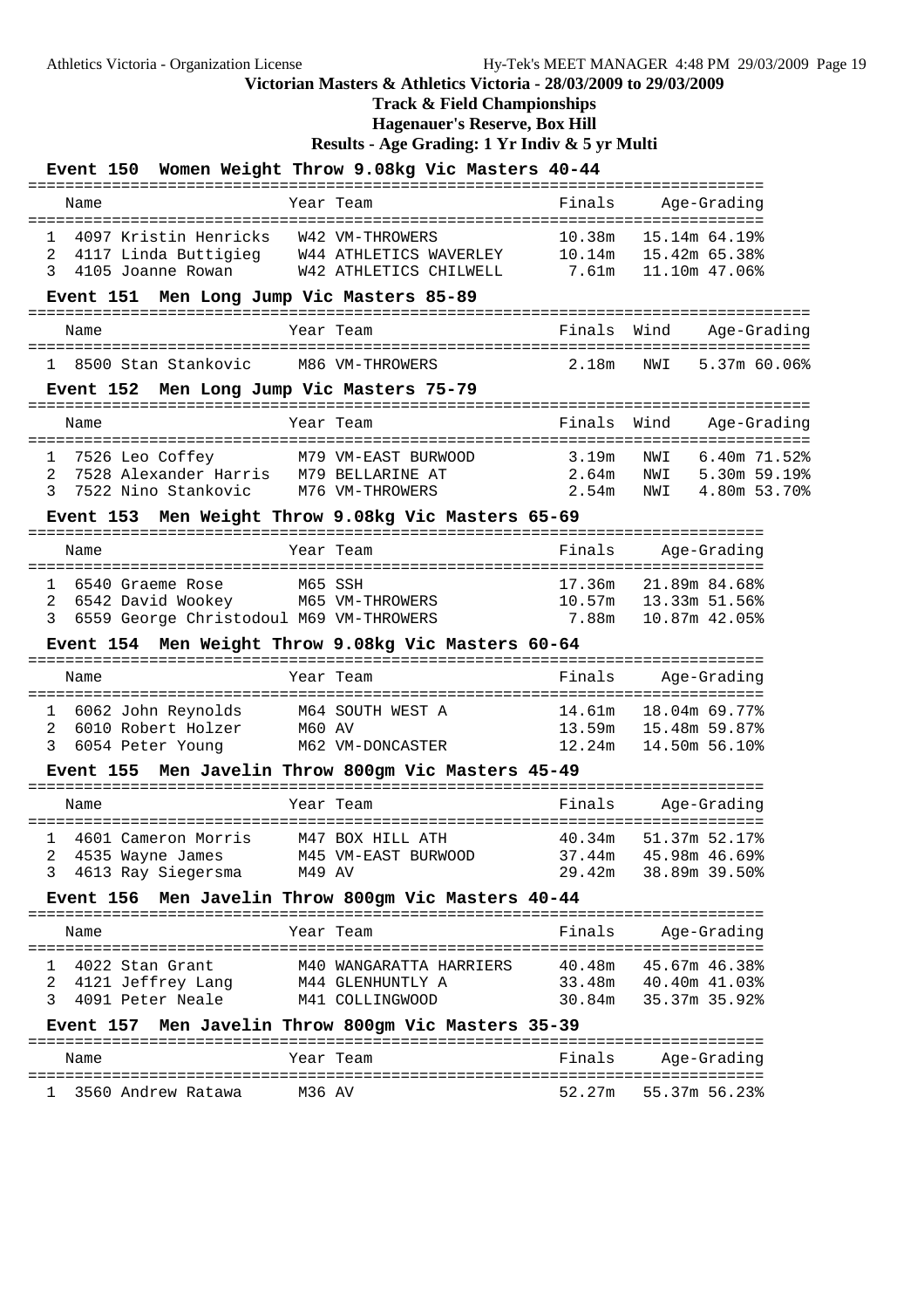**Victorian Masters & Athletics Victoria - 28/03/2009 to 29/03/2009**

**Track & Field Championships**

**Hagenauer's Reserve, Box Hill**

**Results - Age Grading: 1 Yr Indiv & 5 yr Multi**

### Event 150 Women Weight Throw 9.08kg Vic Masters 40-44

| | Name | Year | Team | Finals | Age-Grading |
|---|---|---|---|---|---|
| 1 | 4097 Kristin Henricks | W42 | VM-THROWERS | 10.38m | 15.14m 64.19% |
| 2 | 4117 Linda Buttigieg | W44 | ATHLETICS WAVERLEY | 10.14m | 15.42m 65.38% |
| 3 | 4105 Joanne Rowan | W42 | ATHLETICS CHILWELL | 7.61m | 11.10m 47.06% |

### Event 151 Men Long Jump Vic Masters 85-89

| | Name | Year | Team | Finals | Wind | Age-Grading |
|---|---|---|---|---|---|---|
| 1 | 8500 Stan Stankovic | M86 | VM-THROWERS | 2.18m | NWI | 5.37m 60.06% |

### Event 152 Men Long Jump Vic Masters 75-79

| | Name | Year | Team | Finals | Wind | Age-Grading |
|---|---|---|---|---|---|---|
| 1 | 7526 Leo Coffey | M79 | VM-EAST BURWOOD | 3.19m | NWI | 6.40m 71.52% |
| 2 | 7528 Alexander Harris | M79 | BELLARINE AT | 2.64m | NWI | 5.30m 59.19% |
| 3 | 7522 Nino Stankovic | M76 | VM-THROWERS | 2.54m | NWI | 4.80m 53.70% |

### Event 153 Men Weight Throw 9.08kg Vic Masters 65-69

| | Name | Year | Team | Finals | Age-Grading |
|---|---|---|---|---|---|
| 1 | 6540 Graeme Rose | M65 | SSH | 17.36m | 21.89m 84.68% |
| 2 | 6542 David Wookey | M65 | VM-THROWERS | 10.57m | 13.33m 51.56% |
| 3 | 6559 George Christodoul | M69 | VM-THROWERS | 7.88m | 10.87m 42.05% |

### Event 154 Men Weight Throw 9.08kg Vic Masters 60-64

| | Name | Year | Team | Finals | Age-Grading |
|---|---|---|---|---|---|
| 1 | 6062 John Reynolds | M64 | SOUTH WEST A | 14.61m | 18.04m 69.77% |
| 2 | 6010 Robert Holzer | M60 | AV | 13.59m | 15.48m 59.87% |
| 3 | 6054 Peter Young | M62 | VM-DONCASTER | 12.24m | 14.50m 56.10% |

### Event 155 Men Javelin Throw 800gm Vic Masters 45-49

| | Name | Year | Team | Finals | Age-Grading |
|---|---|---|---|---|---|
| 1 | 4601 Cameron Morris | M47 | BOX HILL ATH | 40.34m | 51.37m 52.17% |
| 2 | 4535 Wayne James | M45 | VM-EAST BURWOOD | 37.44m | 45.98m 46.69% |
| 3 | 4613 Ray Siegersma | M49 | AV | 29.42m | 38.89m 39.50% |

### Event 156 Men Javelin Throw 800gm Vic Masters 40-44

| | Name | Year | Team | Finals | Age-Grading |
|---|---|---|---|---|---|
| 1 | 4022 Stan Grant | M40 | WANGARATTA HARRIERS | 40.48m | 45.67m 46.38% |
| 2 | 4121 Jeffrey Lang | M44 | GLENHUNTLY A | 33.48m | 40.40m 41.03% |
| 3 | 4091 Peter Neale | M41 | COLLINGWOOD | 30.84m | 35.37m 35.92% |

### Event 157 Men Javelin Throw 800gm Vic Masters 35-39

| | Name | Year | Team | Finals | Age-Grading |
|---|---|---|---|---|---|
| 1 | 3560 Andrew Ratawa | M36 | AV | 52.27m | 55.37m 56.23% |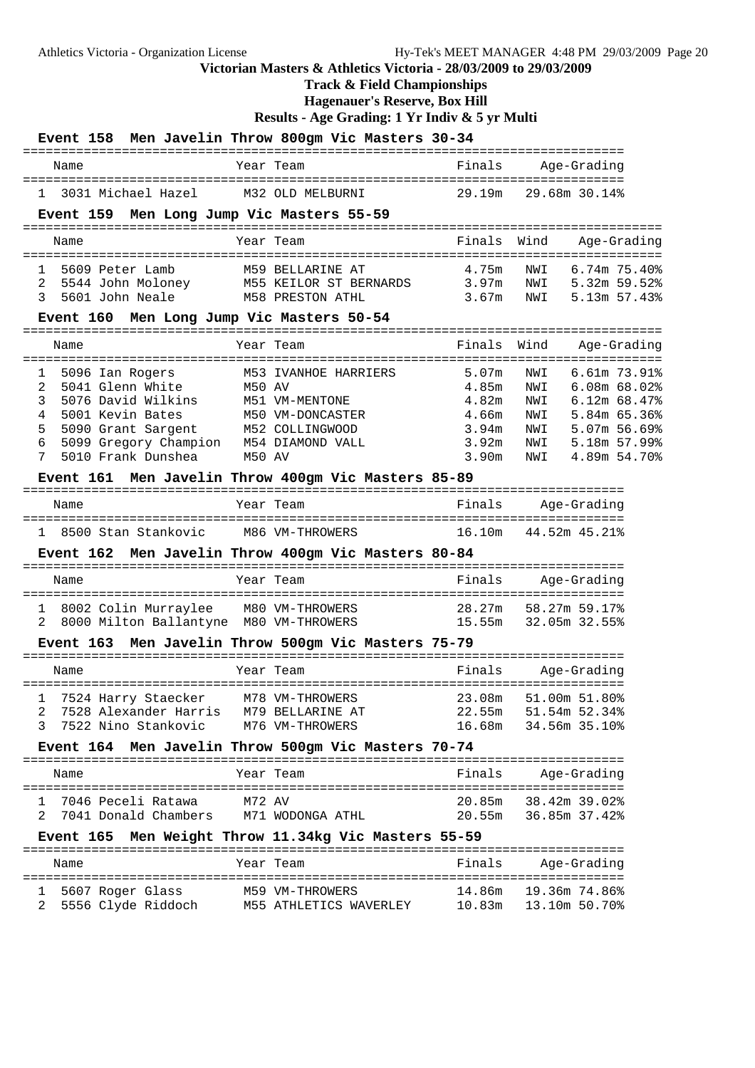## Victorian Masters & Athletics Victoria - 28/03/2009 to 29/03/2009

### Track & Field Championships

### Hagenauer's Reserve, Box Hill

### Results - Age Grading: 1 Yr Indiv & 5 yr Multi

**Event 158 Men Javelin Throw 800gm Vic Masters 30-34**

| | Name | Year | Team | Finals | Age-Grading | |
|---|---|---|---|---|---|---|
| 1 | 3031 Michael Hazel | M32 | OLD MELBURNI | 29.19m | 29.68m | 30.14% |

**Event 159 Men Long Jump Vic Masters 55-59**

| | Name | Year | Team | Finals | Wind | Age-Grading | |
|---|---|---|---|---|---|---|---|
| 1 | 5609 Peter Lamb | M59 | BELLARINE AT | 4.75m | NWI | 6.74m | 75.40% |
| 2 | 5544 John Moloney | M55 | KEILOR ST BERNARDS | 3.97m | NWI | 5.32m | 59.52% |
| 3 | 5601 John Neale | M58 | PRESTON ATHL | 3.67m | NWI | 5.13m | 57.43% |

**Event 160 Men Long Jump Vic Masters 50-54**

| | Name | Year | Team | Finals | Wind | Age-Grading | |
|---|---|---|---|---|---|---|---|
| 1 | 5096 Ian Rogers | M53 | IVANHOE HARRIERS | 5.07m | NWI | 6.61m | 73.91% |
| 2 | 5041 Glenn White | M50 | AV | 4.85m | NWI | 6.08m | 68.02% |
| 3 | 5076 David Wilkins | M51 | VM-MENTONE | 4.82m | NWI | 6.12m | 68.47% |
| 4 | 5001 Kevin Bates | M50 | VM-DONCASTER | 4.66m | NWI | 5.84m | 65.36% |
| 5 | 5090 Grant Sargent | M52 | COLLINGWOOD | 3.94m | NWI | 5.07m | 56.69% |
| 6 | 5099 Gregory Champion | M54 | DIAMOND VALL | 3.92m | NWI | 5.18m | 57.99% |
| 7 | 5010 Frank Dunshea | M50 | AV | 3.90m | NWI | 4.89m | 54.70% |

**Event 161 Men Javelin Throw 400gm Vic Masters 85-89**

| | Name | Year | Team | Finals | Age-Grading | |
|---|---|---|---|---|---|---|
| 1 | 8500 Stan Stankovic | M86 | VM-THROWERS | 16.10m | 44.52m | 45.21% |

**Event 162 Men Javelin Throw 400gm Vic Masters 80-84**

| | Name | Year | Team | Finals | Age-Grading | |
|---|---|---|---|---|---|---|
| 1 | 8002 Colin Murraylee | M80 | VM-THROWERS | 28.27m | 58.27m | 59.17% |
| 2 | 8000 Milton Ballantyne | M80 | VM-THROWERS | 15.55m | 32.05m | 32.55% |

**Event 163 Men Javelin Throw 500gm Vic Masters 75-79**

| | Name | Year | Team | Finals | Age-Grading | |
|---|---|---|---|---|---|---|
| 1 | 7524 Harry Staecker | M78 | VM-THROWERS | 23.08m | 51.00m | 51.80% |
| 2 | 7528 Alexander Harris | M79 | BELLARINE AT | 22.55m | 51.54m | 52.34% |
| 3 | 7522 Nino Stankovic | M76 | VM-THROWERS | 16.68m | 34.56m | 35.10% |

**Event 164 Men Javelin Throw 500gm Vic Masters 70-74**

| | Name | Year | Team | Finals | Age-Grading | |
|---|---|---|---|---|---|---|
| 1 | 7046 Peceli Ratawa | M72 | AV | 20.85m | 38.42m | 39.02% |
| 2 | 7041 Donald Chambers | M71 | WODONGA ATHL | 20.55m | 36.85m | 37.42% |

**Event 165 Men Weight Throw 11.34kg Vic Masters 55-59**

| | Name | Year | Team | Finals | Age-Grading | |
|---|---|---|---|---|---|---|
| 1 | 5607 Roger Glass | M59 | VM-THROWERS | 14.86m | 19.36m | 74.86% |
| 2 | 5556 Clyde Riddoch | M55 | ATHLETICS WAVERLEY | 10.83m | 13.10m | 50.70% |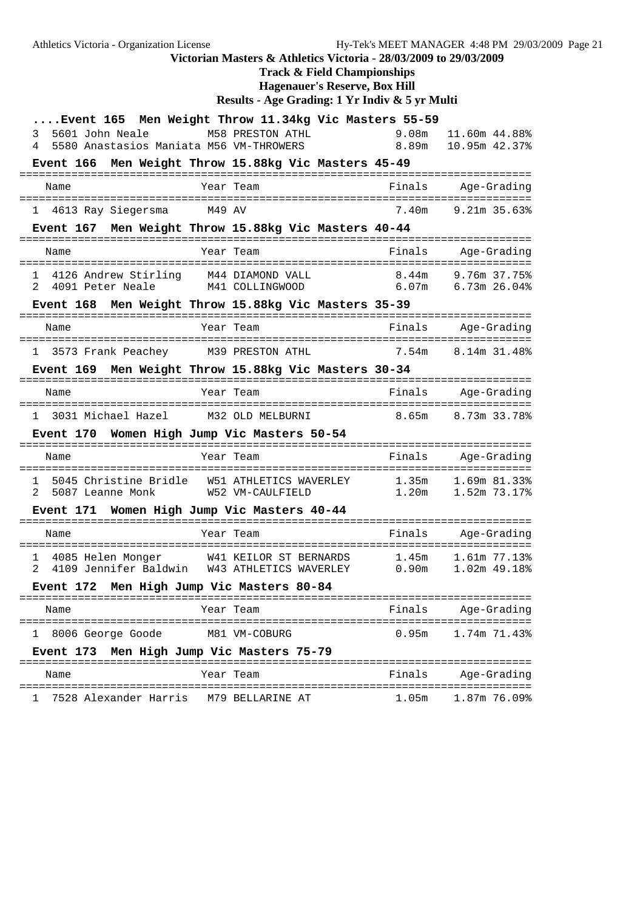# Victorian Masters & Athletics Victoria - 28/03/2009 to 29/03/2009

## Track & Field Championships

## Hagenauer's Reserve, Box Hill

## Results - Age Grading: 1 Yr Indiv & 5 yr Multi

### ....Event 165 Men Weight Throw 11.34kg Vic Masters 55-59

| Place | Name | Year | Team | Finals | Age-Grading |
|---|---|---|---|---|---|
| 3 | 5601 John Neale | M58 | PRESTON ATHL | 9.08m | 11.60m 44.88% |
| 4 | 5580 Anastasios Maniata | M56 | VM-THROWERS | 8.89m | 10.95m 42.37% |

### Event 166 Men Weight Throw 15.88kg Vic Masters 45-49

| Place | Name | Year | Team | Finals | Age-Grading |
|---|---|---|---|---|---|
| 1 | 4613 Ray Siegersma | M49 | AV | 7.40m | 9.21m 35.63% |

### Event 167 Men Weight Throw 15.88kg Vic Masters 40-44

| Place | Name | Year | Team | Finals | Age-Grading |
|---|---|---|---|---|---|
| 1 | 4126 Andrew Stirling | M44 | DIAMOND VALL | 8.44m | 9.76m 37.75% |
| 2 | 4091 Peter Neale | M41 | COLLINGWOOD | 6.07m | 6.73m 26.04% |

### Event 168 Men Weight Throw 15.88kg Vic Masters 35-39

| Place | Name | Year | Team | Finals | Age-Grading |
|---|---|---|---|---|---|
| 1 | 3573 Frank Peachey | M39 | PRESTON ATHL | 7.54m | 8.14m 31.48% |

### Event 169 Men Weight Throw 15.88kg Vic Masters 30-34

| Place | Name | Year | Team | Finals | Age-Grading |
|---|---|---|---|---|---|
| 1 | 3031 Michael Hazel | M32 | OLD MELBURNI | 8.65m | 8.73m 33.78% |

### Event 170 Women High Jump Vic Masters 50-54

| Place | Name | Year | Team | Finals | Age-Grading |
|---|---|---|---|---|---|
| 1 | 5045 Christine Bridle | W51 | ATHLETICS WAVERLEY | 1.35m | 1.69m 81.33% |
| 2 | 5087 Leanne Monk | W52 | VM-CAULFIELD | 1.20m | 1.52m 73.17% |

### Event 171 Women High Jump Vic Masters 40-44

| Place | Name | Year | Team | Finals | Age-Grading |
|---|---|---|---|---|---|
| 1 | 4085 Helen Monger | W41 | KEILOR ST BERNARDS | 1.45m | 1.61m 77.13% |
| 2 | 4109 Jennifer Baldwin | W43 | ATHLETICS WAVERLEY | 0.90m | 1.02m 49.18% |

### Event 172 Men High Jump Vic Masters 80-84

| Place | Name | Year | Team | Finals | Age-Grading |
|---|---|---|---|---|---|
| 1 | 8006 George Goode | M81 | VM-COBURG | 0.95m | 1.74m 71.43% |

### Event 173 Men High Jump Vic Masters 75-79

| Place | Name | Year | Team | Finals | Age-Grading |
|---|---|---|---|---|---|
| 1 | 7528 Alexander Harris | M79 | BELLARINE AT | 1.05m | 1.87m 76.09% |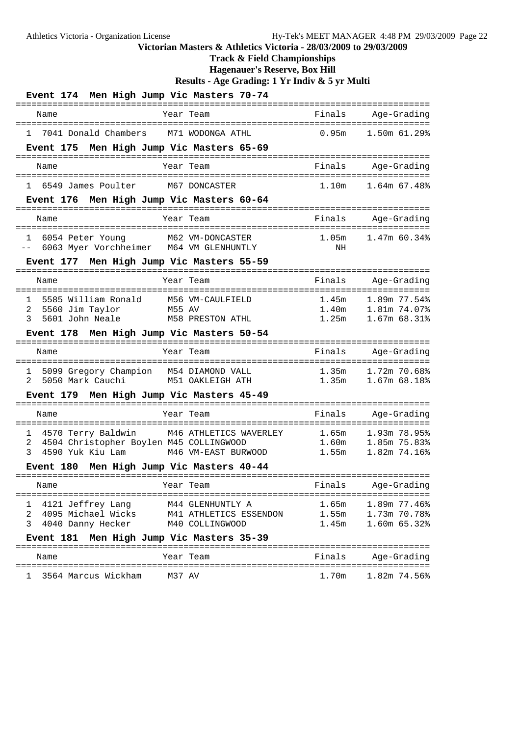# Victorian Masters & Athletics Victoria - 28/03/2009 to 29/03/2009

## Track & Field Championships

### Hagenauer's Reserve, Box Hill

### Results - Age Grading: 1 Yr Indiv & 5 yr Multi

**Event 174 Men High Jump Vic Masters 70-74**

| | Name | Year | Team | Finals | Age-Grading |
|---|---|---|---|---|---|
| 1 | 7041 Donald Chambers | M71 | WODONGA ATHL | 0.95m | 1.50m 61.29% |

**Event 175 Men High Jump Vic Masters 65-69**

| | Name | Year | Team | Finals | Age-Grading |
|---|---|---|---|---|---|
| 1 | 6549 James Poulter | M67 | DONCASTER | 1.10m | 1.64m 67.48% |

**Event 176 Men High Jump Vic Masters 60-64**

| | Name | Year | Team | Finals | Age-Grading |
|---|---|---|---|---|---|
| 1 | 6054 Peter Young | M62 | VM-DONCASTER | 1.05m | 1.47m 60.34% |
| -- | 6063 Myer Vorchheimer | M64 | VM GLENHUNTLY | NH | |

**Event 177 Men High Jump Vic Masters 55-59**

| | Name | Year | Team | Finals | Age-Grading |
|---|---|---|---|---|---|
| 1 | 5585 William Ronald | M56 | VM-CAULFIELD | 1.45m | 1.89m 77.54% |
| 2 | 5560 Jim Taylor | M55 | AV | 1.40m | 1.81m 74.07% |
| 3 | 5601 John Neale | M58 | PRESTON ATHL | 1.25m | 1.67m 68.31% |

**Event 178 Men High Jump Vic Masters 50-54**

| | Name | Year | Team | Finals | Age-Grading |
|---|---|---|---|---|---|
| 1 | 5099 Gregory Champion | M54 | DIAMOND VALL | 1.35m | 1.72m 70.68% |
| 2 | 5050 Mark Cauchi | M51 | OAKLEIGH ATH | 1.35m | 1.67m 68.18% |

**Event 179 Men High Jump Vic Masters 45-49**

| | Name | Year | Team | Finals | Age-Grading |
|---|---|---|---|---|---|
| 1 | 4570 Terry Baldwin | M46 | ATHLETICS WAVERLEY | 1.65m | 1.93m 78.95% |
| 2 | 4504 Christopher Boylen | M45 | COLLINGWOOD | 1.60m | 1.85m 75.83% |
| 3 | 4590 Yuk Kiu Lam | M46 | VM-EAST BURWOOD | 1.55m | 1.82m 74.16% |

**Event 180 Men High Jump Vic Masters 40-44**

| | Name | Year | Team | Finals | Age-Grading |
|---|---|---|---|---|---|
| 1 | 4121 Jeffrey Lang | M44 | GLENHUNTLY A | 1.65m | 1.89m 77.46% |
| 2 | 4095 Michael Wicks | M41 | ATHLETICS ESSENDON | 1.55m | 1.73m 70.78% |
| 3 | 4040 Danny Hecker | M40 | COLLINGWOOD | 1.45m | 1.60m 65.32% |

**Event 181 Men High Jump Vic Masters 35-39**

| | Name | Year | Team | Finals | Age-Grading |
|---|---|---|---|---|---|
| 1 | 3564 Marcus Wickham | M37 | AV | 1.70m | 1.82m 74.56% |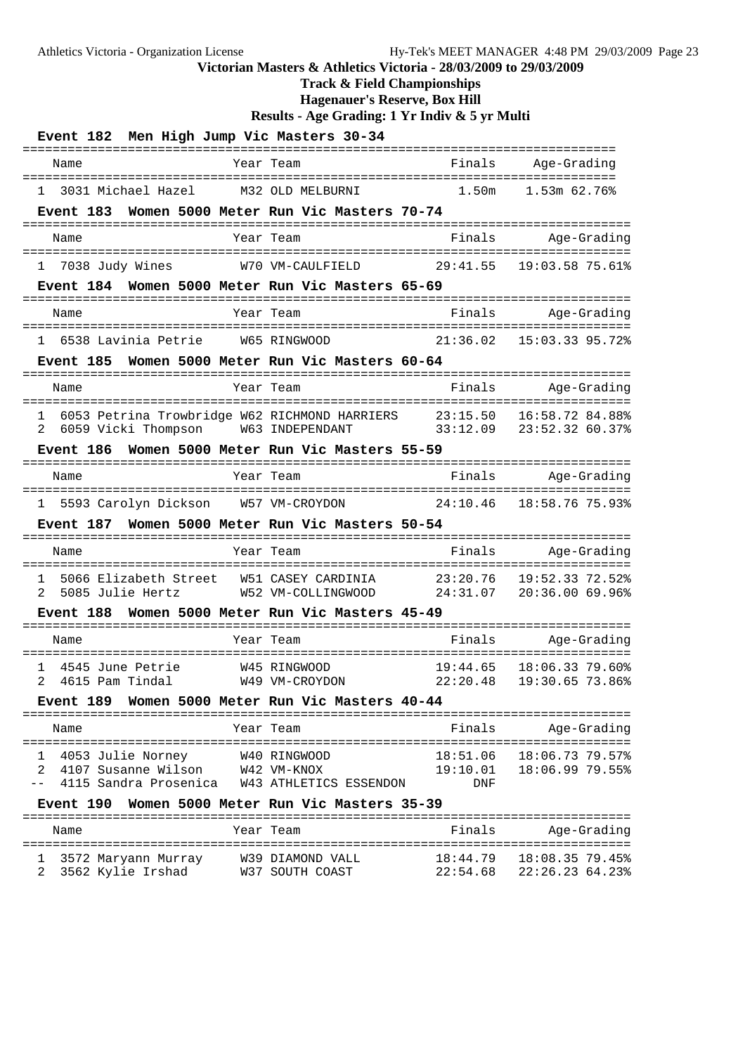**Victorian Masters & Athletics Victoria - 28/03/2009 to 29/03/2009**

**Track & Field Championships**

**Hagenauer's Reserve, Box Hill**

**Results - Age Grading: 1 Yr Indiv & 5 yr Multi**

### Event 182 Men High Jump Vic Masters 30-34

| | Name | Year | Team | Finals | Age-Grading |
|---|---|---|---|---|---|
| 1 | 3031 Michael Hazel | M32 | OLD MELBURNI | 1.50m | 1.53m 62.76% |

### Event 183 Women 5000 Meter Run Vic Masters 70-74

| | Name | Year | Team | Finals | Age-Grading |
|---|---|---|---|---|---|
| 1 | 7038 Judy Wines | W70 | VM-CAULFIELD | 29:41.55 | 19:03.58 75.61% |

### Event 184 Women 5000 Meter Run Vic Masters 65-69

| | Name | Year | Team | Finals | Age-Grading |
|---|---|---|---|---|---|
| 1 | 6538 Lavinia Petrie | W65 | RINGWOOD | 21:36.02 | 15:03.33 95.72% |

### Event 185 Women 5000 Meter Run Vic Masters 60-64

| | Name | Year | Team | Finals | Age-Grading |
|---|---|---|---|---|---|
| 1 | 6053 Petrina Trowbridge | W62 | RICHMOND HARRIERS | 23:15.50 | 16:58.72 84.88% |
| 2 | 6059 Vicki Thompson | W63 | INDEPENDANT | 33:12.09 | 23:52.32 60.37% |

### Event 186 Women 5000 Meter Run Vic Masters 55-59

| | Name | Year | Team | Finals | Age-Grading |
|---|---|---|---|---|---|
| 1 | 5593 Carolyn Dickson | W57 | VM-CROYDON | 24:10.46 | 18:58.76 75.93% |

### Event 187 Women 5000 Meter Run Vic Masters 50-54

| | Name | Year | Team | Finals | Age-Grading |
|---|---|---|---|---|---|
| 1 | 5066 Elizabeth Street | W51 | CASEY CARDINIA | 23:20.76 | 19:52.33 72.52% |
| 2 | 5085 Julie Hertz | W52 | VM-COLLINGWOOD | 24:31.07 | 20:36.00 69.96% |

### Event 188 Women 5000 Meter Run Vic Masters 45-49

| | Name | Year | Team | Finals | Age-Grading |
|---|---|---|---|---|---|
| 1 | 4545 June Petrie | W45 | RINGWOOD | 19:44.65 | 18:06.33 79.60% |
| 2 | 4615 Pam Tindal | W49 | VM-CROYDON | 22:20.48 | 19:30.65 73.86% |

### Event 189 Women 5000 Meter Run Vic Masters 40-44

| | Name | Year | Team | Finals | Age-Grading |
|---|---|---|---|---|---|
| 1 | 4053 Julie Norney | W40 | RINGWOOD | 18:51.06 | 18:06.73 79.57% |
| 2 | 4107 Susanne Wilson | W42 | VM-KNOX | 19:10.01 | 18:06.99 79.55% |
| -- | 4115 Sandra Prosenica | W43 | ATHLETICS ESSENDON | DNF | |

### Event 190 Women 5000 Meter Run Vic Masters 35-39

| | Name | Year | Team | Finals | Age-Grading |
|---|---|---|---|---|---|
| 1 | 3572 Maryann Murray | W39 | DIAMOND VALL | 18:44.79 | 18:08.35 79.45% |
| 2 | 3562 Kylie Irshad | W37 | SOUTH COAST | 22:54.68 | 22:26.23 64.23% |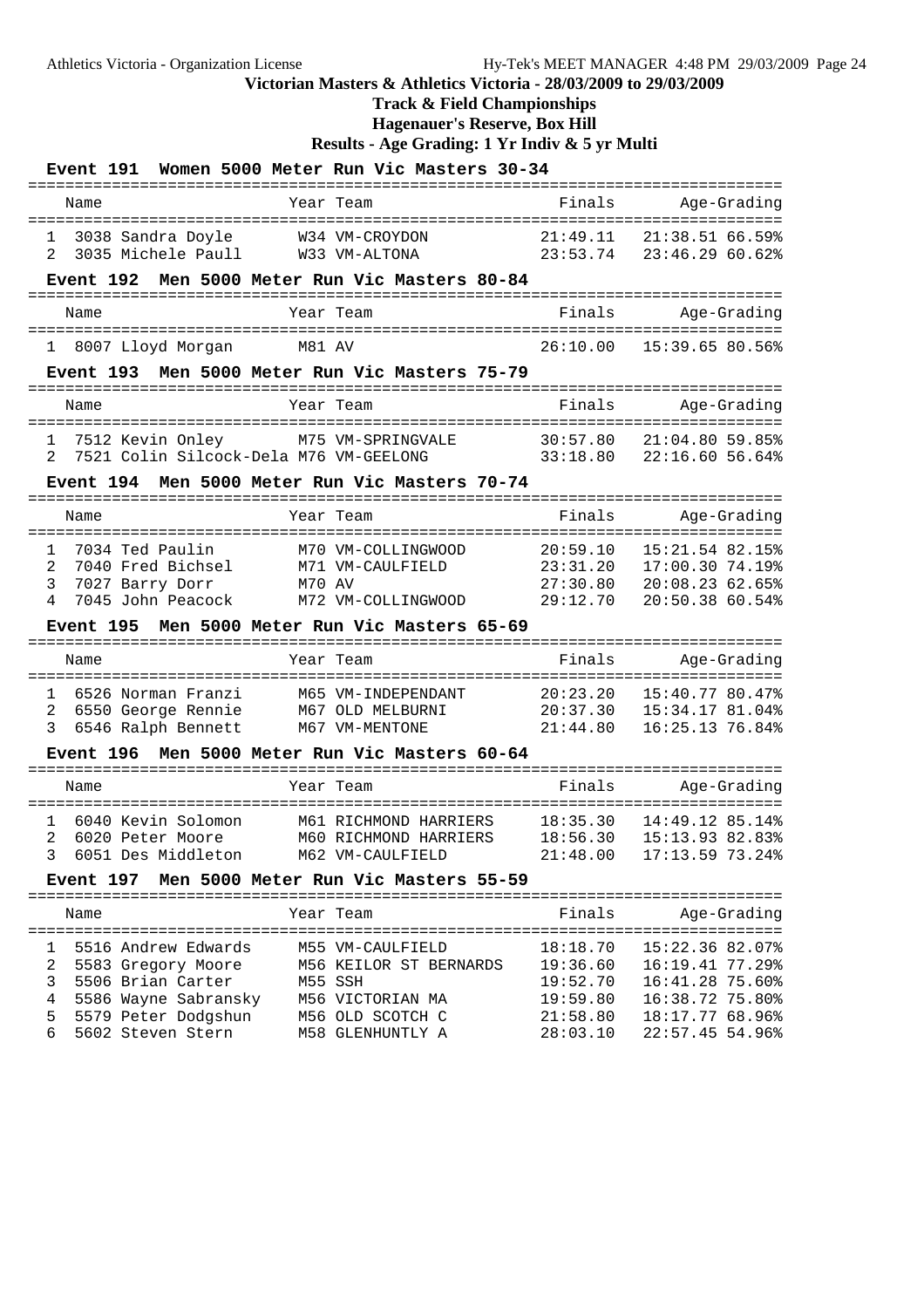# Victorian Masters & Athletics Victoria - 28/03/2009 to 29/03/2009

## Track & Field Championships

## Hagenauer's Reserve, Box Hill

## Results - Age Grading: 1 Yr Indiv & 5 yr Multi

### Event 191 Women 5000 Meter Run Vic Masters 30-34

| | Name | Year | Team | Finals | Age-Grading |
|---|---|---|---|---|---|
| 1 | 3038 Sandra Doyle | W34 | VM-CROYDON | 21:49.11 | 21:38.51 66.59% |
| 2 | 3035 Michele Paull | W33 | VM-ALTONA | 23:53.74 | 23:46.29 60.62% |

### Event 192 Men 5000 Meter Run Vic Masters 80-84

| | Name | Year | Team | Finals | Age-Grading |
|---|---|---|---|---|---|
| 1 | 8007 Lloyd Morgan | M81 | AV | 26:10.00 | 15:39.65 80.56% |

### Event 193 Men 5000 Meter Run Vic Masters 75-79

| | Name | Year | Team | Finals | Age-Grading |
|---|---|---|---|---|---|
| 1 | 7512 Kevin Onley | M75 | VM-SPRINGVALE | 30:57.80 | 21:04.80 59.85% |
| 2 | 7521 Colin Silcock-Dela | M76 | VM-GEELONG | 33:18.80 | 22:16.60 56.64% |

### Event 194 Men 5000 Meter Run Vic Masters 70-74

| | Name | Year | Team | Finals | Age-Grading |
|---|---|---|---|---|---|
| 1 | 7034 Ted Paulin | M70 | VM-COLLINGWOOD | 20:59.10 | 15:21.54 82.15% |
| 2 | 7040 Fred Bichsel | M71 | VM-CAULFIELD | 23:31.20 | 17:00.30 74.19% |
| 3 | 7027 Barry Dorr | M70 | AV | 27:30.80 | 20:08.23 62.65% |
| 4 | 7045 John Peacock | M72 | VM-COLLINGWOOD | 29:12.70 | 20:50.38 60.54% |

### Event 195 Men 5000 Meter Run Vic Masters 65-69

| | Name | Year | Team | Finals | Age-Grading |
|---|---|---|---|---|---|
| 1 | 6526 Norman Franzi | M65 | VM-INDEPENDANT | 20:23.20 | 15:40.77 80.47% |
| 2 | 6550 George Rennie | M67 | OLD MELBURNI | 20:37.30 | 15:34.17 81.04% |
| 3 | 6546 Ralph Bennett | M67 | VM-MENTONE | 21:44.80 | 16:25.13 76.84% |

### Event 196 Men 5000 Meter Run Vic Masters 60-64

| | Name | Year | Team | Finals | Age-Grading |
|---|---|---|---|---|---|
| 1 | 6040 Kevin Solomon | M61 | RICHMOND HARRIERS | 18:35.30 | 14:49.12 85.14% |
| 2 | 6020 Peter Moore | M60 | RICHMOND HARRIERS | 18:56.30 | 15:13.93 82.83% |
| 3 | 6051 Des Middleton | M62 | VM-CAULFIELD | 21:48.00 | 17:13.59 73.24% |

### Event 197 Men 5000 Meter Run Vic Masters 55-59

| | Name | Year | Team | Finals | Age-Grading |
|---|---|---|---|---|---|
| 1 | 5516 Andrew Edwards | M55 | VM-CAULFIELD | 18:18.70 | 15:22.36 82.07% |
| 2 | 5583 Gregory Moore | M56 | KEILOR ST BERNARDS | 19:36.60 | 16:19.41 77.29% |
| 3 | 5506 Brian Carter | M55 | SSH | 19:52.70 | 16:41.28 75.60% |
| 4 | 5586 Wayne Sabransky | M56 | VICTORIAN MA | 19:59.80 | 16:38.72 75.80% |
| 5 | 5579 Peter Dodgshun | M56 | OLD SCOTCH C | 21:58.80 | 18:17.77 68.96% |
| 6 | 5602 Steven Stern | M58 | GLENHUNTLY A | 28:03.10 | 22:57.45 54.96% |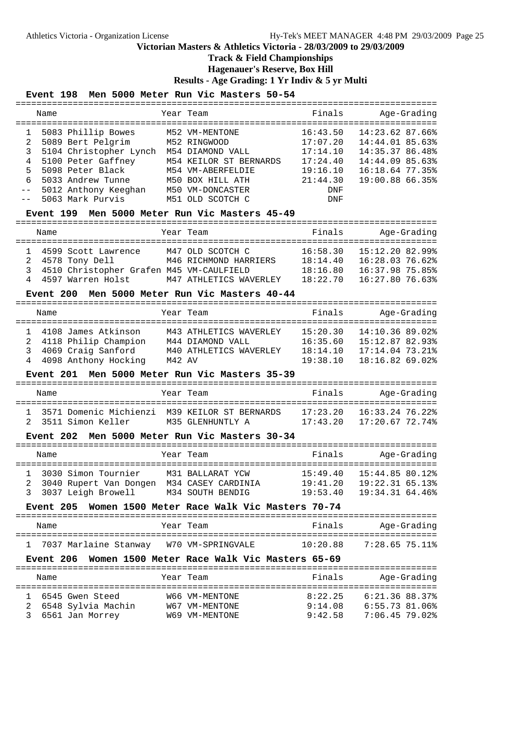**Victorian Masters & Athletics Victoria - 28/03/2009 to 29/03/2009**

**Track & Field Championships**

**Hagenauer's Reserve, Box Hill**

**Results - Age Grading: 1 Yr Indiv & 5 yr Multi**

### Event 198 Men 5000 Meter Run Vic Masters 50-54

| | Name | Year | Team | Finals | Age-Grading |
|---|---|---|---|---|---|
| 1 | 5083 Phillip Bowes | M52 | VM-MENTONE | 16:43.50 | 14:23.62 87.66% |
| 2 | 5089 Bert Pelgrim | M52 | RINGWOOD | 17:07.20 | 14:44.01 85.63% |
| 3 | 5104 Christopher Lynch | M54 | DIAMOND VALL | 17:14.10 | 14:35.37 86.48% |
| 4 | 5100 Peter Gaffney | M54 | KEILOR ST BERNARDS | 17:24.40 | 14:44.09 85.63% |
| 5 | 5098 Peter Black | M54 | VM-ABERFELDIE | 19:16.10 | 16:18.64 77.35% |
| 6 | 5033 Andrew Tunne | M50 | BOX HILL ATH | 21:44.30 | 19:00.88 66.35% |
| -- | 5012 Anthony Keeghan | M50 | VM-DONCASTER | DNF | |
| -- | 5063 Mark Purvis | M51 | OLD SCOTCH C | DNF | |

### Event 199 Men 5000 Meter Run Vic Masters 45-49

| | Name | Year | Team | Finals | Age-Grading |
|---|---|---|---|---|---|
| 1 | 4599 Scott Lawrence | M47 | OLD SCOTCH C | 16:58.30 | 15:12.20 82.99% |
| 2 | 4578 Tony Dell | M46 | RICHMOND HARRIERS | 18:14.40 | 16:28.03 76.62% |
| 3 | 4510 Christopher Grafen | M45 | VM-CAULFIELD | 18:16.80 | 16:37.98 75.85% |
| 4 | 4597 Warren Holst | M47 | ATHLETICS WAVERLEY | 18:22.70 | 16:27.80 76.63% |

### Event 200 Men 5000 Meter Run Vic Masters 40-44

| | Name | Year | Team | Finals | Age-Grading |
|---|---|---|---|---|---|
| 1 | 4108 James Atkinson | M43 | ATHLETICS WAVERLEY | 15:20.30 | 14:10.36 89.02% |
| 2 | 4118 Philip Champion | M44 | DIAMOND VALL | 16:35.60 | 15:12.87 82.93% |
| 3 | 4069 Craig Sanford | M40 | ATHLETICS WAVERLEY | 18:14.10 | 17:14.04 73.21% |
| 4 | 4098 Anthony Hocking | M42 | AV | 19:38.10 | 18:16.82 69.02% |

### Event 201 Men 5000 Meter Run Vic Masters 35-39

| | Name | Year | Team | Finals | Age-Grading |
|---|---|---|---|---|---|
| 1 | 3571 Domenic Michienzi | M39 | KEILOR ST BERNARDS | 17:23.20 | 16:33.24 76.22% |
| 2 | 3511 Simon Keller | M35 | GLENHUNTLY A | 17:43.20 | 17:20.67 72.74% |

### Event 202 Men 5000 Meter Run Vic Masters 30-34

| | Name | Year | Team | Finals | Age-Grading |
|---|---|---|---|---|---|
| 1 | 3030 Simon Tournier | M31 | BALLARAT YCW | 15:49.40 | 15:44.85 80.12% |
| 2 | 3040 Rupert Van Dongen | M34 | CASEY CARDINIA | 19:41.20 | 19:22.31 65.13% |
| 3 | 3037 Leigh Browell | M34 | SOUTH BENDIG | 19:53.40 | 19:34.31 64.46% |

### Event 205 Women 1500 Meter Race Walk Vic Masters 70-74

| | Name | Year | Team | Finals | Age-Grading |
|---|---|---|---|---|---|
| 1 | 7037 Marlaine Stanway | W70 | VM-SPRINGVALE | 10:20.88 | 7:28.65 75.11% |

### Event 206 Women 1500 Meter Race Walk Vic Masters 65-69

| | Name | Year | Team | Finals | Age-Grading |
|---|---|---|---|---|---|
| 1 | 6545 Gwen Steed | W66 | VM-MENTONE | 8:22.25 | 6:21.36 88.37% |
| 2 | 6548 Sylvia Machin | W67 | VM-MENTONE | 9:14.08 | 6:55.73 81.06% |
| 3 | 6561 Jan Morrey | W69 | VM-MENTONE | 9:42.58 | 7:06.45 79.02% |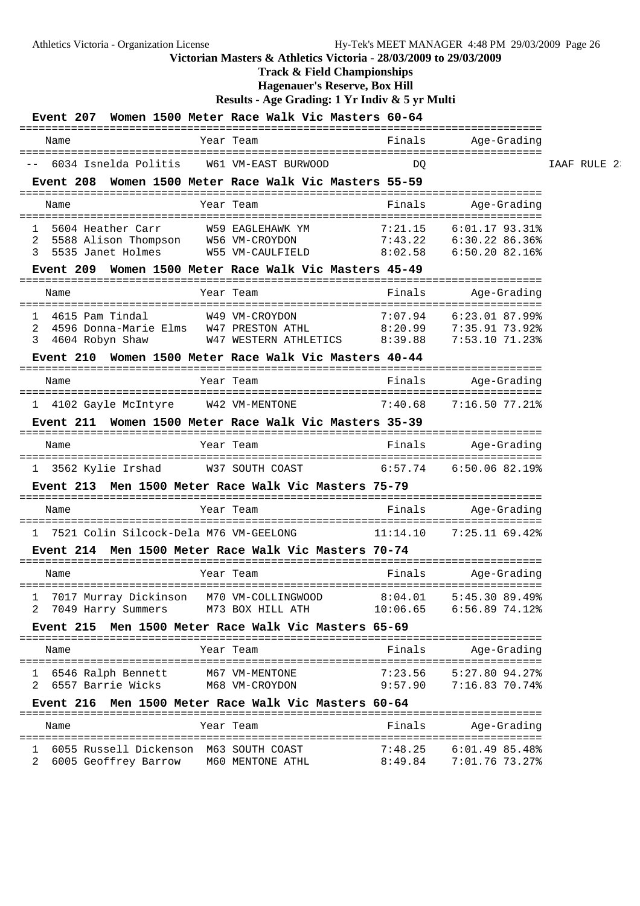# Victorian Masters & Athletics Victoria - 28/03/2009 to 29/03/2009

## Track & Field Championships

## Hagenauer's Reserve, Box Hill

## Results - Age Grading: 1 Yr Indiv & 5 yr Multi

### Event 207 Women 1500 Meter Race Walk Vic Masters 60-64

| | Name | Year | Team | Finals | Age-Grading | |
|---|---|---|---|---|---|---|
| -- | 6034 Isnelda Politis | W61 | VM-EAST BURWOOD | DQ | | IAAF RULE 2 |

### Event 208 Women 1500 Meter Race Walk Vic Masters 55-59

| | Name | Year | Team | Finals | Age-Grading |
|---|---|---|---|---|---|
| 1 | 5604 Heather Carr | W59 | EAGLEHAWK YM | 7:21.15 | 6:01.17 93.31% |
| 2 | 5588 Alison Thompson | W56 | VM-CROYDON | 7:43.22 | 6:30.22 86.36% |
| 3 | 5535 Janet Holmes | W55 | VM-CAULFIELD | 8:02.58 | 6:50.20 82.16% |

### Event 209 Women 1500 Meter Race Walk Vic Masters 45-49

| | Name | Year | Team | Finals | Age-Grading |
|---|---|---|---|---|---|
| 1 | 4615 Pam Tindal | W49 | VM-CROYDON | 7:07.94 | 6:23.01 87.99% |
| 2 | 4596 Donna-Marie Elms | W47 | PRESTON ATHL | 8:20.99 | 7:35.91 73.92% |
| 3 | 4604 Robyn Shaw | W47 | WESTERN ATHLETICS | 8:39.88 | 7:53.10 71.23% |

### Event 210 Women 1500 Meter Race Walk Vic Masters 40-44

| | Name | Year | Team | Finals | Age-Grading |
|---|---|---|---|---|---|
| 1 | 4102 Gayle McIntyre | W42 | VM-MENTONE | 7:40.68 | 7:16.50 77.21% |

### Event 211 Women 1500 Meter Race Walk Vic Masters 35-39

| | Name | Year | Team | Finals | Age-Grading |
|---|---|---|---|---|---|
| 1 | 3562 Kylie Irshad | W37 | SOUTH COAST | 6:57.74 | 6:50.06 82.19% |

### Event 213 Men 1500 Meter Race Walk Vic Masters 75-79

| | Name | Year | Team | Finals | Age-Grading |
|---|---|---|---|---|---|
| 1 | 7521 Colin Silcock-Dela | M76 | VM-GEELONG | 11:14.10 | 7:25.11 69.42% |

### Event 214 Men 1500 Meter Race Walk Vic Masters 70-74

| | Name | Year | Team | Finals | Age-Grading |
|---|---|---|---|---|---|
| 1 | 7017 Murray Dickinson | M70 | VM-COLLINGWOOD | 8:04.01 | 5:45.30 89.49% |
| 2 | 7049 Harry Summers | M73 | BOX HILL ATH | 10:06.65 | 6:56.89 74.12% |

### Event 215 Men 1500 Meter Race Walk Vic Masters 65-69

| | Name | Year | Team | Finals | Age-Grading |
|---|---|---|---|---|---|
| 1 | 6546 Ralph Bennett | M67 | VM-MENTONE | 7:23.56 | 5:27.80 94.27% |
| 2 | 6557 Barrie Wicks | M68 | VM-CROYDON | 9:57.90 | 7:16.83 70.74% |

### Event 216 Men 1500 Meter Race Walk Vic Masters 60-64

| | Name | Year | Team | Finals | Age-Grading |
|---|---|---|---|---|---|
| 1 | 6055 Russell Dickenson | M63 | SOUTH COAST | 7:48.25 | 6:01.49 85.48% |
| 2 | 6005 Geoffrey Barrow | M60 | MENTONE ATHL | 8:49.84 | 7:01.76 73.27% |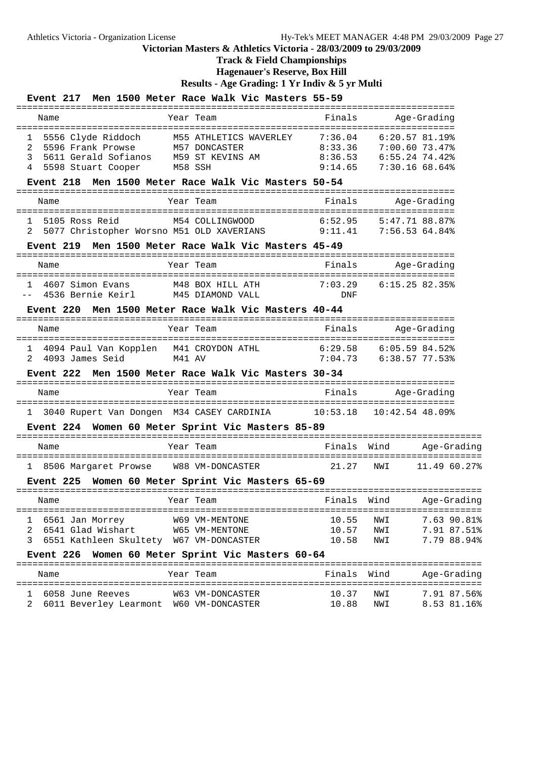# Victorian Masters & Athletics Victoria - 28/03/2009 to 29/03/2009

## Track & Field Championships

## Hagenauer's Reserve, Box Hill

## Results - Age Grading: 1 Yr Indiv & 5 yr Multi

### Event 217 Men 1500 Meter Race Walk Vic Masters 55-59

| | Name | Year | Team | Finals | Age-Grading |
|---|---|---|---|---|---|
| 1 | 5556 Clyde Riddoch | M55 | ATHLETICS WAVERLEY | 7:36.04 | 6:20.57 81.19% |
| 2 | 5596 Frank Prowse | M57 | DONCASTER | 8:33.36 | 7:00.60 73.47% |
| 3 | 5611 Gerald Sofianos | M59 | ST KEVINS AM | 8:36.53 | 6:55.24 74.42% |
| 4 | 5598 Stuart Cooper | M58 | SSH | 9:14.65 | 7:30.16 68.64% |

### Event 218 Men 1500 Meter Race Walk Vic Masters 50-54

| | Name | Year | Team | Finals | Age-Grading |
|---|---|---|---|---|---|
| 1 | 5105 Ross Reid | M54 | COLLINGWOOD | 6:52.95 | 5:47.71 88.87% |
| 2 | 5077 Christopher Worsno | M51 | OLD XAVERIANS | 9:11.41 | 7:56.53 64.84% |

### Event 219 Men 1500 Meter Race Walk Vic Masters 45-49

| | Name | Year | Team | Finals | Age-Grading |
|---|---|---|---|---|---|
| 1 | 4607 Simon Evans | M48 | BOX HILL ATH | 7:03.29 | 6:15.25 82.35% |
| -- | 4536 Bernie Keirl | M45 | DIAMOND VALL | DNF | |

### Event 220 Men 1500 Meter Race Walk Vic Masters 40-44

| | Name | Year | Team | Finals | Age-Grading |
|---|---|---|---|---|---|
| 1 | 4094 Paul Van Kopplen | M41 | CROYDON ATHL | 6:29.58 | 6:05.59 84.52% |
| 2 | 4093 James Seid | M41 | AV | 7:04.73 | 6:38.57 77.53% |

### Event 222 Men 1500 Meter Race Walk Vic Masters 30-34

| | Name | Year | Team | Finals | Age-Grading |
|---|---|---|---|---|---|
| 1 | 3040 Rupert Van Dongen | M34 | CASEY CARDINIA | 10:53.18 | 10:42.54 48.09% |

### Event 224 Women 60 Meter Sprint Vic Masters 85-89

| | Name | Year | Team | Finals | Wind | Age-Grading |
|---|---|---|---|---|---|---|
| 1 | 8506 Margaret Prowse | W88 | VM-DONCASTER | 21.27 | NWI | 11.49 60.27% |

### Event 225 Women 60 Meter Sprint Vic Masters 65-69

| | Name | Year | Team | Finals | Wind | Age-Grading |
|---|---|---|---|---|---|---|
| 1 | 6561 Jan Morrey | W69 | VM-MENTONE | 10.55 | NWI | 7.63 90.81% |
| 2 | 6541 Glad Wishart | W65 | VM-MENTONE | 10.57 | NWI | 7.91 87.51% |
| 3 | 6551 Kathleen Skultety | W67 | VM-DONCASTER | 10.58 | NWI | 7.79 88.94% |

### Event 226 Women 60 Meter Sprint Vic Masters 60-64

| | Name | Year | Team | Finals | Wind | Age-Grading |
|---|---|---|---|---|---|---|
| 1 | 6058 June Reeves | W63 | VM-DONCASTER | 10.37 | NWI | 7.91 87.56% |
| 2 | 6011 Beverley Learmont | W60 | VM-DONCASTER | 10.88 | NWI | 8.53 81.16% |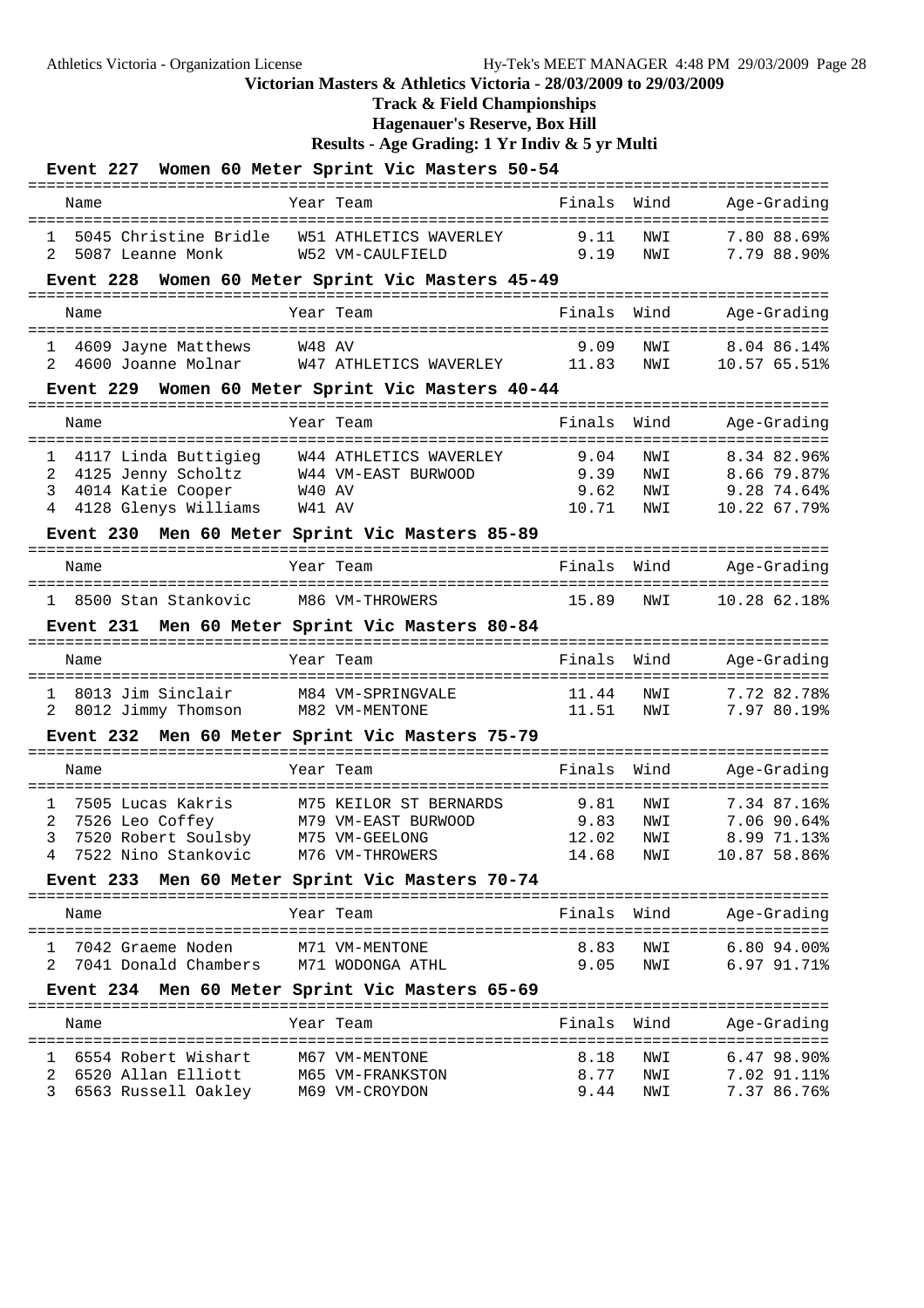**Victorian Masters & Athletics Victoria - 28/03/2009 to 29/03/2009**

**Track & Field Championships**

**Hagenauer's Reserve, Box Hill**

**Results - Age Grading: 1 Yr Indiv & 5 yr Multi**

### Event 227 Women 60 Meter Sprint Vic Masters 50-54

| | Name | Year | Team | Finals | Wind | Age-Grading | |
|---|---|---|---|---|---|---|---|
| 1 | 5045 Christine Bridle | W51 | ATHLETICS WAVERLEY | 9.11 | NWI | 7.80 | 88.69% |
| 2 | 5087 Leanne Monk | W52 | VM-CAULFIELD | 9.19 | NWI | 7.79 | 88.90% |

### Event 228 Women 60 Meter Sprint Vic Masters 45-49

| | Name | Year | Team | Finals | Wind | Age-Grading | |
|---|---|---|---|---|---|---|---|
| 1 | 4609 Jayne Matthews | W48 | AV | 9.09 | NWI | 8.04 | 86.14% |
| 2 | 4600 Joanne Molnar | W47 | ATHLETICS WAVERLEY | 11.83 | NWI | 10.57 | 65.51% |

### Event 229 Women 60 Meter Sprint Vic Masters 40-44

| | Name | Year | Team | Finals | Wind | Age-Grading | |
|---|---|---|---|---|---|---|---|
| 1 | 4117 Linda Buttigieg | W44 | ATHLETICS WAVERLEY | 9.04 | NWI | 8.34 | 82.96% |
| 2 | 4125 Jenny Scholtz | W44 | VM-EAST BURWOOD | 9.39 | NWI | 8.66 | 79.87% |
| 3 | 4014 Katie Cooper | W40 | AV | 9.62 | NWI | 9.28 | 74.64% |
| 4 | 4128 Glenys Williams | W41 | AV | 10.71 | NWI | 10.22 | 67.79% |

### Event 230 Men 60 Meter Sprint Vic Masters 85-89

| | Name | Year | Team | Finals | Wind | Age-Grading | |
|---|---|---|---|---|---|---|---|
| 1 | 8500 Stan Stankovic | M86 | VM-THROWERS | 15.89 | NWI | 10.28 | 62.18% |

### Event 231 Men 60 Meter Sprint Vic Masters 80-84

| | Name | Year | Team | Finals | Wind | Age-Grading | |
|---|---|---|---|---|---|---|---|
| 1 | 8013 Jim Sinclair | M84 | VM-SPRINGVALE | 11.44 | NWI | 7.72 | 82.78% |
| 2 | 8012 Jimmy Thomson | M82 | VM-MENTONE | 11.51 | NWI | 7.97 | 80.19% |

### Event 232 Men 60 Meter Sprint Vic Masters 75-79

| | Name | Year | Team | Finals | Wind | Age-Grading | |
|---|---|---|---|---|---|---|---|
| 1 | 7505 Lucas Kakris | M75 | KEILOR ST BERNARDS | 9.81 | NWI | 7.34 | 87.16% |
| 2 | 7526 Leo Coffey | M79 | VM-EAST BURWOOD | 9.83 | NWI | 7.06 | 90.64% |
| 3 | 7520 Robert Soulsby | M75 | VM-GEELONG | 12.02 | NWI | 8.99 | 71.13% |
| 4 | 7522 Nino Stankovic | M76 | VM-THROWERS | 14.68 | NWI | 10.87 | 58.86% |

### Event 233 Men 60 Meter Sprint Vic Masters 70-74

| | Name | Year | Team | Finals | Wind | Age-Grading | |
|---|---|---|---|---|---|---|---|
| 1 | 7042 Graeme Noden | M71 | VM-MENTONE | 8.83 | NWI | 6.80 | 94.00% |
| 2 | 7041 Donald Chambers | M71 | WODONGA ATHL | 9.05 | NWI | 6.97 | 91.71% |

### Event 234 Men 60 Meter Sprint Vic Masters 65-69

| | Name | Year | Team | Finals | Wind | Age-Grading | |
|---|---|---|---|---|---|---|---|
| 1 | 6554 Robert Wishart | M67 | VM-MENTONE | 8.18 | NWI | 6.47 | 98.90% |
| 2 | 6520 Allan Elliott | M65 | VM-FRANKSTON | 8.77 | NWI | 7.02 | 91.11% |
| 3 | 6563 Russell Oakley | M69 | VM-CROYDON | 9.44 | NWI | 7.37 | 86.76% |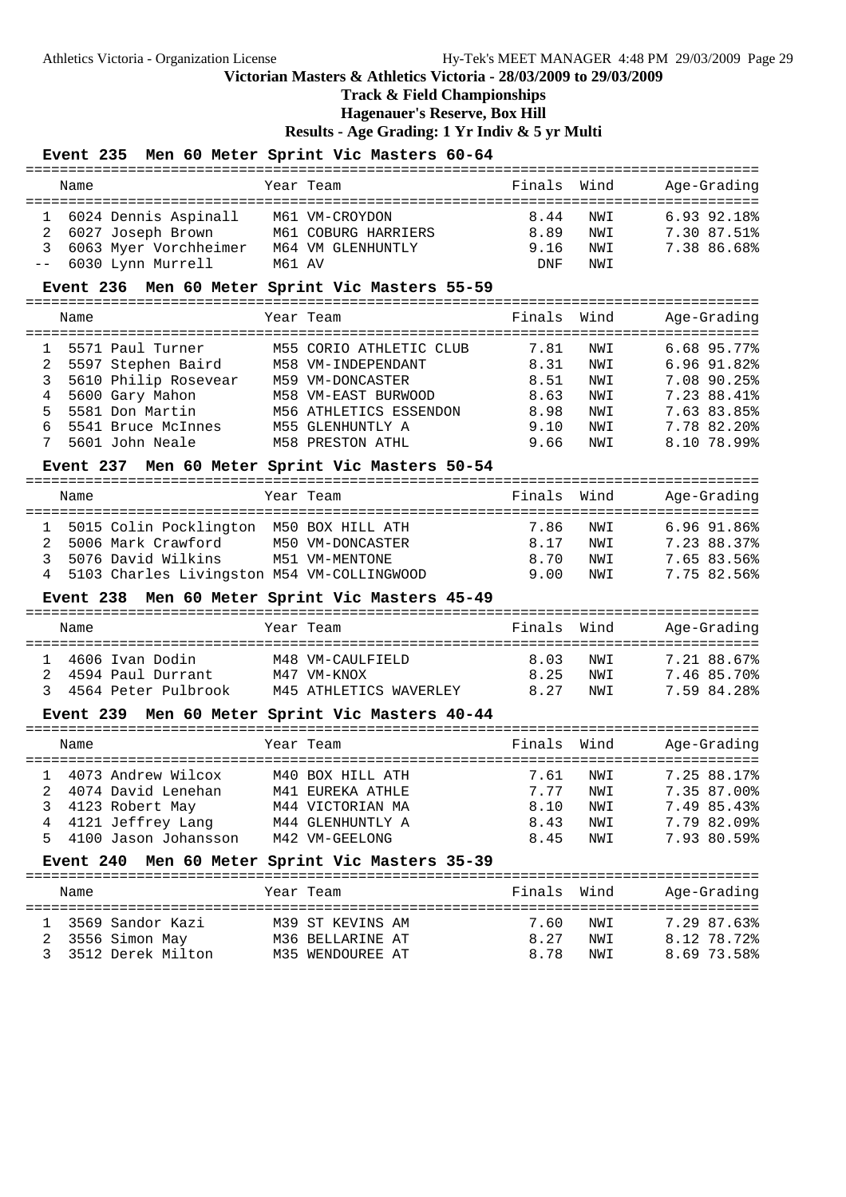# Victorian Masters & Athletics Victoria - 28/03/2009 to 29/03/2009

## Track & Field Championships

## Hagenauer's Reserve, Box Hill

## Results - Age Grading: 1 Yr Indiv & 5 yr Multi

### Event 235 Men 60 Meter Sprint Vic Masters 60-64

| | Name | Year | Team | Finals | Wind | Age-Grading | |
|---|---|---|---|---|---|---|---|
| 1 | 6024 Dennis Aspinall | M61 | VM-CROYDON | 8.44 | NWI | 6.93 | 92.18% |
| 2 | 6027 Joseph Brown | M61 | COBURG HARRIERS | 8.89 | NWI | 7.30 | 87.51% |
| 3 | 6063 Myer Vorchheimer | M64 | VM GLENHUNTLY | 9.16 | NWI | 7.38 | 86.68% |
| -- | 6030 Lynn Murrell | M61 | AV | DNF | NWI | | |

### Event 236 Men 60 Meter Sprint Vic Masters 55-59

| | Name | Year | Team | Finals | Wind | Age-Grading | |
|---|---|---|---|---|---|---|---|
| 1 | 5571 Paul Turner | M55 | CORIO ATHLETIC CLUB | 7.81 | NWI | 6.68 | 95.77% |
| 2 | 5597 Stephen Baird | M58 | VM-INDEPENDANT | 8.31 | NWI | 6.96 | 91.82% |
| 3 | 5610 Philip Rosevear | M59 | VM-DONCASTER | 8.51 | NWI | 7.08 | 90.25% |
| 4 | 5600 Gary Mahon | M58 | VM-EAST BURWOOD | 8.63 | NWI | 7.23 | 88.41% |
| 5 | 5581 Don Martin | M56 | ATHLETICS ESSENDON | 8.98 | NWI | 7.63 | 83.85% |
| 6 | 5541 Bruce McInnes | M55 | GLENHUNTLY A | 9.10 | NWI | 7.78 | 82.20% |
| 7 | 5601 John Neale | M58 | PRESTON ATHL | 9.66 | NWI | 8.10 | 78.99% |

### Event 237 Men 60 Meter Sprint Vic Masters 50-54

| | Name | Year | Team | Finals | Wind | Age-Grading | |
|---|---|---|---|---|---|---|---|
| 1 | 5015 Colin Pocklington | M50 | BOX HILL ATH | 7.86 | NWI | 6.96 | 91.86% |
| 2 | 5006 Mark Crawford | M50 | VM-DONCASTER | 8.17 | NWI | 7.23 | 88.37% |
| 3 | 5076 David Wilkins | M51 | VM-MENTONE | 8.70 | NWI | 7.65 | 83.56% |
| 4 | 5103 Charles Livingston | M54 | VM-COLLINGWOOD | 9.00 | NWI | 7.75 | 82.56% |

### Event 238 Men 60 Meter Sprint Vic Masters 45-49

| | Name | Year | Team | Finals | Wind | Age-Grading | |
|---|---|---|---|---|---|---|---|
| 1 | 4606 Ivan Dodin | M48 | VM-CAULFIELD | 8.03 | NWI | 7.21 | 88.67% |
| 2 | 4594 Paul Durrant | M47 | VM-KNOX | 8.25 | NWI | 7.46 | 85.70% |
| 3 | 4564 Peter Pulbrook | M45 | ATHLETICS WAVERLEY | 8.27 | NWI | 7.59 | 84.28% |

### Event 239 Men 60 Meter Sprint Vic Masters 40-44

| | Name | Year | Team | Finals | Wind | Age-Grading | |
|---|---|---|---|---|---|---|---|
| 1 | 4073 Andrew Wilcox | M40 | BOX HILL ATH | 7.61 | NWI | 7.25 | 88.17% |
| 2 | 4074 David Lenehan | M41 | EUREKA ATHLE | 7.77 | NWI | 7.35 | 87.00% |
| 3 | 4123 Robert May | M44 | VICTORIAN MA | 8.10 | NWI | 7.49 | 85.43% |
| 4 | 4121 Jeffrey Lang | M44 | GLENHUNTLY A | 8.43 | NWI | 7.79 | 82.09% |
| 5 | 4100 Jason Johansson | M42 | VM-GEELONG | 8.45 | NWI | 7.93 | 80.59% |

### Event 240 Men 60 Meter Sprint Vic Masters 35-39

| | Name | Year | Team | Finals | Wind | Age-Grading | |
|---|---|---|---|---|---|---|---|
| 1 | 3569 Sandor Kazi | M39 | ST KEVINS AM | 7.60 | NWI | 7.29 | 87.63% |
| 2 | 3556 Simon May | M36 | BELLARINE AT | 8.27 | NWI | 8.12 | 78.72% |
| 3 | 3512 Derek Milton | M35 | WENDOUREE AT | 8.78 | NWI | 8.69 | 73.58% |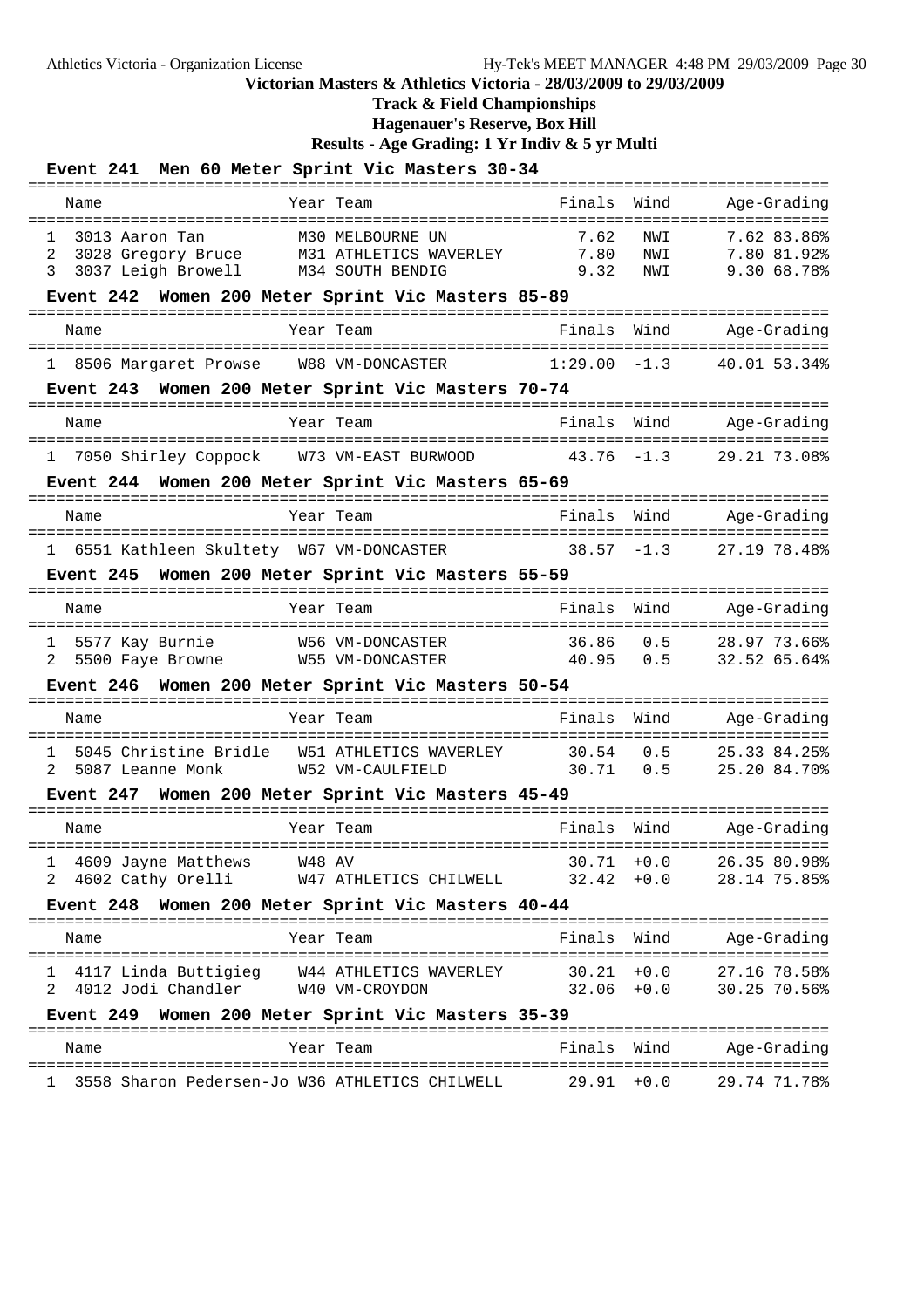**Victorian Masters & Athletics Victoria - 28/03/2009 to 29/03/2009**

**Track & Field Championships**

**Hagenauer's Reserve, Box Hill**

**Results - Age Grading: 1 Yr Indiv & 5 yr Multi**

### Event 241 Men 60 Meter Sprint Vic Masters 30-34

| | Name | Year | Team | Finals | Wind | Age-Grading |
|---|---|---|---|---|---|---|
| 1 | 3013 Aaron Tan | M30 | MELBOURNE UN | 7.62 | NWI | 7.62 83.86% |
| 2 | 3028 Gregory Bruce | M31 | ATHLETICS WAVERLEY | 7.80 | NWI | 7.80 81.92% |
| 3 | 3037 Leigh Browell | M34 | SOUTH BENDIG | 9.32 | NWI | 9.30 68.78% |

### Event 242 Women 200 Meter Sprint Vic Masters 85-89

| | Name | Year | Team | Finals | Wind | Age-Grading |
|---|---|---|---|---|---|---|
| 1 | 8506 Margaret Prowse | W88 | VM-DONCASTER | 1:29.00 | -1.3 | 40.01 53.34% |

### Event 243 Women 200 Meter Sprint Vic Masters 70-74

| | Name | Year | Team | Finals | Wind | Age-Grading |
|---|---|---|---|---|---|---|
| 1 | 7050 Shirley Coppock | W73 | VM-EAST BURWOOD | 43.76 | -1.3 | 29.21 73.08% |

### Event 244 Women 200 Meter Sprint Vic Masters 65-69

| | Name | Year | Team | Finals | Wind | Age-Grading |
|---|---|---|---|---|---|---|
| 1 | 6551 Kathleen Skultety | W67 | VM-DONCASTER | 38.57 | -1.3 | 27.19 78.48% |

### Event 245 Women 200 Meter Sprint Vic Masters 55-59

| | Name | Year | Team | Finals | Wind | Age-Grading |
|---|---|---|---|---|---|---|
| 1 | 5577 Kay Burnie | W56 | VM-DONCASTER | 36.86 | 0.5 | 28.97 73.66% |
| 2 | 5500 Faye Browne | W55 | VM-DONCASTER | 40.95 | 0.5 | 32.52 65.64% |

### Event 246 Women 200 Meter Sprint Vic Masters 50-54

| | Name | Year | Team | Finals | Wind | Age-Grading |
|---|---|---|---|---|---|---|
| 1 | 5045 Christine Bridle | W51 | ATHLETICS WAVERLEY | 30.54 | 0.5 | 25.33 84.25% |
| 2 | 5087 Leanne Monk | W52 | VM-CAULFIELD | 30.71 | 0.5 | 25.20 84.70% |

### Event 247 Women 200 Meter Sprint Vic Masters 45-49

| | Name | Year | Team | Finals | Wind | Age-Grading |
|---|---|---|---|---|---|---|
| 1 | 4609 Jayne Matthews | W48 | AV | 30.71 | +0.0 | 26.35 80.98% |
| 2 | 4602 Cathy Orelli | W47 | ATHLETICS CHILWELL | 32.42 | +0.0 | 28.14 75.85% |

### Event 248 Women 200 Meter Sprint Vic Masters 40-44

| | Name | Year | Team | Finals | Wind | Age-Grading |
|---|---|---|---|---|---|---|
| 1 | 4117 Linda Buttigieg | W44 | ATHLETICS WAVERLEY | 30.21 | +0.0 | 27.16 78.58% |
| 2 | 4012 Jodi Chandler | W40 | VM-CROYDON | 32.06 | +0.0 | 30.25 70.56% |

### Event 249 Women 200 Meter Sprint Vic Masters 35-39

| | Name | Year | Team | Finals | Wind | Age-Grading |
|---|---|---|---|---|---|---|
| 1 | 3558 Sharon Pedersen-Jo | W36 | ATHLETICS CHILWELL | 29.91 | +0.0 | 29.74 71.78% |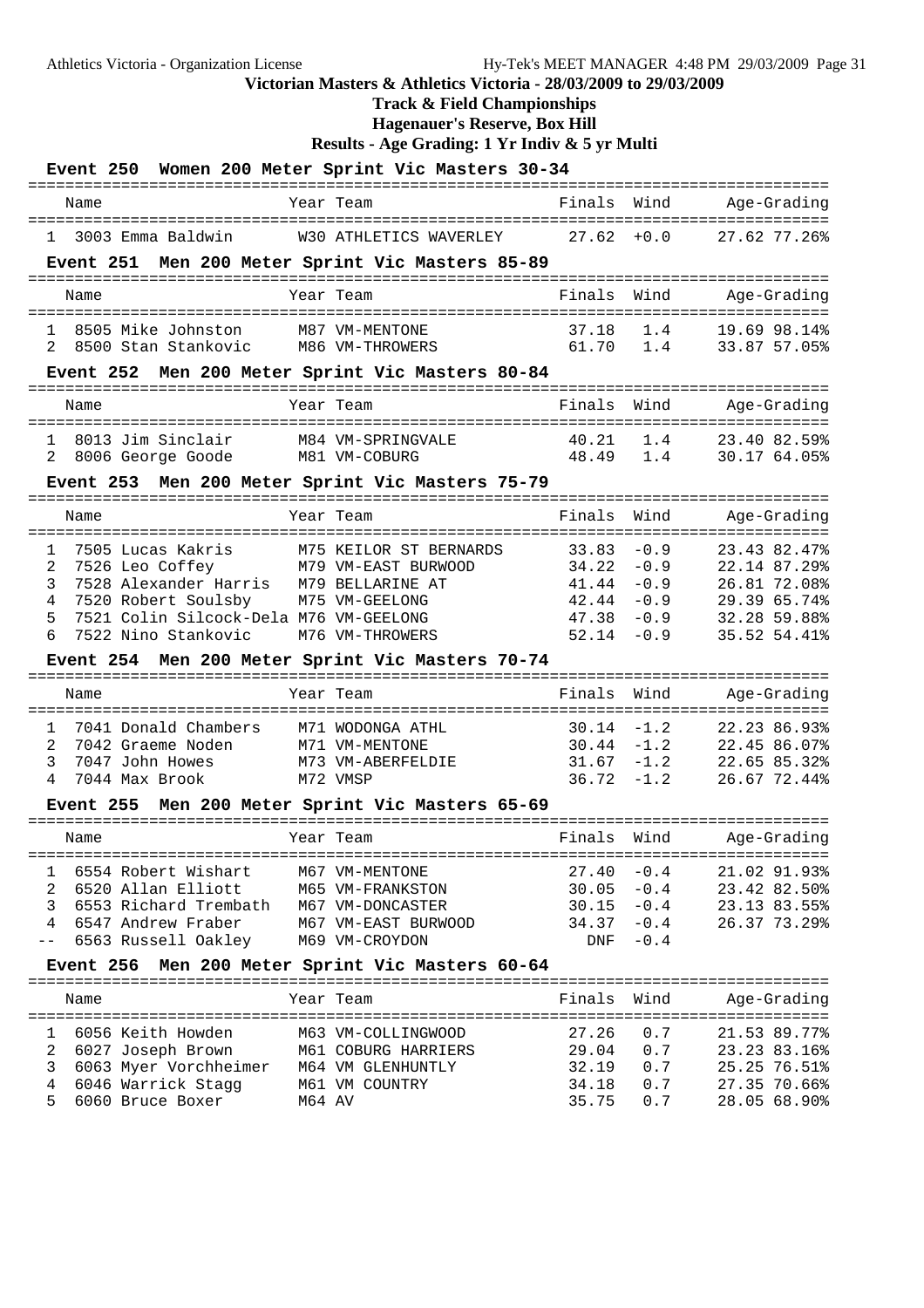# Victorian Masters & Athletics Victoria - 28/03/2009 to 29/03/2009

## Track & Field Championships

### Hagenauer's Reserve, Box Hill

### Results - Age Grading: 1 Yr Indiv & 5 yr Multi

**Event 250 Women 200 Meter Sprint Vic Masters 30-34**

| | Name | Year | Team | Finals | Wind | Age-Grading | |
|---|---|---|---|---|---|---|---|
| 1 | 3003 Emma Baldwin | W30 | ATHLETICS WAVERLEY | 27.62 | +0.0 | 27.62 | 77.26% |

**Event 251 Men 200 Meter Sprint Vic Masters 85-89**

| | Name | Year | Team | Finals | Wind | Age-Grading | |
|---|---|---|---|---|---|---|---|
| 1 | 8505 Mike Johnston | M87 | VM-MENTONE | 37.18 | 1.4 | 19.69 | 98.14% |
| 2 | 8500 Stan Stankovic | M86 | VM-THROWERS | 61.70 | 1.4 | 33.87 | 57.05% |

**Event 252 Men 200 Meter Sprint Vic Masters 80-84**

| | Name | Year | Team | Finals | Wind | Age-Grading | |
|---|---|---|---|---|---|---|---|
| 1 | 8013 Jim Sinclair | M84 | VM-SPRINGVALE | 40.21 | 1.4 | 23.40 | 82.59% |
| 2 | 8006 George Goode | M81 | VM-COBURG | 48.49 | 1.4 | 30.17 | 64.05% |

**Event 253 Men 200 Meter Sprint Vic Masters 75-79**

| | Name | Year | Team | Finals | Wind | Age-Grading | |
|---|---|---|---|---|---|---|---|
| 1 | 7505 Lucas Kakris | M75 | KEILOR ST BERNARDS | 33.83 | -0.9 | 23.43 | 82.47% |
| 2 | 7526 Leo Coffey | M79 | VM-EAST BURWOOD | 34.22 | -0.9 | 22.14 | 87.29% |
| 3 | 7528 Alexander Harris | M79 | BELLARINE AT | 41.44 | -0.9 | 26.81 | 72.08% |
| 4 | 7520 Robert Soulsby | M75 | VM-GEELONG | 42.44 | -0.9 | 29.39 | 65.74% |
| 5 | 7521 Colin Silcock-Dela | M76 | VM-GEELONG | 47.38 | -0.9 | 32.28 | 59.88% |
| 6 | 7522 Nino Stankovic | M76 | VM-THROWERS | 52.14 | -0.9 | 35.52 | 54.41% |

**Event 254 Men 200 Meter Sprint Vic Masters 70-74**

| | Name | Year | Team | Finals | Wind | Age-Grading | |
|---|---|---|---|---|---|---|---|
| 1 | 7041 Donald Chambers | M71 | WODONGA ATHL | 30.14 | -1.2 | 22.23 | 86.93% |
| 2 | 7042 Graeme Noden | M71 | VM-MENTONE | 30.44 | -1.2 | 22.45 | 86.07% |
| 3 | 7047 John Howes | M73 | VM-ABERFELDIE | 31.67 | -1.2 | 22.65 | 85.32% |
| 4 | 7044 Max Brook | M72 | VMSP | 36.72 | -1.2 | 26.67 | 72.44% |

**Event 255 Men 200 Meter Sprint Vic Masters 65-69**

| | Name | Year | Team | Finals | Wind | Age-Grading | |
|---|---|---|---|---|---|---|---|
| 1 | 6554 Robert Wishart | M67 | VM-MENTONE | 27.40 | -0.4 | 21.02 | 91.93% |
| 2 | 6520 Allan Elliott | M65 | VM-FRANKSTON | 30.05 | -0.4 | 23.42 | 82.50% |
| 3 | 6553 Richard Trembath | M67 | VM-DONCASTER | 30.15 | -0.4 | 23.13 | 83.55% |
| 4 | 6547 Andrew Fraber | M67 | VM-EAST BURWOOD | 34.37 | -0.4 | 26.37 | 73.29% |
| -- | 6563 Russell Oakley | M69 | VM-CROYDON | DNF | -0.4 | | |

**Event 256 Men 200 Meter Sprint Vic Masters 60-64**

| | Name | Year | Team | Finals | Wind | Age-Grading | |
|---|---|---|---|---|---|---|---|
| 1 | 6056 Keith Howden | M63 | VM-COLLINGWOOD | 27.26 | 0.7 | 21.53 | 89.77% |
| 2 | 6027 Joseph Brown | M61 | COBURG HARRIERS | 29.04 | 0.7 | 23.23 | 83.16% |
| 3 | 6063 Myer Vorchheimer | M64 | VM GLENHUNTLY | 32.19 | 0.7 | 25.25 | 76.51% |
| 4 | 6046 Warrick Stagg | M61 | VM COUNTRY | 34.18 | 0.7 | 27.35 | 70.66% |
| 5 | 6060 Bruce Boxer | M64 | AV | 35.75 | 0.7 | 28.05 | 68.90% |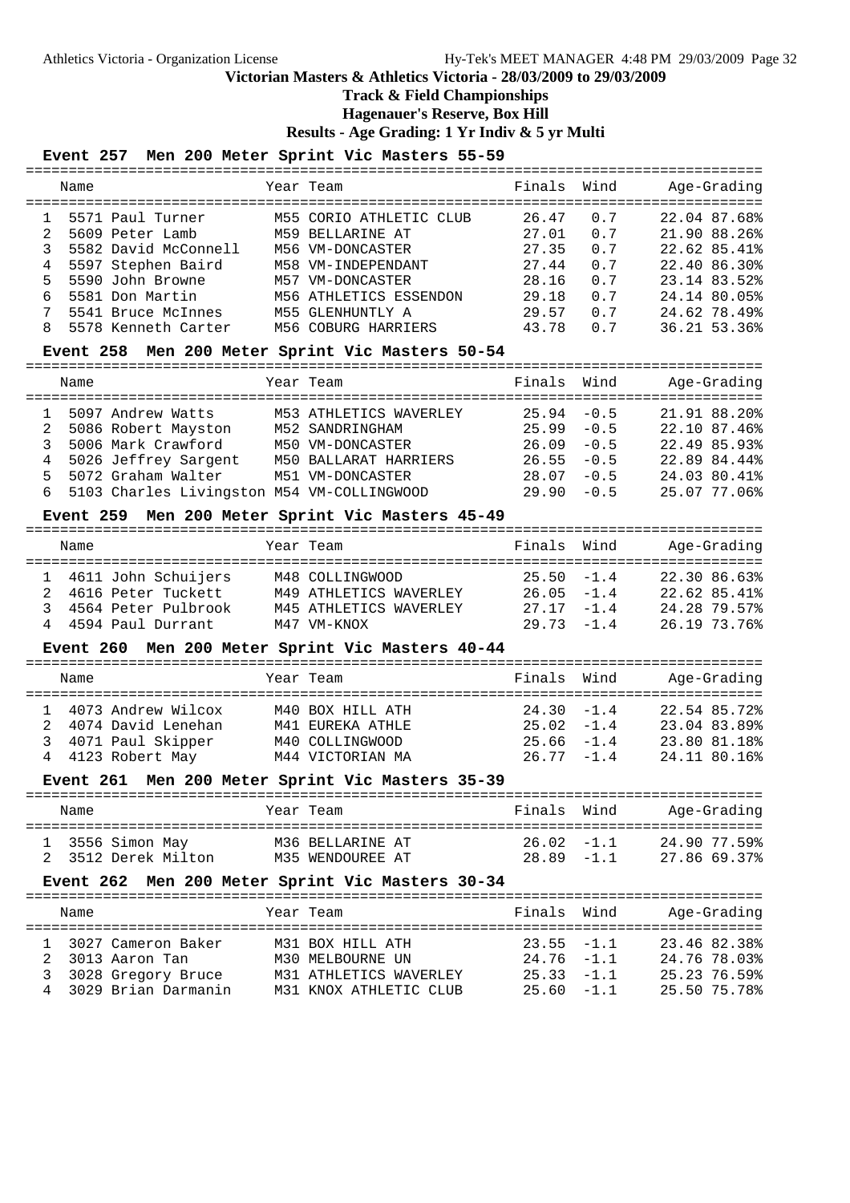**Victorian Masters & Athletics Victoria - 28/03/2009 to 29/03/2009**

**Track & Field Championships**

**Hagenauer's Reserve, Box Hill**

**Results - Age Grading: 1 Yr Indiv & 5 yr Multi**

### Event 257 Men 200 Meter Sprint Vic Masters 55-59

| | Name | Year | Team | Finals | Wind | Age-Grading | |
|---|---|---|---|---|---|---|---|
| 1 | 5571 Paul Turner | M55 | CORIO ATHLETIC CLUB | 26.47 | 0.7 | 22.04 | 87.68% |
| 2 | 5609 Peter Lamb | M59 | BELLARINE AT | 27.01 | 0.7 | 21.90 | 88.26% |
| 3 | 5582 David McConnell | M56 | VM-DONCASTER | 27.35 | 0.7 | 22.62 | 85.41% |
| 4 | 5597 Stephen Baird | M58 | VM-INDEPENDANT | 27.44 | 0.7 | 22.40 | 86.30% |
| 5 | 5590 John Browne | M57 | VM-DONCASTER | 28.16 | 0.7 | 23.14 | 83.52% |
| 6 | 5581 Don Martin | M56 | ATHLETICS ESSENDON | 29.18 | 0.7 | 24.14 | 80.05% |
| 7 | 5541 Bruce McInnes | M55 | GLENHUNTLY A | 29.57 | 0.7 | 24.62 | 78.49% |
| 8 | 5578 Kenneth Carter | M56 | COBURG HARRIERS | 43.78 | 0.7 | 36.21 | 53.36% |

### Event 258 Men 200 Meter Sprint Vic Masters 50-54

| | Name | Year | Team | Finals | Wind | Age-Grading | |
|---|---|---|---|---|---|---|---|
| 1 | 5097 Andrew Watts | M53 | ATHLETICS WAVERLEY | 25.94 | -0.5 | 21.91 | 88.20% |
| 2 | 5086 Robert Mayston | M52 | SANDRINGHAM | 25.99 | -0.5 | 22.10 | 87.46% |
| 3 | 5006 Mark Crawford | M50 | VM-DONCASTER | 26.09 | -0.5 | 22.49 | 85.93% |
| 4 | 5026 Jeffrey Sargent | M50 | BALLARAT HARRIERS | 26.55 | -0.5 | 22.89 | 84.44% |
| 5 | 5072 Graham Walter | M51 | VM-DONCASTER | 28.07 | -0.5 | 24.03 | 80.41% |
| 6 | 5103 Charles Livingston | M54 | VM-COLLINGWOOD | 29.90 | -0.5 | 25.07 | 77.06% |

### Event 259 Men 200 Meter Sprint Vic Masters 45-49

| | Name | Year | Team | Finals | Wind | Age-Grading | |
|---|---|---|---|---|---|---|---|
| 1 | 4611 John Schuijers | M48 | COLLINGWOOD | 25.50 | -1.4 | 22.30 | 86.63% |
| 2 | 4616 Peter Tuckett | M49 | ATHLETICS WAVERLEY | 26.05 | -1.4 | 22.62 | 85.41% |
| 3 | 4564 Peter Pulbrook | M45 | ATHLETICS WAVERLEY | 27.17 | -1.4 | 24.28 | 79.57% |
| 4 | 4594 Paul Durrant | M47 | VM-KNOX | 29.73 | -1.4 | 26.19 | 73.76% |

### Event 260 Men 200 Meter Sprint Vic Masters 40-44

| | Name | Year | Team | Finals | Wind | Age-Grading | |
|---|---|---|---|---|---|---|---|
| 1 | 4073 Andrew Wilcox | M40 | BOX HILL ATH | 24.30 | -1.4 | 22.54 | 85.72% |
| 2 | 4074 David Lenehan | M41 | EUREKA ATHLE | 25.02 | -1.4 | 23.04 | 83.89% |
| 3 | 4071 Paul Skipper | M40 | COLLINGWOOD | 25.66 | -1.4 | 23.80 | 81.18% |
| 4 | 4123 Robert May | M44 | VICTORIAN MA | 26.77 | -1.4 | 24.11 | 80.16% |

### Event 261 Men 200 Meter Sprint Vic Masters 35-39

| | Name | Year | Team | Finals | Wind | Age-Grading | |
|---|---|---|---|---|---|---|---|
| 1 | 3556 Simon May | M36 | BELLARINE AT | 26.02 | -1.1 | 24.90 | 77.59% |
| 2 | 3512 Derek Milton | M35 | WENDOUREE AT | 28.89 | -1.1 | 27.86 | 69.37% |

### Event 262 Men 200 Meter Sprint Vic Masters 30-34

| | Name | Year | Team | Finals | Wind | Age-Grading | |
|---|---|---|---|---|---|---|---|
| 1 | 3027 Cameron Baker | M31 | BOX HILL ATH | 23.55 | -1.1 | 23.46 | 82.38% |
| 2 | 3013 Aaron Tan | M30 | MELBOURNE UN | 24.76 | -1.1 | 24.76 | 78.03% |
| 3 | 3028 Gregory Bruce | M31 | ATHLETICS WAVERLEY | 25.33 | -1.1 | 25.23 | 76.59% |
| 4 | 3029 Brian Darmanin | M31 | KNOX ATHLETIC CLUB | 25.60 | -1.1 | 25.50 | 75.78% |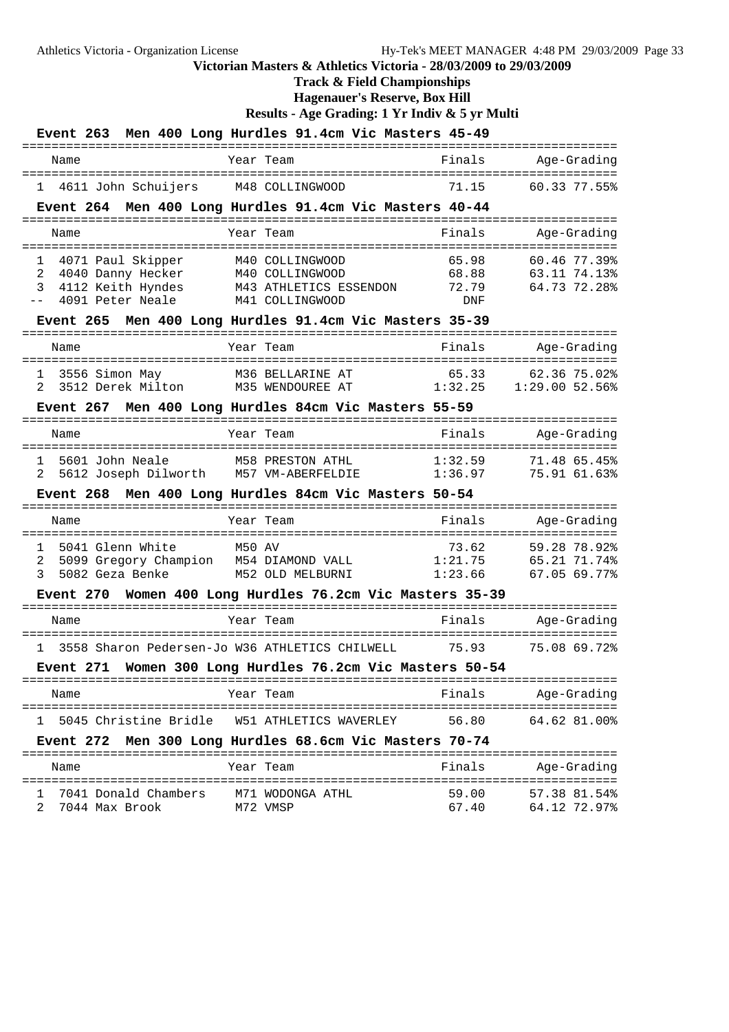# Victorian Masters & Athletics Victoria - 28/03/2009 to 29/03/2009

## Track & Field Championships

## Hagenauer's Reserve, Box Hill

## Results - Age Grading: 1 Yr Indiv & 5 yr Multi

### Event 263 Men 400 Long Hurdles 91.4cm Vic Masters 45-49

| | Name | Year | Team | Finals | Age-Grading | |
|---|---|---|---|---|---|---|
| 1 | 4611 John Schuijers | M48 | COLLINGWOOD | 71.15 | 60.33 | 77.55% |

### Event 264 Men 400 Long Hurdles 91.4cm Vic Masters 40-44

| | Name | Year | Team | Finals | Age-Grading | |
|---|---|---|---|---|---|---|
| 1 | 4071 Paul Skipper | M40 | COLLINGWOOD | 65.98 | 60.46 | 77.39% |
| 2 | 4040 Danny Hecker | M40 | COLLINGWOOD | 68.88 | 63.11 | 74.13% |
| 3 | 4112 Keith Hyndes | M43 | ATHLETICS ESSENDON | 72.79 | 64.73 | 72.28% |
| -- | 4091 Peter Neale | M41 | COLLINGWOOD | DNF | | |

### Event 265 Men 400 Long Hurdles 91.4cm Vic Masters 35-39

| | Name | Year | Team | Finals | Age-Grading | |
|---|---|---|---|---|---|---|
| 1 | 3556 Simon May | M36 | BELLARINE AT | 65.33 | 62.36 | 75.02% |
| 2 | 3512 Derek Milton | M35 | WENDOUREE AT | 1:32.25 | 1:29.00 | 52.56% |

### Event 267 Men 400 Long Hurdles 84cm Vic Masters 55-59

| | Name | Year | Team | Finals | Age-Grading | |
|---|---|---|---|---|---|---|
| 1 | 5601 John Neale | M58 | PRESTON ATHL | 1:32.59 | 71.48 | 65.45% |
| 2 | 5612 Joseph Dilworth | M57 | VM-ABERFELDIE | 1:36.97 | 75.91 | 61.63% |

### Event 268 Men 400 Long Hurdles 84cm Vic Masters 50-54

| | Name | Year | Team | Finals | Age-Grading | |
|---|---|---|---|---|---|---|
| 1 | 5041 Glenn White | M50 | AV | 73.62 | 59.28 | 78.92% |
| 2 | 5099 Gregory Champion | M54 | DIAMOND VALL | 1:21.75 | 65.21 | 71.74% |
| 3 | 5082 Geza Benke | M52 | OLD MELBURNI | 1:23.66 | 67.05 | 69.77% |

### Event 270 Women 400 Long Hurdles 76.2cm Vic Masters 35-39

| | Name | Year | Team | Finals | Age-Grading | |
|---|---|---|---|---|---|---|
| 1 | 3558 Sharon Pedersen-Jo | W36 | ATHLETICS CHILWELL | 75.93 | 75.08 | 69.72% |

### Event 271 Women 300 Long Hurdles 76.2cm Vic Masters 50-54

| | Name | Year | Team | Finals | Age-Grading | |
|---|---|---|---|---|---|---|
| 1 | 5045 Christine Bridle | W51 | ATHLETICS WAVERLEY | 56.80 | 64.62 | 81.00% |

### Event 272 Men 300 Long Hurdles 68.6cm Vic Masters 70-74

| | Name | Year | Team | Finals | Age-Grading | |
|---|---|---|---|---|---|---|
| 1 | 7041 Donald Chambers | M71 | WODONGA ATHL | 59.00 | 57.38 | 81.54% |
| 2 | 7044 Max Brook | M72 | VMSP | 67.40 | 64.12 | 72.97% |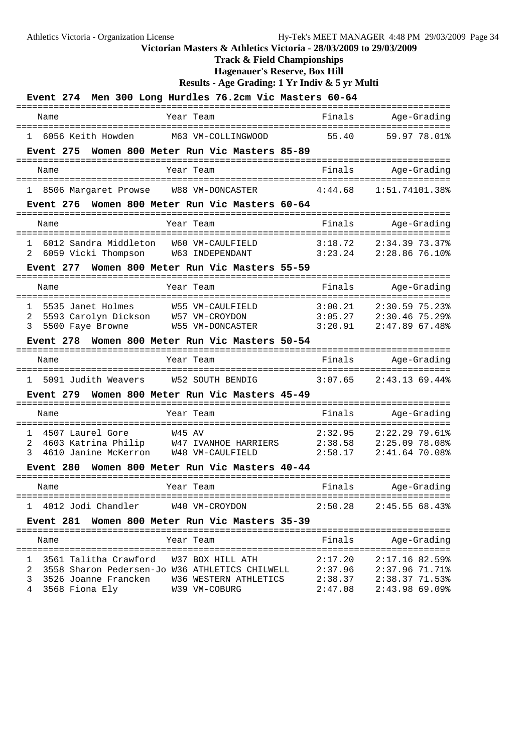**Victorian Masters & Athletics Victoria - 28/03/2009 to 29/03/2009**

**Track & Field Championships**

**Hagenauer's Reserve, Box Hill**

**Results - Age Grading: 1 Yr Indiv & 5 yr Multi**

### Event 274 Men 300 Long Hurdles 76.2cm Vic Masters 60-64

| | Name | Year | Team | Finals | Age-Grading | |
|---|---|---|---|---|---|---|
| 1 | 6056 Keith Howden | M63 | VM-COLLINGWOOD | 55.40 | 59.97 | 78.01% |

### Event 275 Women 800 Meter Run Vic Masters 85-89

| | Name | Year | Team | Finals | Age-Grading | |
|---|---|---|---|---|---|---|
| 1 | 8506 Margaret Prowse | W88 | VM-DONCASTER | 4:44.68 | 1:51.74 | 101.38% |

### Event 276 Women 800 Meter Run Vic Masters 60-64

| | Name | Year | Team | Finals | Age-Grading | |
|---|---|---|---|---|---|---|
| 1 | 6012 Sandra Middleton | W60 | VM-CAULFIELD | 3:18.72 | 2:34.39 | 73.37% |
| 2 | 6059 Vicki Thompson | W63 | INDEPENDANT | 3:23.24 | 2:28.86 | 76.10% |

### Event 277 Women 800 Meter Run Vic Masters 55-59

| | Name | Year | Team | Finals | Age-Grading | |
|---|---|---|---|---|---|---|
| 1 | 5535 Janet Holmes | W55 | VM-CAULFIELD | 3:00.21 | 2:30.59 | 75.23% |
| 2 | 5593 Carolyn Dickson | W57 | VM-CROYDON | 3:05.27 | 2:30.46 | 75.29% |
| 3 | 5500 Faye Browne | W55 | VM-DONCASTER | 3:20.91 | 2:47.89 | 67.48% |

### Event 278 Women 800 Meter Run Vic Masters 50-54

| | Name | Year | Team | Finals | Age-Grading | |
|---|---|---|---|---|---|---|
| 1 | 5091 Judith Weavers | W52 | SOUTH BENDIG | 3:07.65 | 2:43.13 | 69.44% |

### Event 279 Women 800 Meter Run Vic Masters 45-49

| | Name | Year | Team | Finals | Age-Grading | |
|---|---|---|---|---|---|---|
| 1 | 4507 Laurel Gore | W45 | AV | 2:32.95 | 2:22.29 | 79.61% |
| 2 | 4603 Katrina Philip | W47 | IVANHOE HARRIERS | 2:38.58 | 2:25.09 | 78.08% |
| 3 | 4610 Janine McKerron | W48 | VM-CAULFIELD | 2:58.17 | 2:41.64 | 70.08% |

### Event 280 Women 800 Meter Run Vic Masters 40-44

| | Name | Year | Team | Finals | Age-Grading | |
|---|---|---|---|---|---|---|
| 1 | 4012 Jodi Chandler | W40 | VM-CROYDON | 2:50.28 | 2:45.55 | 68.43% |

### Event 281 Women 800 Meter Run Vic Masters 35-39

| | Name | Year | Team | Finals | Age-Grading | |
|---|---|---|---|---|---|---|
| 1 | 3561 Talitha Crawford | W37 | BOX HILL ATH | 2:17.20 | 2:17.16 | 82.59% |
| 2 | 3558 Sharon Pedersen-Jo | W36 | ATHLETICS CHILWELL | 2:37.96 | 2:37.96 | 71.71% |
| 3 | 3526 Joanne Francken | W36 | WESTERN ATHLETICS | 2:38.37 | 2:38.37 | 71.53% |
| 4 | 3568 Fiona Ely | W39 | VM-COBURG | 2:47.08 | 2:43.98 | 69.09% |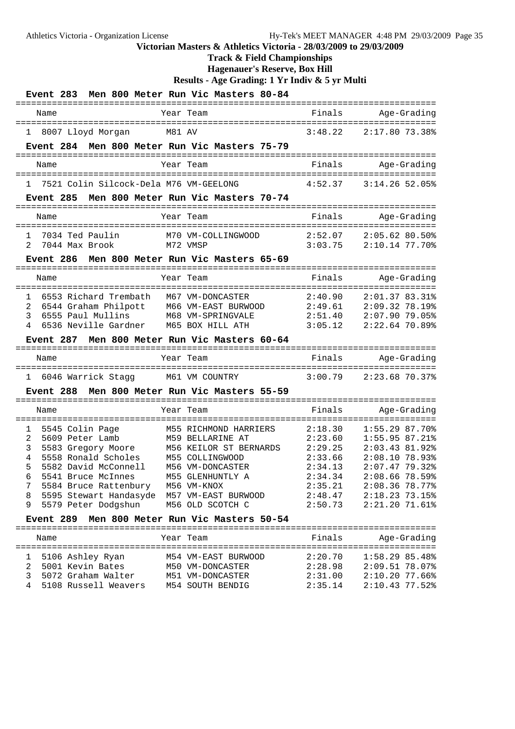# Victorian Masters & Athletics Victoria - 28/03/2009 to 29/03/2009

## Track & Field Championships

### Hagenauer's Reserve, Box Hill

### Results - Age Grading: 1 Yr Indiv & 5 yr Multi

**Event 283 Men 800 Meter Run Vic Masters 80-84**

| | Name | Year | Team | Finals | Age-Grading | |
|---|---|---|---|---|---|---|
| 1 | 8007 Lloyd Morgan | M81 | AV | 3:48.22 | 2:17.80 | 73.38% |

**Event 284 Men 800 Meter Run Vic Masters 75-79**

| | Name | Year | Team | Finals | Age-Grading | |
|---|---|---|---|---|---|---|
| 1 | 7521 Colin Silcock-Dela | M76 | VM-GEELONG | 4:52.37 | 3:14.26 | 52.05% |

**Event 285 Men 800 Meter Run Vic Masters 70-74**

| | Name | Year | Team | Finals | Age-Grading | |
|---|---|---|---|---|---|---|
| 1 | 7034 Ted Paulin | M70 | VM-COLLINGWOOD | 2:52.07 | 2:05.62 | 80.50% |
| 2 | 7044 Max Brook | M72 | VMSP | 3:03.75 | 2:10.14 | 77.70% |

**Event 286 Men 800 Meter Run Vic Masters 65-69**

| | Name | Year | Team | Finals | Age-Grading | |
|---|---|---|---|---|---|---|
| 1 | 6553 Richard Trembath | M67 | VM-DONCASTER | 2:40.90 | 2:01.37 | 83.31% |
| 2 | 6544 Graham Philpott | M66 | VM-EAST BURWOOD | 2:49.61 | 2:09.32 | 78.19% |
| 3 | 6555 Paul Mullins | M68 | VM-SPRINGVALE | 2:51.40 | 2:07.90 | 79.05% |
| 4 | 6536 Neville Gardner | M65 | BOX HILL ATH | 3:05.12 | 2:22.64 | 70.89% |

**Event 287 Men 800 Meter Run Vic Masters 60-64**

| | Name | Year | Team | Finals | Age-Grading | |
|---|---|---|---|---|---|---|
| 1 | 6046 Warrick Stagg | M61 | VM COUNTRY | 3:00.79 | 2:23.68 | 70.37% |

**Event 288 Men 800 Meter Run Vic Masters 55-59**

| | Name | Year | Team | Finals | Age-Grading | |
|---|---|---|---|---|---|---|
| 1 | 5545 Colin Page | M55 | RICHMOND HARRIERS | 2:18.30 | 1:55.29 | 87.70% |
| 2 | 5609 Peter Lamb | M59 | BELLARINE AT | 2:23.60 | 1:55.95 | 87.21% |
| 3 | 5583 Gregory Moore | M56 | KEILOR ST BERNARDS | 2:29.25 | 2:03.43 | 81.92% |
| 4 | 5558 Ronald Scholes | M55 | COLLINGWOOD | 2:33.66 | 2:08.10 | 78.93% |
| 5 | 5582 David McConnell | M56 | VM-DONCASTER | 2:34.13 | 2:07.47 | 79.32% |
| 6 | 5541 Bruce McInnes | M55 | GLENHUNTLY A | 2:34.34 | 2:08.66 | 78.59% |
| 7 | 5584 Bruce Rattenbury | M56 | VM-KNOX | 2:35.21 | 2:08.36 | 78.77% |
| 8 | 5595 Stewart Handasyde | M57 | VM-EAST BURWOOD | 2:48.47 | 2:18.23 | 73.15% |
| 9 | 5579 Peter Dodgshun | M56 | OLD SCOTCH C | 2:50.73 | 2:21.20 | 71.61% |

**Event 289 Men 800 Meter Run Vic Masters 50-54**

| | Name | Year | Team | Finals | Age-Grading | |
|---|---|---|---|---|---|---|
| 1 | 5106 Ashley Ryan | M54 | VM-EAST BURWOOD | 2:20.70 | 1:58.29 | 85.48% |
| 2 | 5001 Kevin Bates | M50 | VM-DONCASTER | 2:28.98 | 2:09.51 | 78.07% |
| 3 | 5072 Graham Walter | M51 | VM-DONCASTER | 2:31.00 | 2:10.20 | 77.66% |
| 4 | 5108 Russell Weavers | M54 | SOUTH BENDIG | 2:35.14 | 2:10.43 | 77.52% |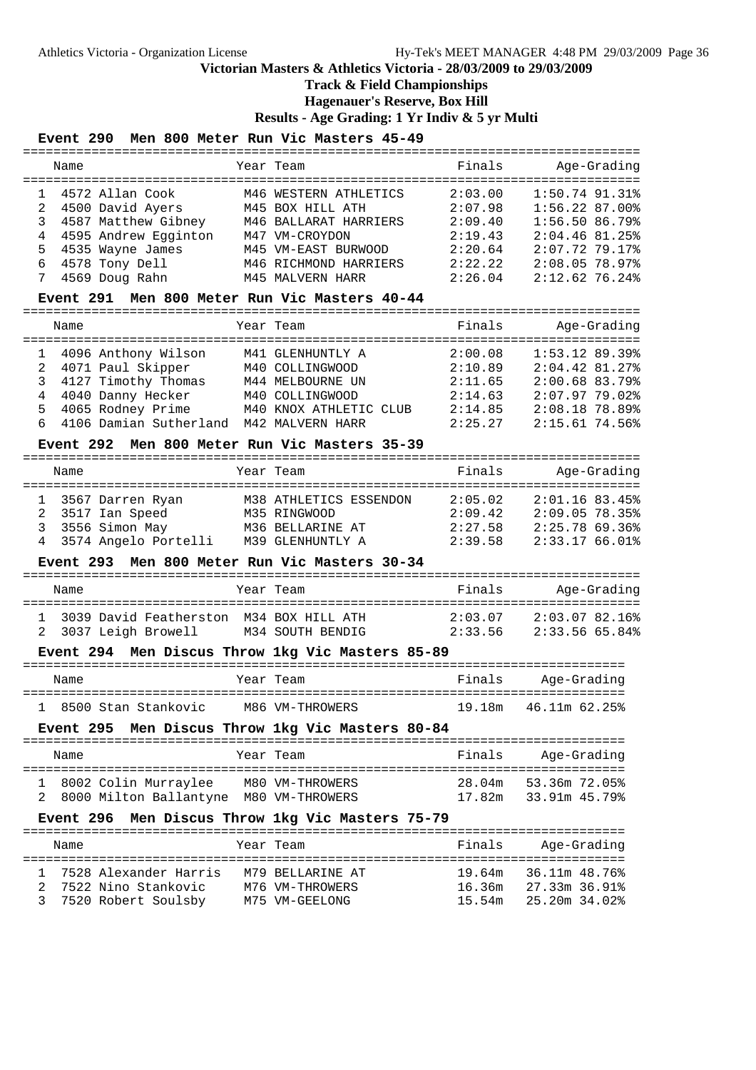# Victorian Masters & Athletics Victoria - 28/03/2009 to 29/03/2009

## Track & Field Championships

## Hagenauer's Reserve, Box Hill

## Results - Age Grading: 1 Yr Indiv & 5 yr Multi

### Event 290 Men 800 Meter Run Vic Masters 45-49

| | Name | Year | Team | Finals | Age-Grading |
|---|---|---|---|---|---|
| 1 | 4572 Allan Cook | M46 | WESTERN ATHLETICS | 2:03.00 | 1:50.74 91.31% |
| 2 | 4500 David Ayers | M45 | BOX HILL ATH | 2:07.98 | 1:56.22 87.00% |
| 3 | 4587 Matthew Gibney | M46 | BALLARAT HARRIERS | 2:09.40 | 1:56.50 86.79% |
| 4 | 4595 Andrew Egginton | M47 | VM-CROYDON | 2:19.43 | 2:04.46 81.25% |
| 5 | 4535 Wayne James | M45 | VM-EAST BURWOOD | 2:20.64 | 2:07.72 79.17% |
| 6 | 4578 Tony Dell | M46 | RICHMOND HARRIERS | 2:22.22 | 2:08.05 78.97% |
| 7 | 4569 Doug Rahn | M45 | MALVERN HARR | 2:26.04 | 2:12.62 76.24% |

### Event 291 Men 800 Meter Run Vic Masters 40-44

| | Name | Year | Team | Finals | Age-Grading |
|---|---|---|---|---|---|
| 1 | 4096 Anthony Wilson | M41 | GLENHUNTLY A | 2:00.08 | 1:53.12 89.39% |
| 2 | 4071 Paul Skipper | M40 | COLLINGWOOD | 2:10.89 | 2:04.42 81.27% |
| 3 | 4127 Timothy Thomas | M44 | MELBOURNE UN | 2:11.65 | 2:00.68 83.79% |
| 4 | 4040 Danny Hecker | M40 | COLLINGWOOD | 2:14.63 | 2:07.97 79.02% |
| 5 | 4065 Rodney Prime | M40 | KNOX ATHLETIC CLUB | 2:14.85 | 2:08.18 78.89% |
| 6 | 4106 Damian Sutherland | M42 | MALVERN HARR | 2:25.27 | 2:15.61 74.56% |

### Event 292 Men 800 Meter Run Vic Masters 35-39

| | Name | Year | Team | Finals | Age-Grading |
|---|---|---|---|---|---|
| 1 | 3567 Darren Ryan | M38 | ATHLETICS ESSENDON | 2:05.02 | 2:01.16 83.45% |
| 2 | 3517 Ian Speed | M35 | RINGWOOD | 2:09.42 | 2:09.05 78.35% |
| 3 | 3556 Simon May | M36 | BELLARINE AT | 2:27.58 | 2:25.78 69.36% |
| 4 | 3574 Angelo Portelli | M39 | GLENHUNTLY A | 2:39.58 | 2:33.17 66.01% |

### Event 293 Men 800 Meter Run Vic Masters 30-34

| | Name | Year | Team | Finals | Age-Grading |
|---|---|---|---|---|---|
| 1 | 3039 David Featherston | M34 | BOX HILL ATH | 2:03.07 | 2:03.07 82.16% |
| 2 | 3037 Leigh Browell | M34 | SOUTH BENDIG | 2:33.56 | 2:33.56 65.84% |

### Event 294 Men Discus Throw 1kg Vic Masters 85-89

| | Name | Year | Team | Finals | Age-Grading |
|---|---|---|---|---|---|
| 1 | 8500 Stan Stankovic | M86 | VM-THROWERS | 19.18m | 46.11m 62.25% |

### Event 295 Men Discus Throw 1kg Vic Masters 80-84

| | Name | Year | Team | Finals | Age-Grading |
|---|---|---|---|---|---|
| 1 | 8002 Colin Murraylee | M80 | VM-THROWERS | 28.04m | 53.36m 72.05% |
| 2 | 8000 Milton Ballantyne | M80 | VM-THROWERS | 17.82m | 33.91m 45.79% |

### Event 296 Men Discus Throw 1kg Vic Masters 75-79

| | Name | Year | Team | Finals | Age-Grading |
|---|---|---|---|---|---|
| 1 | 7528 Alexander Harris | M79 | BELLARINE AT | 19.64m | 36.11m 48.76% |
| 2 | 7522 Nino Stankovic | M76 | VM-THROWERS | 16.36m | 27.33m 36.91% |
| 3 | 7520 Robert Soulsby | M75 | VM-GEELONG | 15.54m | 25.20m 34.02% |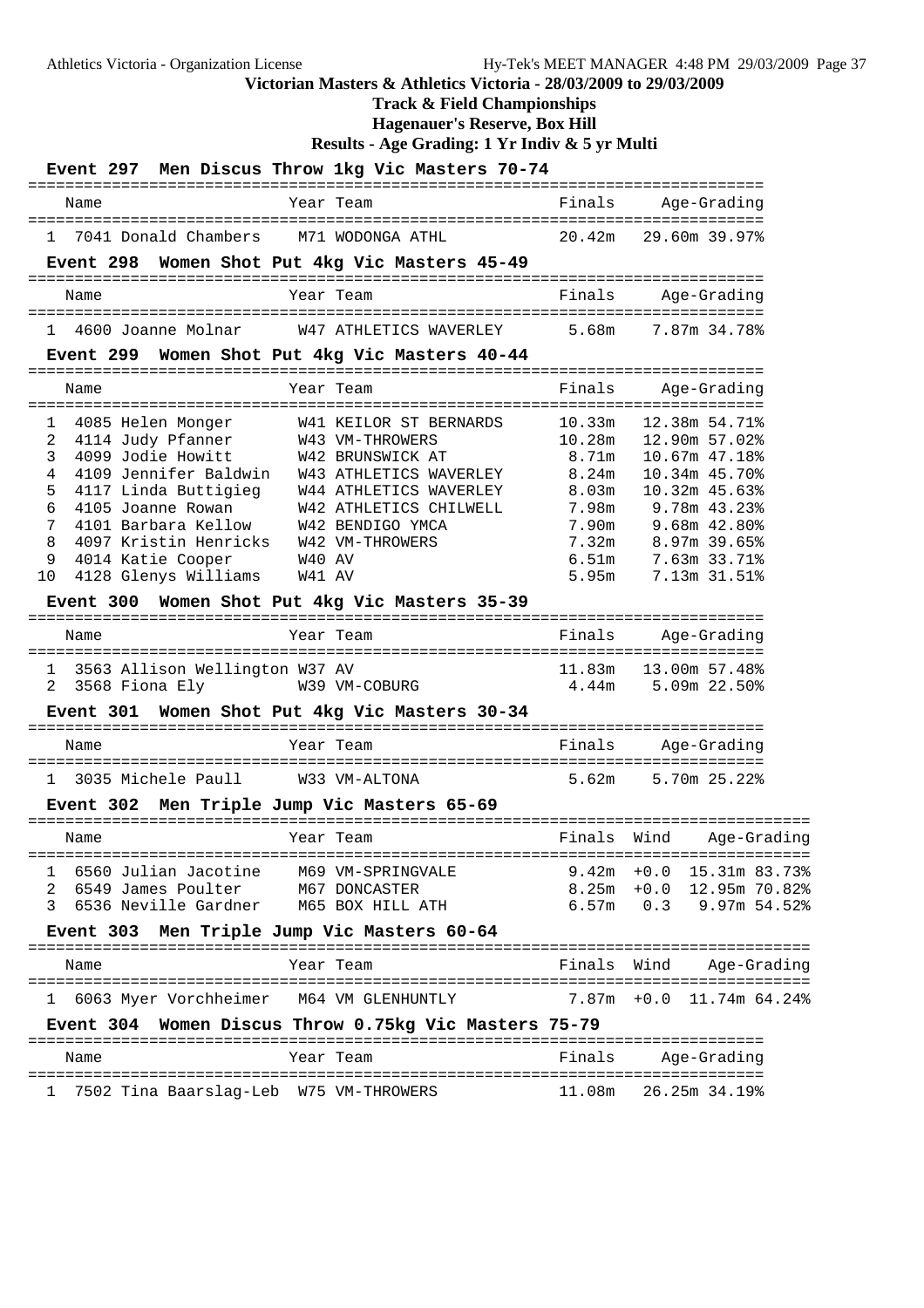**Victorian Masters & Athletics Victoria - 28/03/2009 to 29/03/2009**

**Track & Field Championships**

**Hagenauer's Reserve, Box Hill**

**Results - Age Grading: 1 Yr Indiv & 5 yr Multi**

### Event 297 Men Discus Throw 1kg Vic Masters 70-74

| | Name | Year | Team | Finals | Age-Grading |
|---|---|---|---|---|---|
| 1 | 7041 Donald Chambers | M71 | WODONGA ATHL | 20.42m | 29.60m 39.97% |

### Event 298 Women Shot Put 4kg Vic Masters 45-49

| | Name | Year | Team | Finals | Age-Grading |
|---|---|---|---|---|---|
| 1 | 4600 Joanne Molnar | W47 | ATHLETICS WAVERLEY | 5.68m | 7.87m 34.78% |

### Event 299 Women Shot Put 4kg Vic Masters 40-44

| | Name | Year | Team | Finals | Age-Grading |
|---|---|---|---|---|---|
| 1 | 4085 Helen Monger | W41 | KEILOR ST BERNARDS | 10.33m | 12.38m 54.71% |
| 2 | 4114 Judy Pfanner | W43 | VM-THROWERS | 10.28m | 12.90m 57.02% |
| 3 | 4099 Jodie Howitt | W42 | BRUNSWICK AT | 8.71m | 10.67m 47.18% |
| 4 | 4109 Jennifer Baldwin | W43 | ATHLETICS WAVERLEY | 8.24m | 10.34m 45.70% |
| 5 | 4117 Linda Buttigieg | W44 | ATHLETICS WAVERLEY | 8.03m | 10.32m 45.63% |
| 6 | 4105 Joanne Rowan | W42 | ATHLETICS CHILWELL | 7.98m | 9.78m 43.23% |
| 7 | 4101 Barbara Kellow | W42 | BENDIGO YMCA | 7.90m | 9.68m 42.80% |
| 8 | 4097 Kristin Henricks | W42 | VM-THROWERS | 7.32m | 8.97m 39.65% |
| 9 | 4014 Katie Cooper | W40 | AV | 6.51m | 7.63m 33.71% |
| 10 | 4128 Glenys Williams | W41 | AV | 5.95m | 7.13m 31.51% |

### Event 300 Women Shot Put 4kg Vic Masters 35-39

| | Name | Year | Team | Finals | Age-Grading |
|---|---|---|---|---|---|
| 1 | 3563 Allison Wellington | W37 | AV | 11.83m | 13.00m 57.48% |
| 2 | 3568 Fiona Ely | W39 | VM-COBURG | 4.44m | 5.09m 22.50% |

### Event 301 Women Shot Put 4kg Vic Masters 30-34

| | Name | Year | Team | Finals | Age-Grading |
|---|---|---|---|---|---|
| 1 | 3035 Michele Paull | W33 | VM-ALTONA | 5.62m | 5.70m 25.22% |

### Event 302 Men Triple Jump Vic Masters 65-69

| | Name | Year | Team | Finals | Wind | Age-Grading |
|---|---|---|---|---|---|---|
| 1 | 6560 Julian Jacotine | M69 | VM-SPRINGVALE | 9.42m | +0.0 | 15.31m 83.73% |
| 2 | 6549 James Poulter | M67 | DONCASTER | 8.25m | +0.0 | 12.95m 70.82% |
| 3 | 6536 Neville Gardner | M65 | BOX HILL ATH | 6.57m | 0.3 | 9.97m 54.52% |

### Event 303 Men Triple Jump Vic Masters 60-64

| | Name | Year | Team | Finals | Wind | Age-Grading |
|---|---|---|---|---|---|---|
| 1 | 6063 Myer Vorchheimer | M64 | VM GLENHUNTLY | 7.87m | +0.0 | 11.74m 64.24% |

### Event 304 Women Discus Throw 0.75kg Vic Masters 75-79

| | Name | Year | Team | Finals | Age-Grading |
|---|---|---|---|---|---|
| 1 | 7502 Tina Baarslag-Leb | W75 | VM-THROWERS | 11.08m | 26.25m 34.19% |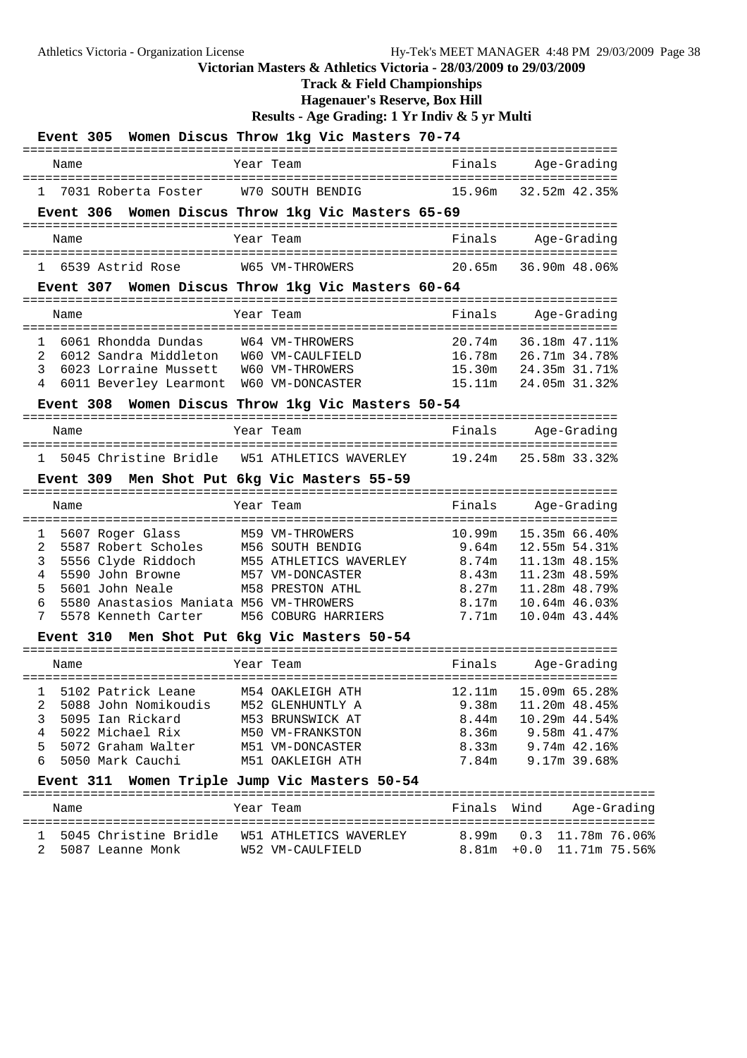# Victorian Masters & Athletics Victoria - 28/03/2009 to 29/03/2009

## Track & Field Championships

### Hagenauer's Reserve, Box Hill

### Results - Age Grading: 1 Yr Indiv & 5 yr Multi

#### Event 305 Women Discus Throw 1kg Vic Masters 70-74

| | Name | Year | Team | Finals | Age-Grading | |
|---|---|---|---|---|---|---|
| 1 | 7031 Roberta Foster | W70 | SOUTH BENDIG | 15.96m | 32.52m | 42.35% |

#### Event 306 Women Discus Throw 1kg Vic Masters 65-69

| | Name | Year | Team | Finals | Age-Grading | |
|---|---|---|---|---|---|---|
| 1 | 6539 Astrid Rose | W65 | VM-THROWERS | 20.65m | 36.90m | 48.06% |

#### Event 307 Women Discus Throw 1kg Vic Masters 60-64

| | Name | Year | Team | Finals | Age-Grading | |
|---|---|---|---|---|---|---|
| 1 | 6061 Rhondda Dundas | W64 | VM-THROWERS | 20.74m | 36.18m | 47.11% |
| 2 | 6012 Sandra Middleton | W60 | VM-CAULFIELD | 16.78m | 26.71m | 34.78% |
| 3 | 6023 Lorraine Mussett | W60 | VM-THROWERS | 15.30m | 24.35m | 31.71% |
| 4 | 6011 Beverley Learmont | W60 | VM-DONCASTER | 15.11m | 24.05m | 31.32% |

#### Event 308 Women Discus Throw 1kg Vic Masters 50-54

| | Name | Year | Team | Finals | Age-Grading | |
|---|---|---|---|---|---|---|
| 1 | 5045 Christine Bridle | W51 | ATHLETICS WAVERLEY | 19.24m | 25.58m | 33.32% |

#### Event 309 Men Shot Put 6kg Vic Masters 55-59

| | Name | Year | Team | Finals | Age-Grading | |
|---|---|---|---|---|---|---|
| 1 | 5607 Roger Glass | M59 | VM-THROWERS | 10.99m | 15.35m | 66.40% |
| 2 | 5587 Robert Scholes | M56 | SOUTH BENDIG | 9.64m | 12.55m | 54.31% |
| 3 | 5556 Clyde Riddoch | M55 | ATHLETICS WAVERLEY | 8.74m | 11.13m | 48.15% |
| 4 | 5590 John Browne | M57 | VM-DONCASTER | 8.43m | 11.23m | 48.59% |
| 5 | 5601 John Neale | M58 | PRESTON ATHL | 8.27m | 11.28m | 48.79% |
| 6 | 5580 Anastasios Maniata | M56 | VM-THROWERS | 8.17m | 10.64m | 46.03% |
| 7 | 5578 Kenneth Carter | M56 | COBURG HARRIERS | 7.71m | 10.04m | 43.44% |

#### Event 310 Men Shot Put 6kg Vic Masters 50-54

| | Name | Year | Team | Finals | Age-Grading | |
|---|---|---|---|---|---|---|
| 1 | 5102 Patrick Leane | M54 | OAKLEIGH ATH | 12.11m | 15.09m | 65.28% |
| 2 | 5088 John Nomikoudis | M52 | GLENHUNTLY A | 9.38m | 11.20m | 48.45% |
| 3 | 5095 Ian Rickard | M53 | BRUNSWICK AT | 8.44m | 10.29m | 44.54% |
| 4 | 5022 Michael Rix | M50 | VM-FRANKSTON | 8.36m | 9.58m | 41.47% |
| 5 | 5072 Graham Walter | M51 | VM-DONCASTER | 8.33m | 9.74m | 42.16% |
| 6 | 5050 Mark Cauchi | M51 | OAKLEIGH ATH | 7.84m | 9.17m | 39.68% |

#### Event 311 Women Triple Jump Vic Masters 50-54

| | Name | Year | Team | Finals | Wind | Age-Grading | |
|---|---|---|---|---|---|---|---|
| 1 | 5045 Christine Bridle | W51 | ATHLETICS WAVERLEY | 8.99m | 0.3 | 11.78m | 76.06% |
| 2 | 5087 Leanne Monk | W52 | VM-CAULFIELD | 8.81m | +0.0 | 11.71m | 75.56% |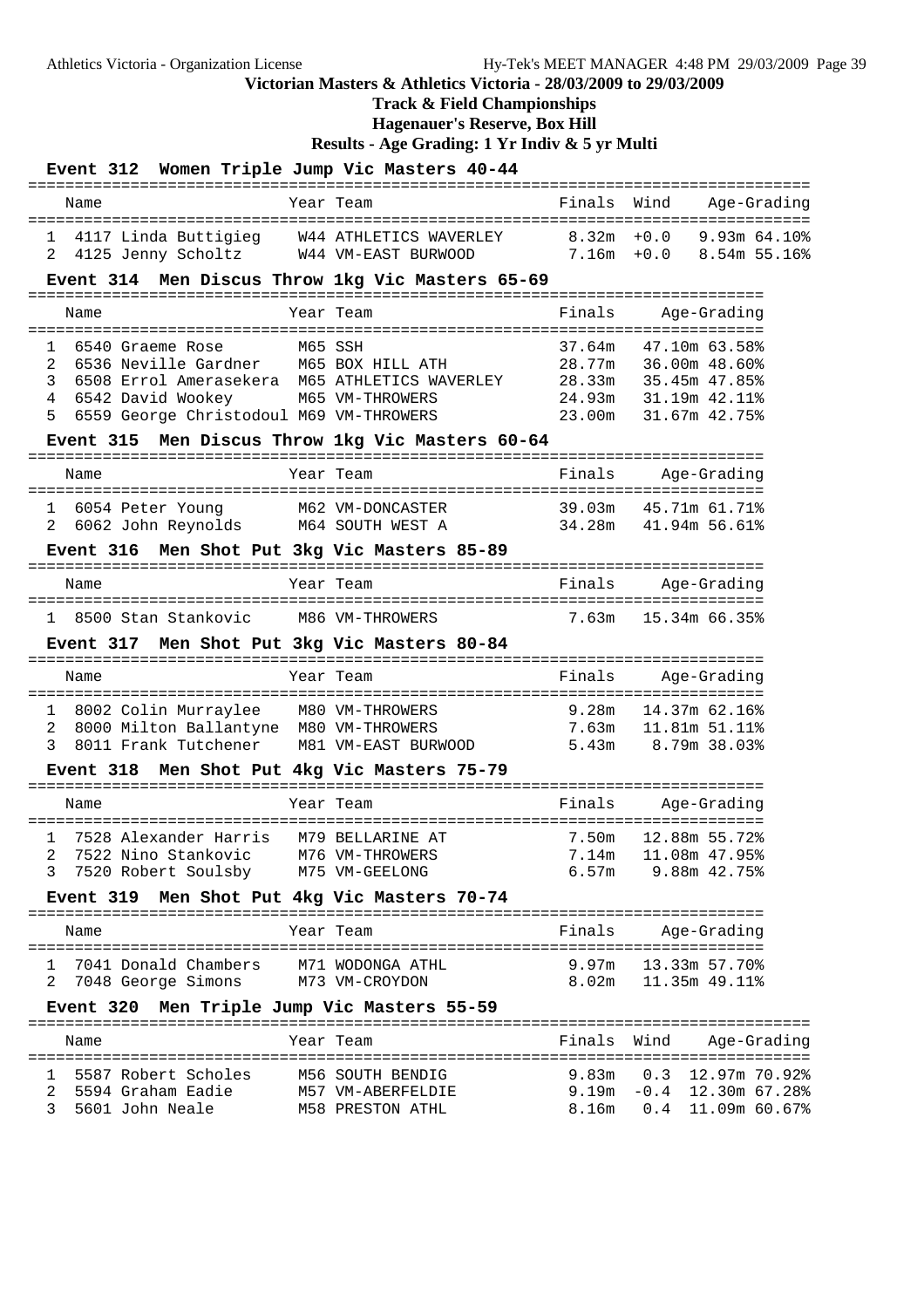**Victorian Masters & Athletics Victoria - 28/03/2009 to 29/03/2009**

**Track & Field Championships**

**Hagenauer's Reserve, Box Hill**

**Results - Age Grading: 1 Yr Indiv & 5 yr Multi**

### Event 312 Women Triple Jump Vic Masters 40-44

| | Name | Year | Team | Finals | Wind | Age-Grading |
|---|---|---|---|---|---|---|
| 1 | 4117 Linda Buttigieg | W44 | ATHLETICS WAVERLEY | 8.32m | +0.0 | 9.93m 64.10% |
| 2 | 4125 Jenny Scholtz | W44 | VM-EAST BURWOOD | 7.16m | +0.0 | 8.54m 55.16% |

### Event 314 Men Discus Throw 1kg Vic Masters 65-69

| | Name | Year | Team | Finals | Age-Grading |
|---|---|---|---|---|---|
| 1 | 6540 Graeme Rose | M65 | SSH | 37.64m | 47.10m 63.58% |
| 2 | 6536 Neville Gardner | M65 | BOX HILL ATH | 28.77m | 36.00m 48.60% |
| 3 | 6508 Errol Amerasekera | M65 | ATHLETICS WAVERLEY | 28.33m | 35.45m 47.85% |
| 4 | 6542 David Wookey | M65 | VM-THROWERS | 24.93m | 31.19m 42.11% |
| 5 | 6559 George Christodoul | M69 | VM-THROWERS | 23.00m | 31.67m 42.75% |

### Event 315 Men Discus Throw 1kg Vic Masters 60-64

| | Name | Year | Team | Finals | Age-Grading |
|---|---|---|---|---|---|
| 1 | 6054 Peter Young | M62 | VM-DONCASTER | 39.03m | 45.71m 61.71% |
| 2 | 6062 John Reynolds | M64 | SOUTH WEST A | 34.28m | 41.94m 56.61% |

### Event 316 Men Shot Put 3kg Vic Masters 85-89

| | Name | Year | Team | Finals | Age-Grading |
|---|---|---|---|---|---|
| 1 | 8500 Stan Stankovic | M86 | VM-THROWERS | 7.63m | 15.34m 66.35% |

### Event 317 Men Shot Put 3kg Vic Masters 80-84

| | Name | Year | Team | Finals | Age-Grading |
|---|---|---|---|---|---|
| 1 | 8002 Colin Murraylee | M80 | VM-THROWERS | 9.28m | 14.37m 62.16% |
| 2 | 8000 Milton Ballantyne | M80 | VM-THROWERS | 7.63m | 11.81m 51.11% |
| 3 | 8011 Frank Tutchener | M81 | VM-EAST BURWOOD | 5.43m | 8.79m 38.03% |

### Event 318 Men Shot Put 4kg Vic Masters 75-79

| | Name | Year | Team | Finals | Age-Grading |
|---|---|---|---|---|---|
| 1 | 7528 Alexander Harris | M79 | BELLARINE AT | 7.50m | 12.88m 55.72% |
| 2 | 7522 Nino Stankovic | M76 | VM-THROWERS | 7.14m | 11.08m 47.95% |
| 3 | 7520 Robert Soulsby | M75 | VM-GEELONG | 6.57m | 9.88m 42.75% |

### Event 319 Men Shot Put 4kg Vic Masters 70-74

| | Name | Year | Team | Finals | Age-Grading |
|---|---|---|---|---|---|
| 1 | 7041 Donald Chambers | M71 | WODONGA ATHL | 9.97m | 13.33m 57.70% |
| 2 | 7048 George Simons | M73 | VM-CROYDON | 8.02m | 11.35m 49.11% |

### Event 320 Men Triple Jump Vic Masters 55-59

| | Name | Year | Team | Finals | Wind | Age-Grading |
|---|---|---|---|---|---|---|
| 1 | 5587 Robert Scholes | M56 | SOUTH BENDIG | 9.83m | 0.3 | 12.97m 70.92% |
| 2 | 5594 Graham Eadie | M57 | VM-ABERFELDIE | 9.19m | -0.4 | 12.30m 67.28% |
| 3 | 5601 John Neale | M58 | PRESTON ATHL | 8.16m | 0.4 | 11.09m 60.67% |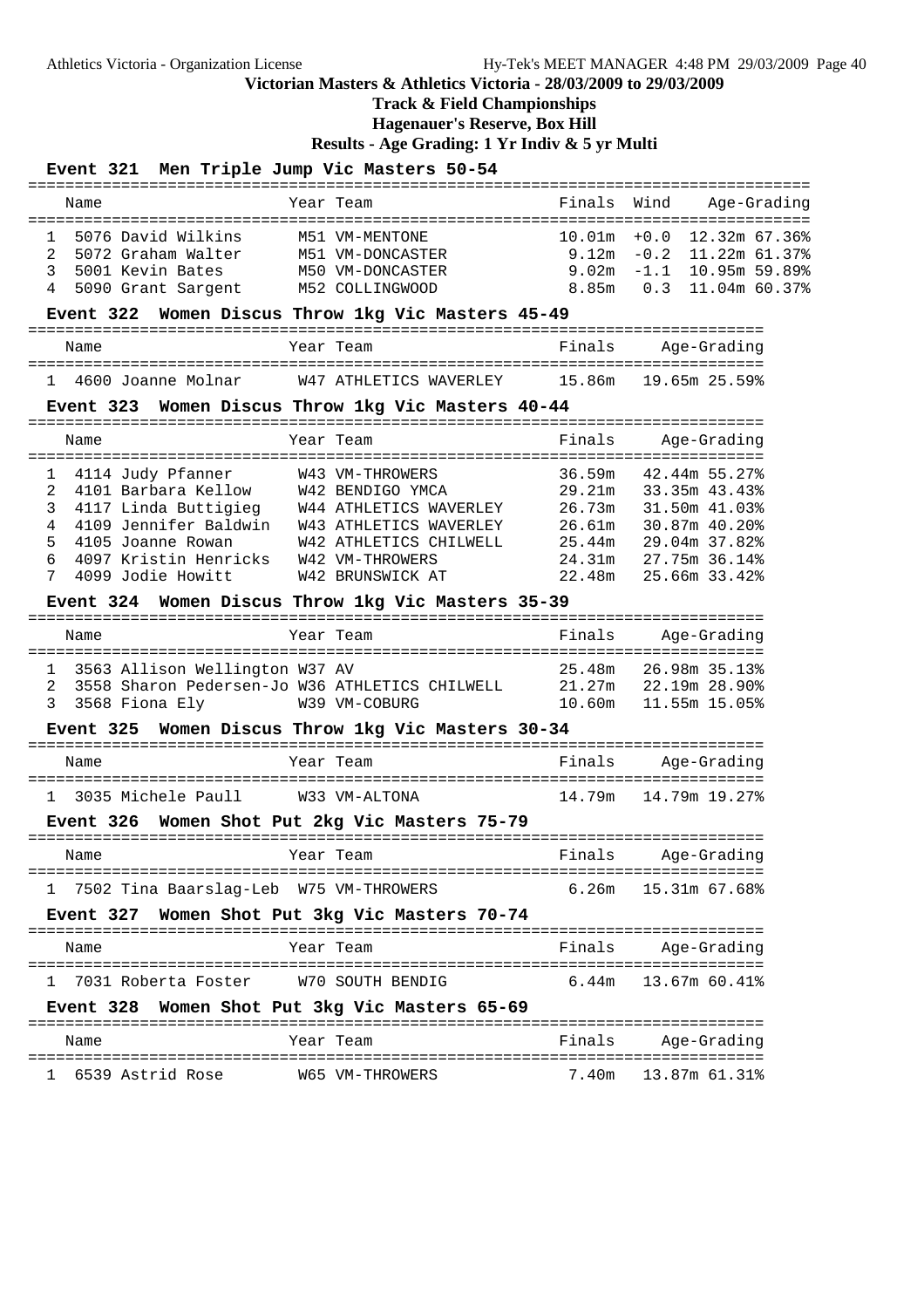# Victorian Masters & Athletics Victoria - 28/03/2009 to 29/03/2009

## Track & Field Championships

### Hagenauer's Reserve, Box Hill

### Results - Age Grading: 1 Yr Indiv & 5 yr Multi

**Event 321 Men Triple Jump Vic Masters 50-54**

| | Name | Year | Team | Finals | Wind | Age-Grading |
|---|---|---|---|---|---|---|
| 1 | 5076 David Wilkins | M51 | VM-MENTONE | 10.01m | +0.0 | 12.32m 67.36% |
| 2 | 5072 Graham Walter | M51 | VM-DONCASTER | 9.12m | -0.2 | 11.22m 61.37% |
| 3 | 5001 Kevin Bates | M50 | VM-DONCASTER | 9.02m | -1.1 | 10.95m 59.89% |
| 4 | 5090 Grant Sargent | M52 | COLLINGWOOD | 8.85m | 0.3 | 11.04m 60.37% |

**Event 322 Women Discus Throw 1kg Vic Masters 45-49**

| | Name | Year | Team | Finals | Age-Grading |
|---|---|---|---|---|---|
| 1 | 4600 Joanne Molnar | W47 | ATHLETICS WAVERLEY | 15.86m | 19.65m 25.59% |

**Event 323 Women Discus Throw 1kg Vic Masters 40-44**

| | Name | Year | Team | Finals | Age-Grading |
|---|---|---|---|---|---|
| 1 | 4114 Judy Pfanner | W43 | VM-THROWERS | 36.59m | 42.44m 55.27% |
| 2 | 4101 Barbara Kellow | W42 | BENDIGO YMCA | 29.21m | 33.35m 43.43% |
| 3 | 4117 Linda Buttigieg | W44 | ATHLETICS WAVERLEY | 26.73m | 31.50m 41.03% |
| 4 | 4109 Jennifer Baldwin | W43 | ATHLETICS WAVERLEY | 26.61m | 30.87m 40.20% |
| 5 | 4105 Joanne Rowan | W42 | ATHLETICS CHILWELL | 25.44m | 29.04m 37.82% |
| 6 | 4097 Kristin Henricks | W42 | VM-THROWERS | 24.31m | 27.75m 36.14% |
| 7 | 4099 Jodie Howitt | W42 | BRUNSWICK AT | 22.48m | 25.66m 33.42% |

**Event 324 Women Discus Throw 1kg Vic Masters 35-39**

| | Name | Year | Team | Finals | Age-Grading |
|---|---|---|---|---|---|
| 1 | 3563 Allison Wellington | W37 | AV | 25.48m | 26.98m 35.13% |
| 2 | 3558 Sharon Pedersen-Jo | W36 | ATHLETICS CHILWELL | 21.27m | 22.19m 28.90% |
| 3 | 3568 Fiona Ely | W39 | VM-COBURG | 10.60m | 11.55m 15.05% |

**Event 325 Women Discus Throw 1kg Vic Masters 30-34**

| | Name | Year | Team | Finals | Age-Grading |
|---|---|---|---|---|---|
| 1 | 3035 Michele Paull | W33 | VM-ALTONA | 14.79m | 14.79m 19.27% |

**Event 326 Women Shot Put 2kg Vic Masters 75-79**

| | Name | Year | Team | Finals | Age-Grading |
|---|---|---|---|---|---|
| 1 | 7502 Tina Baarslag-Leb | W75 | VM-THROWERS | 6.26m | 15.31m 67.68% |

**Event 327 Women Shot Put 3kg Vic Masters 70-74**

| | Name | Year | Team | Finals | Age-Grading |
|---|---|---|---|---|---|
| 1 | 7031 Roberta Foster | W70 | SOUTH BENDIG | 6.44m | 13.67m 60.41% |

**Event 328 Women Shot Put 3kg Vic Masters 65-69**

| | Name | Year | Team | Finals | Age-Grading |
|---|---|---|---|---|---|
| 1 | 6539 Astrid Rose | W65 | VM-THROWERS | 7.40m | 13.87m 61.31% |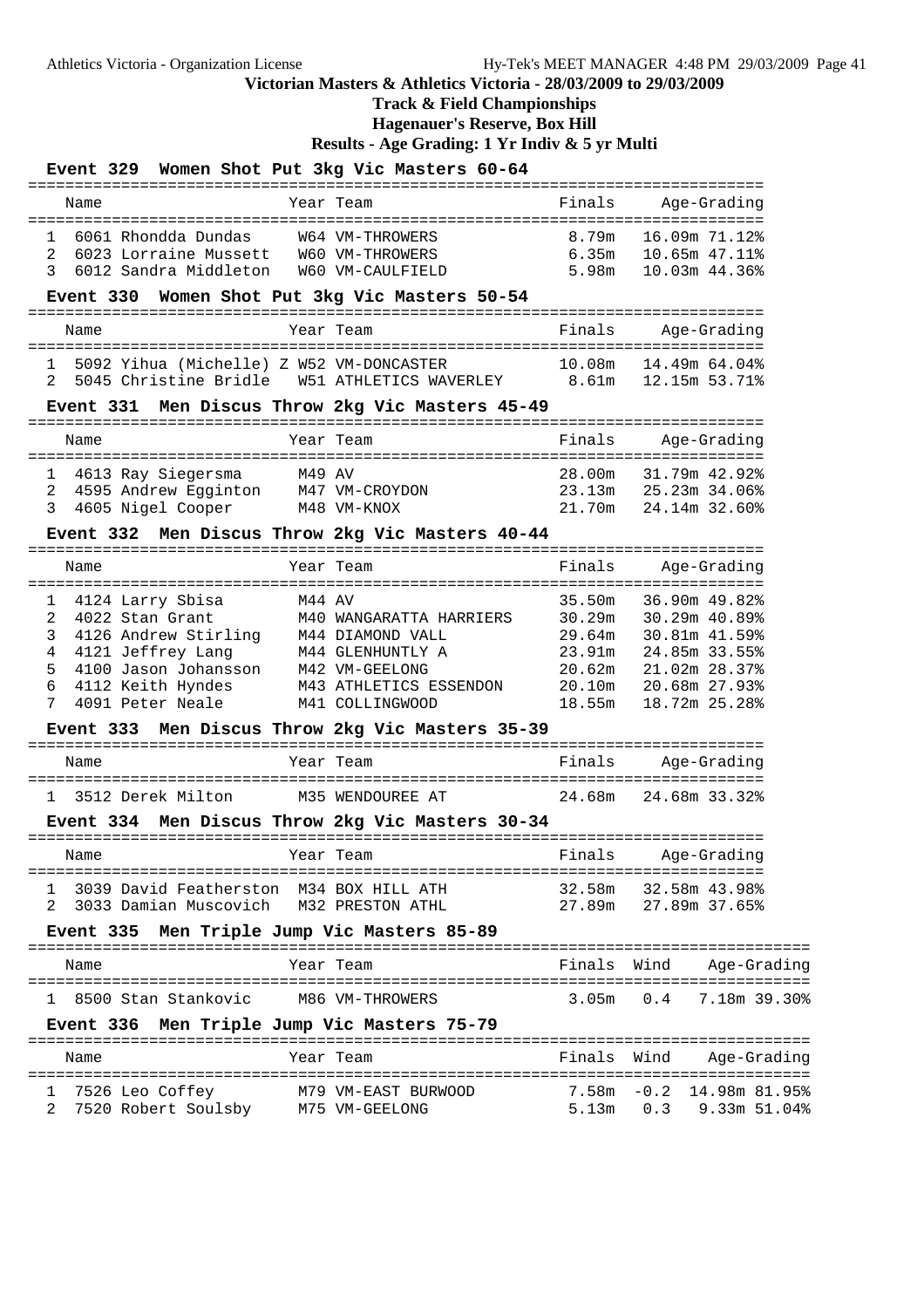# Victorian Masters & Athletics Victoria - 28/03/2009 to 29/03/2009

## Track & Field Championships

## Hagenauer's Reserve, Box Hill

## Results - Age Grading: 1 Yr Indiv & 5 yr Multi

### Event 329 Women Shot Put 3kg Vic Masters 60-64

| | Name | Year | Team | Finals | Age-Grading |
|---|---|---|---|---|---|
| 1 | 6061 Rhondda Dundas | W64 | VM-THROWERS | 8.79m | 16.09m 71.12% |
| 2 | 6023 Lorraine Mussett | W60 | VM-THROWERS | 6.35m | 10.65m 47.11% |
| 3 | 6012 Sandra Middleton | W60 | VM-CAULFIELD | 5.98m | 10.03m 44.36% |

### Event 330 Women Shot Put 3kg Vic Masters 50-54

| | Name | Year | Team | Finals | Age-Grading |
|---|---|---|---|---|---|
| 1 | 5092 Yihua (Michelle) Z | W52 | VM-DONCASTER | 10.08m | 14.49m 64.04% |
| 2 | 5045 Christine Bridle | W51 | ATHLETICS WAVERLEY | 8.61m | 12.15m 53.71% |

### Event 331 Men Discus Throw 2kg Vic Masters 45-49

| | Name | Year | Team | Finals | Age-Grading |
|---|---|---|---|---|---|
| 1 | 4613 Ray Siegersma | M49 | AV | 28.00m | 31.79m 42.92% |
| 2 | 4595 Andrew Egginton | M47 | VM-CROYDON | 23.13m | 25.23m 34.06% |
| 3 | 4605 Nigel Cooper | M48 | VM-KNOX | 21.70m | 24.14m 32.60% |

### Event 332 Men Discus Throw 2kg Vic Masters 40-44

| | Name | Year | Team | Finals | Age-Grading |
|---|---|---|---|---|---|
| 1 | 4124 Larry Sbisa | M44 | AV | 35.50m | 36.90m 49.82% |
| 2 | 4022 Stan Grant | M40 | WANGARATTA HARRIERS | 30.29m | 30.29m 40.89% |
| 3 | 4126 Andrew Stirling | M44 | DIAMOND VALL | 29.64m | 30.81m 41.59% |
| 4 | 4121 Jeffrey Lang | M44 | GLENHUNTLY A | 23.91m | 24.85m 33.55% |
| 5 | 4100 Jason Johansson | M42 | VM-GEELONG | 20.62m | 21.02m 28.37% |
| 6 | 4112 Keith Hyndes | M43 | ATHLETICS ESSENDON | 20.10m | 20.68m 27.93% |
| 7 | 4091 Peter Neale | M41 | COLLINGWOOD | 18.55m | 18.72m 25.28% |

### Event 333 Men Discus Throw 2kg Vic Masters 35-39

| | Name | Year | Team | Finals | Age-Grading |
|---|---|---|---|---|---|
| 1 | 3512 Derek Milton | M35 | WENDOUREE AT | 24.68m | 24.68m 33.32% |

### Event 334 Men Discus Throw 2kg Vic Masters 30-34

| | Name | Year | Team | Finals | Age-Grading |
|---|---|---|---|---|---|
| 1 | 3039 David Featherston | M34 | BOX HILL ATH | 32.58m | 32.58m 43.98% |
| 2 | 3033 Damian Muscovich | M32 | PRESTON ATHL | 27.89m | 27.89m 37.65% |

### Event 335 Men Triple Jump Vic Masters 85-89

| | Name | Year | Team | Finals | Wind | Age-Grading |
|---|---|---|---|---|---|---|
| 1 | 8500 Stan Stankovic | M86 | VM-THROWERS | 3.05m | 0.4 | 7.18m 39.30% |

### Event 336 Men Triple Jump Vic Masters 75-79

| | Name | Year | Team | Finals | Wind | Age-Grading |
|---|---|---|---|---|---|---|
| 1 | 7526 Leo Coffey | M79 | VM-EAST BURWOOD | 7.58m | -0.2 | 14.98m 81.95% |
| 2 | 7520 Robert Soulsby | M75 | VM-GEELONG | 5.13m | 0.3 | 9.33m 51.04% |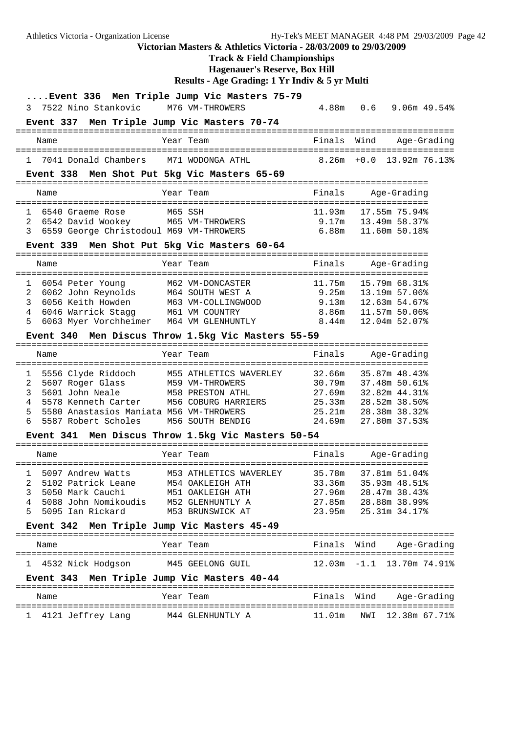**Victorian Masters & Athletics Victoria - 28/03/2009 to 29/03/2009**

**Track & Field Championships**

**Hagenauer's Reserve, Box Hill**

**Results - Age Grading: 1 Yr Indiv & 5 yr Multi**

### ....Event 336 Men Triple Jump Vic Masters 75-79

| | Name | Year | Team | Finals | Wind | Age-Grading |
|---|---|---|---|---|---|---|
| 3 | 7522 Nino Stankovic | M76 | VM-THROWERS | 4.88m | 0.6 | 9.06m 49.54% |

### Event 337 Men Triple Jump Vic Masters 70-74

| | Name | Year | Team | Finals | Wind | Age-Grading |
|---|---|---|---|---|---|---|
| 1 | 7041 Donald Chambers | M71 | WODONGA ATHL | 8.26m | +0.0 | 13.92m 76.13% |

### Event 338 Men Shot Put 5kg Vic Masters 65-69

| | Name | Year | Team | Finals | Age-Grading |
|---|---|---|---|---|---|
| 1 | 6540 Graeme Rose | M65 | SSH | 11.93m | 17.55m 75.94% |
| 2 | 6542 David Wookey | M65 | VM-THROWERS | 9.17m | 13.49m 58.37% |
| 3 | 6559 George Christodoul | M69 | VM-THROWERS | 6.88m | 11.60m 50.18% |

### Event 339 Men Shot Put 5kg Vic Masters 60-64

| | Name | Year | Team | Finals | Age-Grading |
|---|---|---|---|---|---|
| 1 | 6054 Peter Young | M62 | VM-DONCASTER | 11.75m | 15.79m 68.31% |
| 2 | 6062 John Reynolds | M64 | SOUTH WEST A | 9.25m | 13.19m 57.06% |
| 3 | 6056 Keith Howden | M63 | VM-COLLINGWOOD | 9.13m | 12.63m 54.67% |
| 4 | 6046 Warrick Stagg | M61 | VM COUNTRY | 8.86m | 11.57m 50.06% |
| 5 | 6063 Myer Vorchheimer | M64 | VM GLENHUNTLY | 8.44m | 12.04m 52.07% |

### Event 340 Men Discus Throw 1.5kg Vic Masters 55-59

| | Name | Year | Team | Finals | Age-Grading |
|---|---|---|---|---|---|
| 1 | 5556 Clyde Riddoch | M55 | ATHLETICS WAVERLEY | 32.66m | 35.87m 48.43% |
| 2 | 5607 Roger Glass | M59 | VM-THROWERS | 30.79m | 37.48m 50.61% |
| 3 | 5601 John Neale | M58 | PRESTON ATHL | 27.69m | 32.82m 44.31% |
| 4 | 5578 Kenneth Carter | M56 | COBURG HARRIERS | 25.33m | 28.52m 38.50% |
| 5 | 5580 Anastasios Maniata | M56 | VM-THROWERS | 25.21m | 28.38m 38.32% |
| 6 | 5587 Robert Scholes | M56 | SOUTH BENDIG | 24.69m | 27.80m 37.53% |

### Event 341 Men Discus Throw 1.5kg Vic Masters 50-54

| | Name | Year | Team | Finals | Age-Grading |
|---|---|---|---|---|---|
| 1 | 5097 Andrew Watts | M53 | ATHLETICS WAVERLEY | 35.78m | 37.81m 51.04% |
| 2 | 5102 Patrick Leane | M54 | OAKLEIGH ATH | 33.36m | 35.93m 48.51% |
| 3 | 5050 Mark Cauchi | M51 | OAKLEIGH ATH | 27.96m | 28.47m 38.43% |
| 4 | 5088 John Nomikoudis | M52 | GLENHUNTLY A | 27.85m | 28.88m 38.99% |
| 5 | 5095 Ian Rickard | M53 | BRUNSWICK AT | 23.95m | 25.31m 34.17% |

### Event 342 Men Triple Jump Vic Masters 45-49

| | Name | Year | Team | Finals | Wind | Age-Grading |
|---|---|---|---|---|---|---|
| 1 | 4532 Nick Hodgson | M45 | GEELONG GUIL | 12.03m | -1.1 | 13.70m 74.91% |

### Event 343 Men Triple Jump Vic Masters 40-44

| | Name | Year | Team | Finals | Wind | Age-Grading |
|---|---|---|---|---|---|---|
| 1 | 4121 Jeffrey Lang | M44 | GLENHUNTLY A | 11.01m | NWI | 12.38m 67.71% |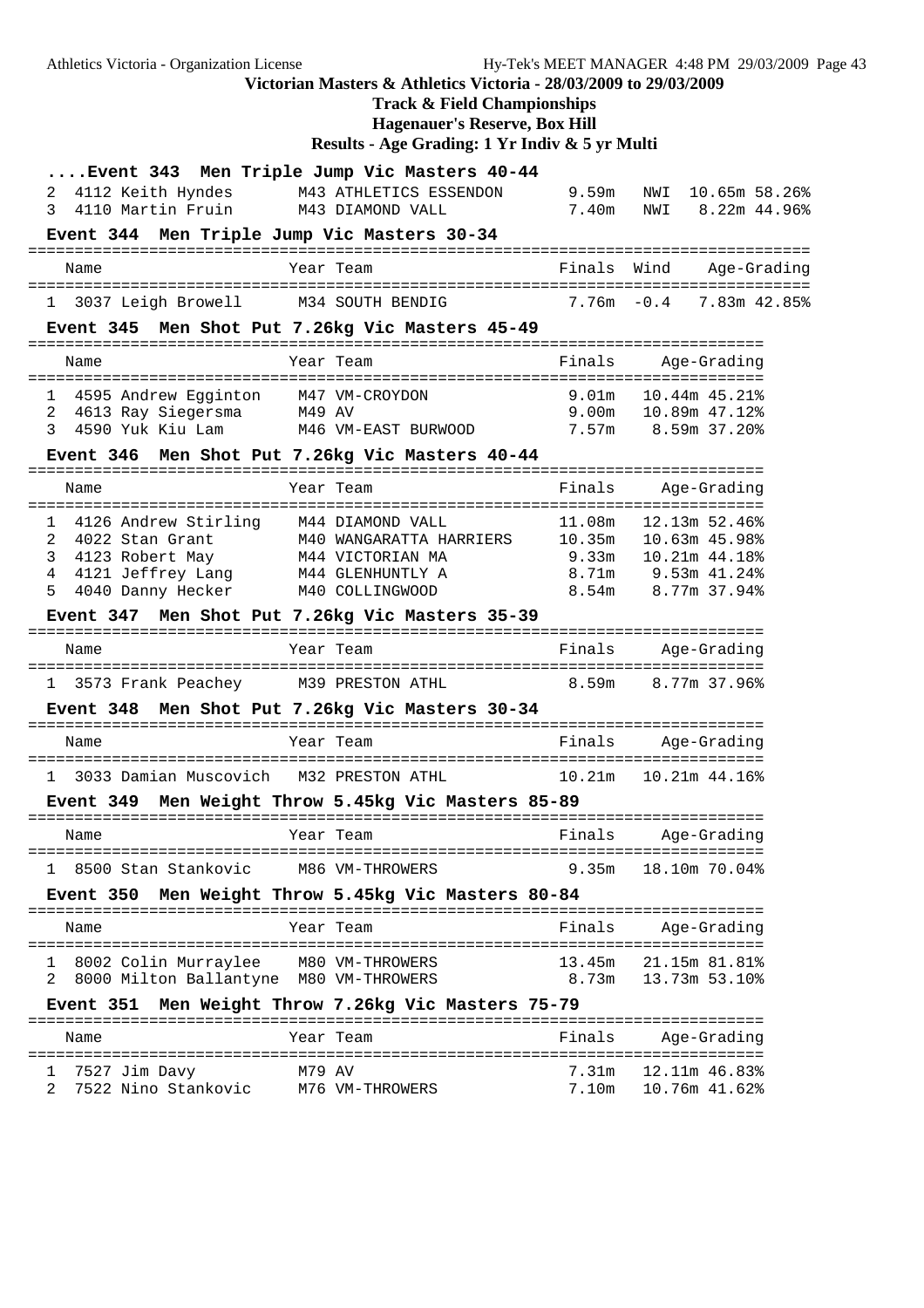**Victorian Masters & Athletics Victoria - 28/03/2009 to 29/03/2009**

**Track & Field Championships**

**Hagenauer's Reserve, Box Hill**

**Results - Age Grading: 1 Yr Indiv & 5 yr Multi**

### ....Event 343 Men Triple Jump Vic Masters 40-44

| | Name | Year | Team | Finals | Wind | Age-Grading |
|---|---|---|---|---|---|---|
| 2 | 4112 Keith Hyndes | M43 | ATHLETICS ESSENDON | 9.59m | NWI | 10.65m 58.26% |
| 3 | 4110 Martin Fruin | M43 | DIAMOND VALL | 7.40m | NWI | 8.22m 44.96% |

### Event 344 Men Triple Jump Vic Masters 30-34

| | Name | Year | Team | Finals | Wind | Age-Grading |
|---|---|---|---|---|---|---|
| 1 | 3037 Leigh Browell | M34 | SOUTH BENDIG | 7.76m | -0.4 | 7.83m 42.85% |

### Event 345 Men Shot Put 7.26kg Vic Masters 45-49

| | Name | Year | Team | Finals | Age-Grading |
|---|---|---|---|---|---|
| 1 | 4595 Andrew Egginton | M47 | VM-CROYDON | 9.01m | 10.44m 45.21% |
| 2 | 4613 Ray Siegersma | M49 | AV | 9.00m | 10.89m 47.12% |
| 3 | 4590 Yuk Kiu Lam | M46 | VM-EAST BURWOOD | 7.57m | 8.59m 37.20% |

### Event 346 Men Shot Put 7.26kg Vic Masters 40-44

| | Name | Year | Team | Finals | Age-Grading |
|---|---|---|---|---|---|
| 1 | 4126 Andrew Stirling | M44 | DIAMOND VALL | 11.08m | 12.13m 52.46% |
| 2 | 4022 Stan Grant | M40 | WANGARATTA HARRIERS | 10.35m | 10.63m 45.98% |
| 3 | 4123 Robert May | M44 | VICTORIAN MA | 9.33m | 10.21m 44.18% |
| 4 | 4121 Jeffrey Lang | M44 | GLENHUNTLY A | 8.71m | 9.53m 41.24% |
| 5 | 4040 Danny Hecker | M40 | COLLINGWOOD | 8.54m | 8.77m 37.94% |

### Event 347 Men Shot Put 7.26kg Vic Masters 35-39

| | Name | Year | Team | Finals | Age-Grading |
|---|---|---|---|---|---|
| 1 | 3573 Frank Peachey | M39 | PRESTON ATHL | 8.59m | 8.77m 37.96% |

### Event 348 Men Shot Put 7.26kg Vic Masters 30-34

| | Name | Year | Team | Finals | Age-Grading |
|---|---|---|---|---|---|
| 1 | 3033 Damian Muscovich | M32 | PRESTON ATHL | 10.21m | 10.21m 44.16% |

### Event 349 Men Weight Throw 5.45kg Vic Masters 85-89

| | Name | Year | Team | Finals | Age-Grading |
|---|---|---|---|---|---|
| 1 | 8500 Stan Stankovic | M86 | VM-THROWERS | 9.35m | 18.10m 70.04% |

### Event 350 Men Weight Throw 5.45kg Vic Masters 80-84

| | Name | Year | Team | Finals | Age-Grading |
|---|---|---|---|---|---|
| 1 | 8002 Colin Murraylee | M80 | VM-THROWERS | 13.45m | 21.15m 81.81% |
| 2 | 8000 Milton Ballantyne | M80 | VM-THROWERS | 8.73m | 13.73m 53.10% |

### Event 351 Men Weight Throw 7.26kg Vic Masters 75-79

| | Name | Year | Team | Finals | Age-Grading |
|---|---|---|---|---|---|
| 1 | 7527 Jim Davy | M79 | AV | 7.31m | 12.11m 46.83% |
| 2 | 7522 Nino Stankovic | M76 | VM-THROWERS | 7.10m | 10.76m 41.62% |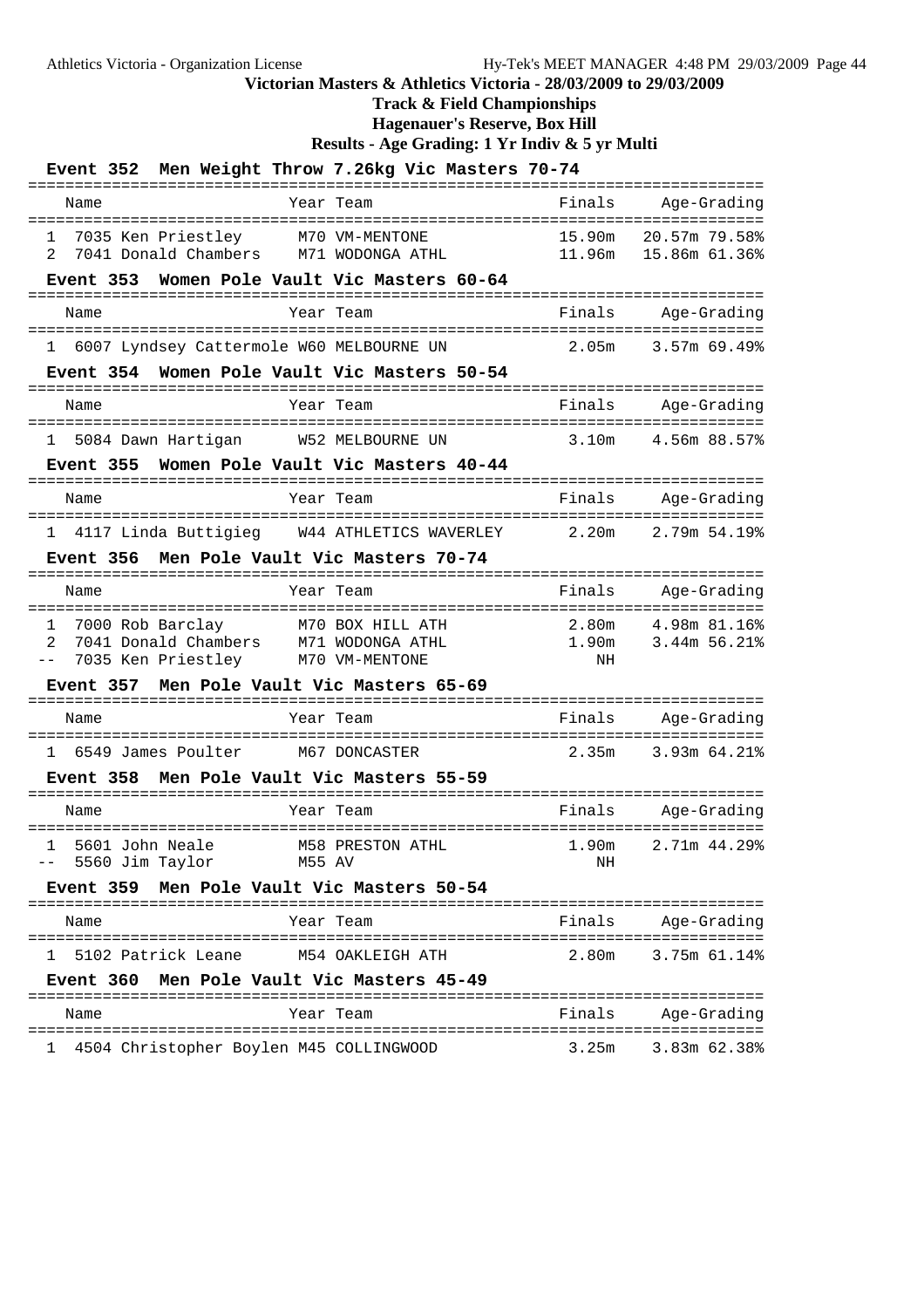Athletics Victoria - Organization License

**Victorian Masters & Athletics Victoria - 28/03/2009 to 29/03/2009**

**Track & Field Championships**

**Hagenauer's Reserve, Box Hill**

**Results - Age Grading: 1 Yr Indiv & 5 yr Multi**

### Event 352 Men Weight Throw 7.26kg Vic Masters 70-74

| Place | Name | Year | Team | Finals | Age-Grading |
|---|---|---|---|---|---|
| 1 | 7035 Ken Priestley | M70 | VM-MENTONE | 15.90m | 20.57m 79.58% |
| 2 | 7041 Donald Chambers | M71 | WODONGA ATHL | 11.96m | 15.86m 61.36% |

### Event 353 Women Pole Vault Vic Masters 60-64

| Place | Name | Year | Team | Finals | Age-Grading |
|---|---|---|---|---|---|
| 1 | 6007 Lyndsey Cattermole | W60 | MELBOURNE UN | 2.05m | 3.57m 69.49% |

### Event 354 Women Pole Vault Vic Masters 50-54

| Place | Name | Year | Team | Finals | Age-Grading |
|---|---|---|---|---|---|
| 1 | 5084 Dawn Hartigan | W52 | MELBOURNE UN | 3.10m | 4.56m 88.57% |

### Event 355 Women Pole Vault Vic Masters 40-44

| Place | Name | Year | Team | Finals | Age-Grading |
|---|---|---|---|---|---|
| 1 | 4117 Linda Buttigieg | W44 | ATHLETICS WAVERLEY | 2.20m | 2.79m 54.19% |

### Event 356 Men Pole Vault Vic Masters 70-74

| Place | Name | Year | Team | Finals | Age-Grading |
|---|---|---|---|---|---|
| 1 | 7000 Rob Barclay | M70 | BOX HILL ATH | 2.80m | 4.98m 81.16% |
| 2 | 7041 Donald Chambers | M71 | WODONGA ATHL | 1.90m | 3.44m 56.21% |
| -- | 7035 Ken Priestley | M70 | VM-MENTONE | NH | |

### Event 357 Men Pole Vault Vic Masters 65-69

| Place | Name | Year | Team | Finals | Age-Grading |
|---|---|---|---|---|---|
| 1 | 6549 James Poulter | M67 | DONCASTER | 2.35m | 3.93m 64.21% |

### Event 358 Men Pole Vault Vic Masters 55-59

| Place | Name | Year | Team | Finals | Age-Grading |
|---|---|---|---|---|---|
| 1 | 5601 John Neale | M58 | PRESTON ATHL | 1.90m | 2.71m 44.29% |
| -- | 5560 Jim Taylor | M55 | AV | NH | |

### Event 359 Men Pole Vault Vic Masters 50-54

| Place | Name | Year | Team | Finals | Age-Grading |
|---|---|---|---|---|---|
| 1 | 5102 Patrick Leane | M54 | OAKLEIGH ATH | 2.80m | 3.75m 61.14% |

### Event 360 Men Pole Vault Vic Masters 45-49

| Place | Name | Year | Team | Finals | Age-Grading |
|---|---|---|---|---|---|
| 1 | 4504 Christopher Boylen | M45 | COLLINGWOOD | 3.25m | 3.83m 62.38% |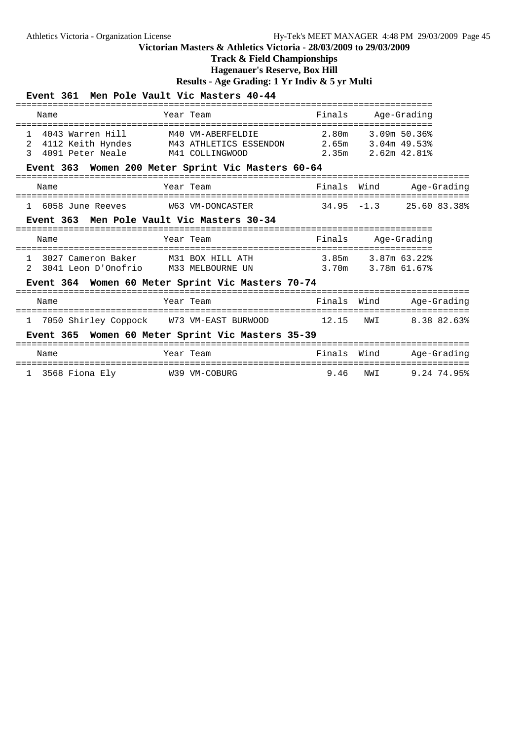**Victorian Masters & Athletics Victoria - 28/03/2009 to 29/03/2009**

**Track & Field Championships**

**Hagenauer's Reserve, Box Hill**

**Results - Age Grading: 1 Yr Indiv & 5 yr Multi**

### Event 361 Men Pole Vault Vic Masters 40-44

| | Name | Year | Team | Finals | Age-Grading | |
|---|---|---|---|---|---|---|
| 1 | 4043 Warren Hill | M40 | VM-ABERFELDIE | 2.80m | 3.09m | 50.36% |
| 2 | 4112 Keith Hyndes | M43 | ATHLETICS ESSENDON | 2.65m | 3.04m | 49.53% |
| 3 | 4091 Peter Neale | M41 | COLLINGWOOD | 2.35m | 2.62m | 42.81% |

### Event 363 Women 200 Meter Sprint Vic Masters 60-64

| | Name | Year | Team | Finals | Wind | Age-Grading | |
|---|---|---|---|---|---|---|---|
| 1 | 6058 June Reeves | W63 | VM-DONCASTER | 34.95 | -1.3 | 25.60 | 83.38% |

### Event 363 Men Pole Vault Vic Masters 30-34

| | Name | Year | Team | Finals | Age-Grading | |
|---|---|---|---|---|---|---|
| 1 | 3027 Cameron Baker | M31 | BOX HILL ATH | 3.85m | 3.87m | 63.22% |
| 2 | 3041 Leon D'Onofrio | M33 | MELBOURNE UN | 3.70m | 3.78m | 61.67% |

### Event 364 Women 60 Meter Sprint Vic Masters 70-74

| | Name | Year | Team | Finals | Wind | Age-Grading | |
|---|---|---|---|---|---|---|---|
| 1 | 7050 Shirley Coppock | W73 | VM-EAST BURWOOD | 12.15 | NWI | 8.38 | 82.63% |

### Event 365 Women 60 Meter Sprint Vic Masters 35-39

| | Name | Year | Team | Finals | Wind | Age-Grading | |
|---|---|---|---|---|---|---|---|
| 1 | 3568 Fiona Ely | W39 | VM-COBURG | 9.46 | NWI | 9.24 | 74.95% |